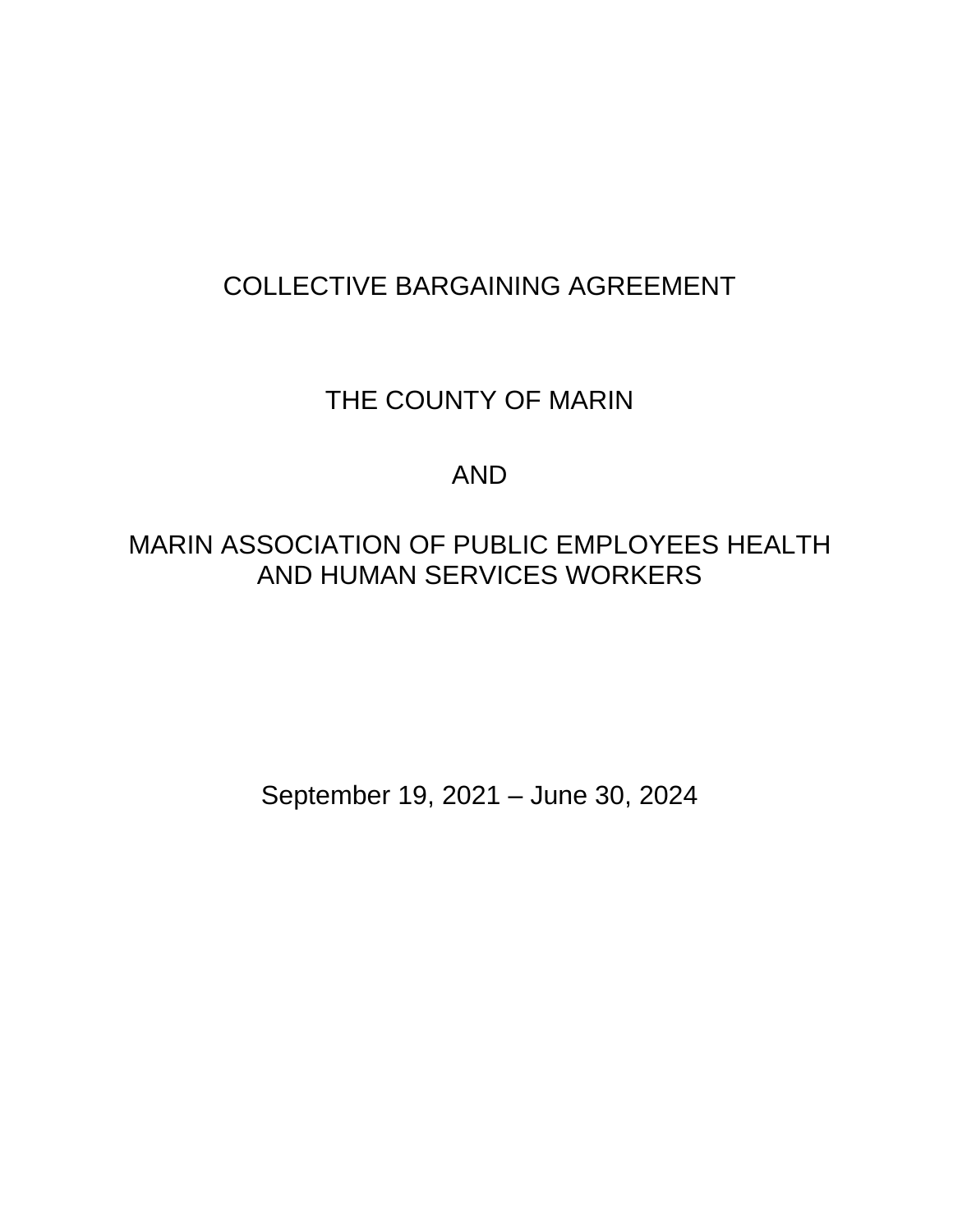# COLLECTIVE BARGAINING AGREEMENT

## THE COUNTY OF MARIN

## AND

## MARIN ASSOCIATION OF PUBLIC EMPLOYEES HEALTH AND HUMAN SERVICES WORKERS

September 19, 2021 – June 30, 2024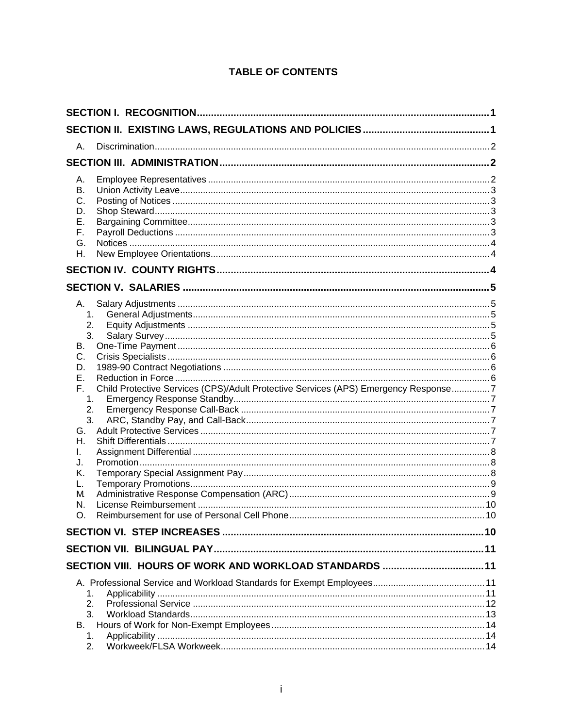# TABLE OF CONTENTS

**SECTION I. RECOGNITION** ........ 1

**SECTION II. EXISTING LAWS, REGULATIONS AND POLICIES** ........ 1

- A. Discrimination ........ 2

**SECTION III. ADMINISTRATION** ........ 2

- A. Employee Representatives ........ 2
- B. Union Activity Leave ........ 3
- C. Posting of Notices ........ 3
- D. Shop Steward ........ 3
- E. Bargaining Committee ........ 3
- F. Payroll Deductions ........ 3
- G. Notices ........ 4
- H. New Employee Orientations ........ 4

**SECTION IV. COUNTY RIGHTS** ........ 4

**SECTION V. SALARIES** ........ 5

- A. Salary Adjustments ........ 5
  - 1. General Adjustments ........ 5
  - 2. Equity Adjustments ........ 5
  - 3. Salary Survey ........ 5
- B. One-Time Payment ........ 6
- C. Crisis Specialists ........ 6
- D. 1989-90 Contract Negotiations ........ 6
- E. Reduction in Force ........ 6
- F. Child Protective Services (CPS)/Adult Protective Services (APS) Emergency Response ........ 7
  - 1. Emergency Response Standby ........ 7
  - 2. Emergency Response Call-Back ........ 7
  - 3. ARC, Standby Pay, and Call-Back ........ 7
- G. Adult Protective Services ........ 7
- H. Shift Differentials ........ 7
- I. Assignment Differential ........ 8
- J. Promotion ........ 8
- K. Temporary Special Assignment Pay ........ 8
- L. Temporary Promotions ........ 9
- M. Administrative Response Compensation (ARC) ........ 9
- N. License Reimbursement ........ 10
- O. Reimbursement for use of Personal Cell Phone ........ 10

**SECTION VI. STEP INCREASES** ........ 10

**SECTION VII. BILINGUAL PAY** ........ 11

**SECTION VIII. HOURS OF WORK AND WORKLOAD STANDARDS** ........ 11

- A. Professional Service and Workload Standards for Exempt Employees ........ 11
  - 1. Applicability ........ 11
  - 2. Professional Service ........ 12
  - 3. Workload Standards ........ 13
- B. Hours of Work for Non-Exempt Employees ........ 14
  - 1. Applicability ........ 14
  - 2. Workweek/FLSA Workweek ........ 14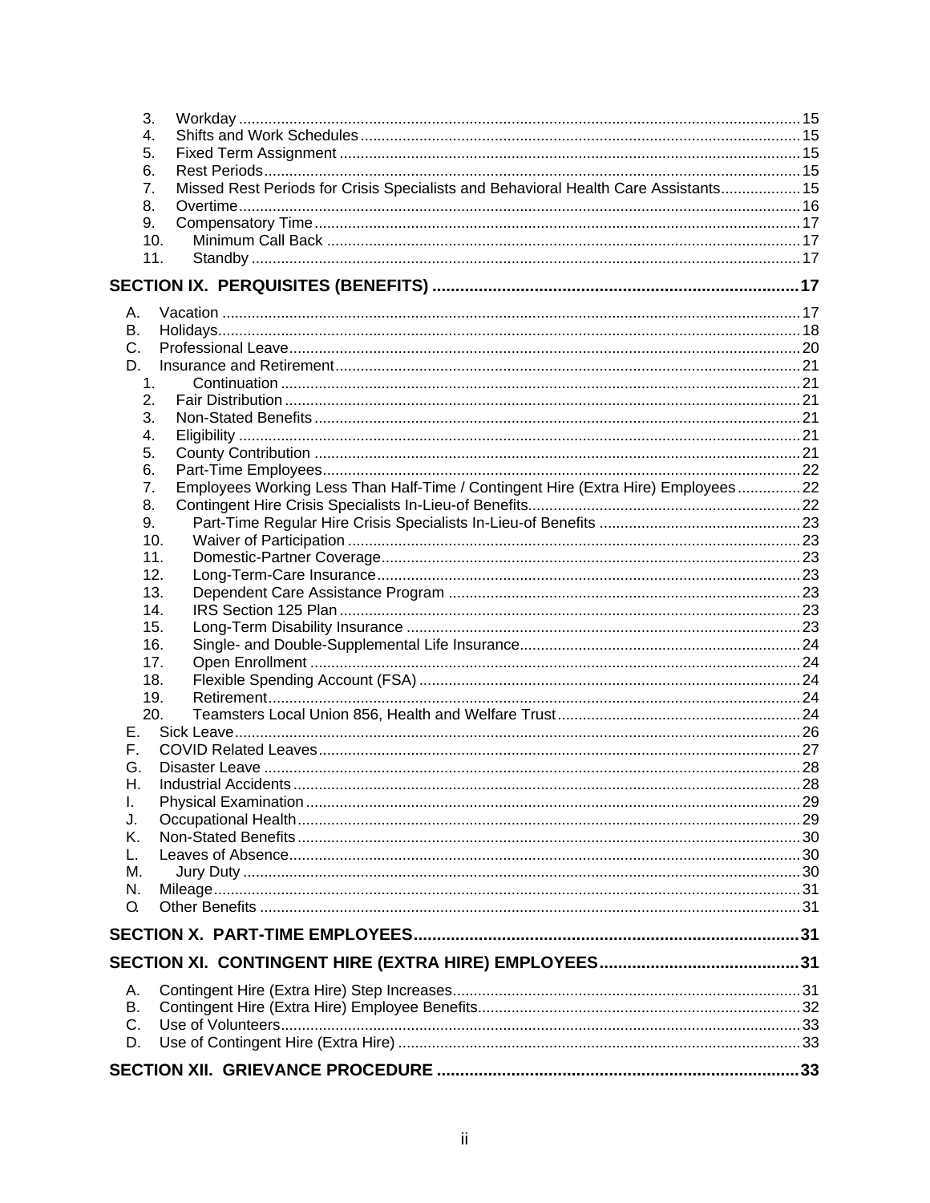3. Workday ..... 15
4. Shifts and Work Schedules ..... 15
5. Fixed Term Assignment ..... 15
6. Rest Periods ..... 15
7. Missed Rest Periods for Crisis Specialists and Behavioral Health Care Assistants ..... 15
8. Overtime ..... 16
9. Compensatory Time ..... 17
10. Minimum Call Back ..... 17
11. Standby ..... 17

**SECTION IX. PERQUISITES (BENEFITS) ..... 17**

A. Vacation ..... 17
B. Holidays ..... 18
C. Professional Leave ..... 20
D. Insurance and Retirement ..... 21
1. Continuation ..... 21
2. Fair Distribution ..... 21
3. Non-Stated Benefits ..... 21
4. Eligibility ..... 21
5. County Contribution ..... 21
6. Part-Time Employees ..... 22
7. Employees Working Less Than Half-Time / Contingent Hire (Extra Hire) Employees ..... 22
8. Contingent Hire Crisis Specialists In-Lieu-of Benefits ..... 22
9. Part-Time Regular Hire Crisis Specialists In-Lieu-of Benefits ..... 23
10. Waiver of Participation ..... 23
11. Domestic-Partner Coverage ..... 23
12. Long-Term-Care Insurance ..... 23
13. Dependent Care Assistance Program ..... 23
14. IRS Section 125 Plan ..... 23
15. Long-Term Disability Insurance ..... 23
16. Single- and Double-Supplemental Life Insurance ..... 24
17. Open Enrollment ..... 24
18. Flexible Spending Account (FSA) ..... 24
19. Retirement ..... 24
20. Teamsters Local Union 856, Health and Welfare Trust ..... 24

E. Sick Leave ..... 26
F. COVID Related Leaves ..... 27
G. Disaster Leave ..... 28
H. Industrial Accidents ..... 28
I. Physical Examination ..... 29
J. Occupational Health ..... 29
K. Non-Stated Benefits ..... 30
L. Leaves of Absence ..... 30
M. Jury Duty ..... 30
N. Mileage ..... 31
O. Other Benefits ..... 31

**SECTION X. PART-TIME EMPLOYEES ..... 31**

**SECTION XI. CONTINGENT HIRE (EXTRA HIRE) EMPLOYEES ..... 31**

A. Contingent Hire (Extra Hire) Step Increases ..... 31
B. Contingent Hire (Extra Hire) Employee Benefits ..... 32
C. Use of Volunteers ..... 33
D. Use of Contingent Hire (Extra Hire) ..... 33

**SECTION XII. GRIEVANCE PROCEDURE ..... 33**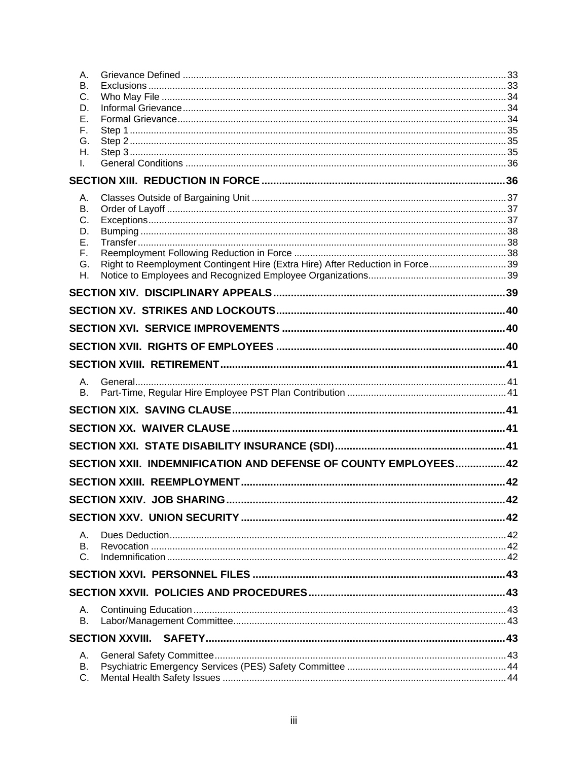A. Grievance Defined ..... 33
B. Exclusions ..... 33
C. Who May File ..... 34
D. Informal Grievance ..... 34
E. Formal Grievance ..... 34
F. Step 1 ..... 35
G. Step 2 ..... 35
H. Step 3 ..... 35
I. General Conditions ..... 36

**SECTION XIII. REDUCTION IN FORCE ..... 36**

A. Classes Outside of Bargaining Unit ..... 37
B. Order of Layoff ..... 37
C. Exceptions ..... 37
D. Bumping ..... 38
E. Transfer ..... 38
F. Reemployment Following Reduction in Force ..... 38
G. Right to Reemployment Contingent Hire (Extra Hire) After Reduction in Force ..... 39
H. Notice to Employees and Recognized Employee Organizations ..... 39

**SECTION XIV. DISCIPLINARY APPEALS ..... 39**

**SECTION XV. STRIKES AND LOCKOUTS ..... 40**

**SECTION XVI. SERVICE IMPROVEMENTS ..... 40**

**SECTION XVII. RIGHTS OF EMPLOYEES ..... 40**

**SECTION XVIII. RETIREMENT ..... 41**

A. General ..... 41
B. Part-Time, Regular Hire Employee PST Plan Contribution ..... 41

**SECTION XIX. SAVING CLAUSE ..... 41**

**SECTION XX. WAIVER CLAUSE ..... 41**

**SECTION XXI. STATE DISABILITY INSURANCE (SDI) ..... 41**

**SECTION XXII. INDEMNIFICATION AND DEFENSE OF COUNTY EMPLOYEES ..... 42**

**SECTION XXIII. REEMPLOYMENT ..... 42**

**SECTION XXIV. JOB SHARING ..... 42**

**SECTION XXV. UNION SECURITY ..... 42**

A. Dues Deduction ..... 42
B. Revocation ..... 42
C. Indemnification ..... 42

**SECTION XXVI. PERSONNEL FILES ..... 43**

**SECTION XXVII. POLICIES AND PROCEDURES ..... 43**

A. Continuing Education ..... 43
B. Labor/Management Committee ..... 43

**SECTION XXVIII. SAFETY ..... 43**

A. General Safety Committee ..... 43
B. Psychiatric Emergency Services (PES) Safety Committee ..... 44
C. Mental Health Safety Issues ..... 44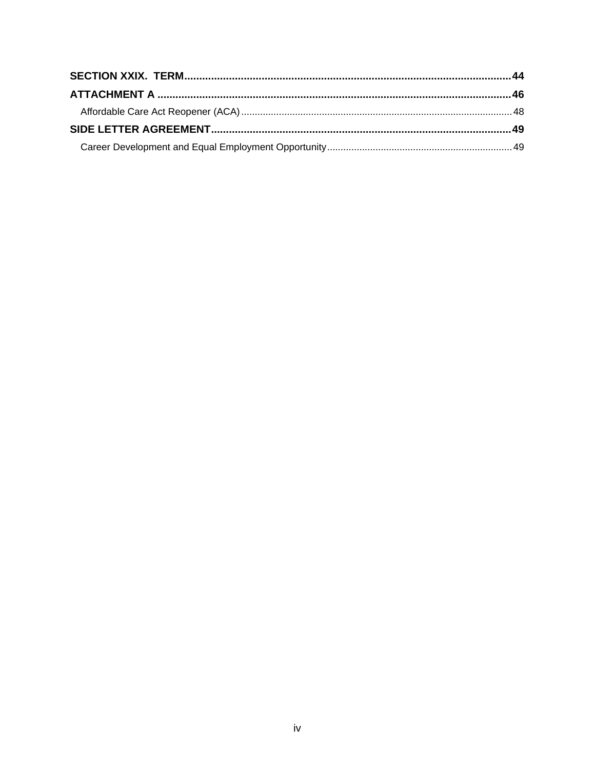**SECTION XXIX. TERM** .......... **44**

**ATTACHMENT A** .......... **46**

Affordable Care Act Reopener (ACA) .......... 48

**SIDE LETTER AGREEMENT** .......... **49**

Career Development and Equal Employment Opportunity .......... 49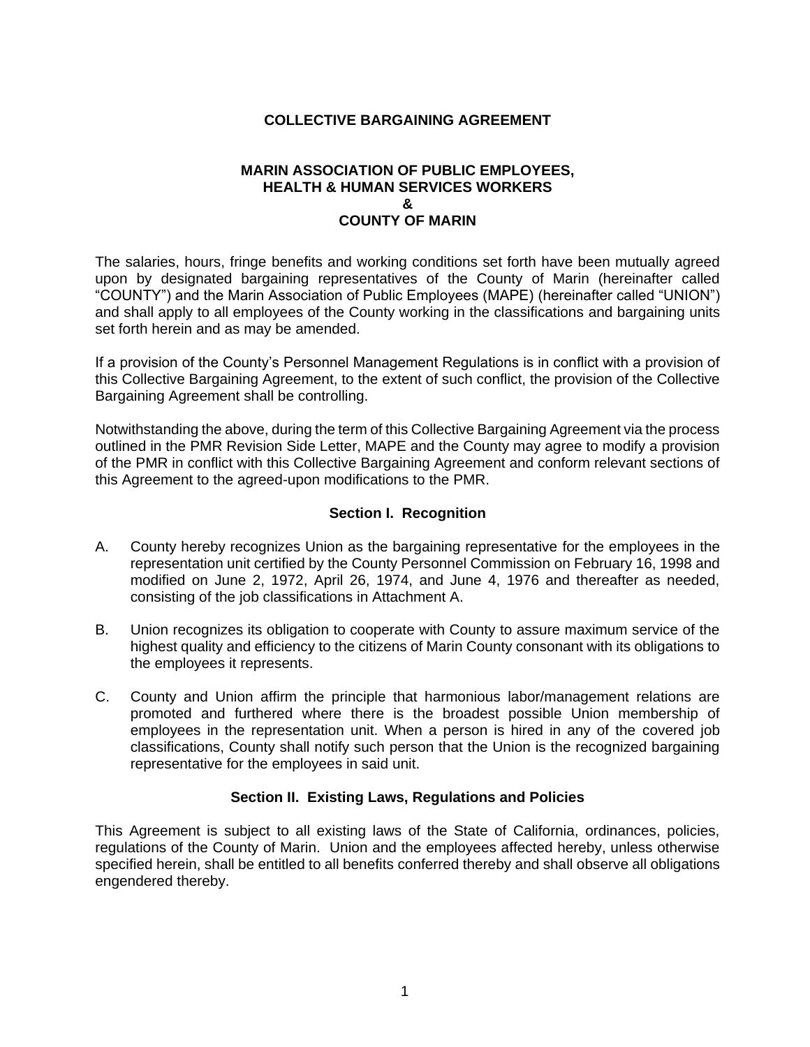# COLLECTIVE BARGAINING AGREEMENT

## MARIN ASSOCIATION OF PUBLIC EMPLOYEES, HEALTH & HUMAN SERVICES WORKERS & COUNTY OF MARIN

The salaries, hours, fringe benefits and working conditions set forth have been mutually agreed upon by designated bargaining representatives of the County of Marin (hereinafter called "COUNTY") and the Marin Association of Public Employees (MAPE) (hereinafter called "UNION") and shall apply to all employees of the County working in the classifications and bargaining units set forth herein and as may be amended.

If a provision of the County's Personnel Management Regulations is in conflict with a provision of this Collective Bargaining Agreement, to the extent of such conflict, the provision of the Collective Bargaining Agreement shall be controlling.

Notwithstanding the above, during the term of this Collective Bargaining Agreement via the process outlined in the PMR Revision Side Letter, MAPE and the County may agree to modify a provision of the PMR in conflict with this Collective Bargaining Agreement and conform relevant sections of this Agreement to the agreed-upon modifications to the PMR.

### Section I. Recognition

A. County hereby recognizes Union as the bargaining representative for the employees in the representation unit certified by the County Personnel Commission on February 16, 1998 and modified on June 2, 1972, April 26, 1974, and June 4, 1976 and thereafter as needed, consisting of the job classifications in Attachment A.

B. Union recognizes its obligation to cooperate with County to assure maximum service of the highest quality and efficiency to the citizens of Marin County consonant with its obligations to the employees it represents.

C. County and Union affirm the principle that harmonious labor/management relations are promoted and furthered where there is the broadest possible Union membership of employees in the representation unit. When a person is hired in any of the covered job classifications, County shall notify such person that the Union is the recognized bargaining representative for the employees in said unit.

### Section II. Existing Laws, Regulations and Policies

This Agreement is subject to all existing laws of the State of California, ordinances, policies, regulations of the County of Marin. Union and the employees affected hereby, unless otherwise specified herein, shall be entitled to all benefits conferred thereby and shall observe all obligations engendered thereby.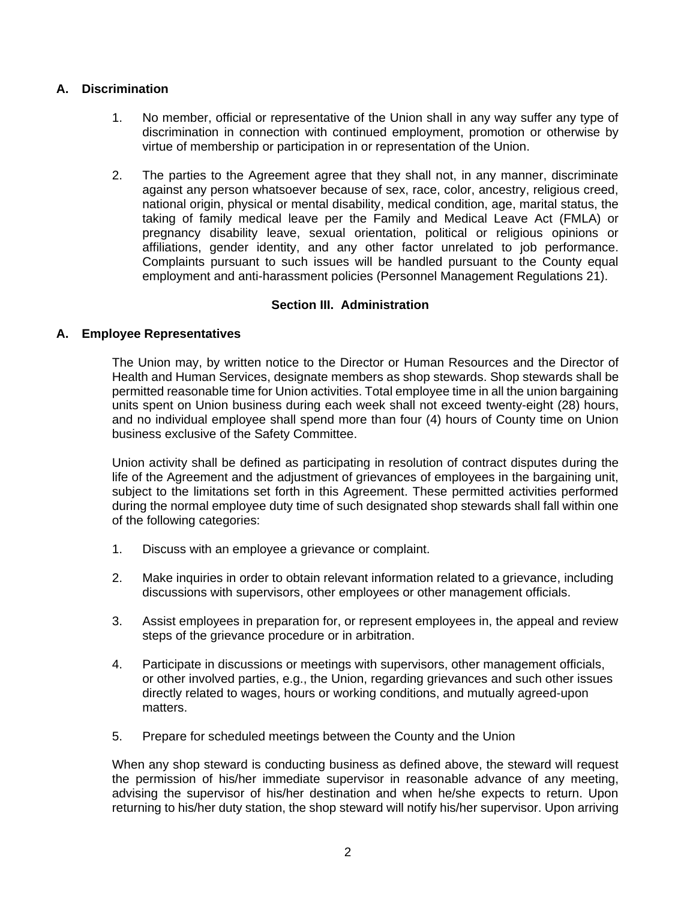## A. Discrimination

1. No member, official or representative of the Union shall in any way suffer any type of discrimination in connection with continued employment, promotion or otherwise by virtue of membership or participation in or representation of the Union.

2. The parties to the Agreement agree that they shall not, in any manner, discriminate against any person whatsoever because of sex, race, color, ancestry, religious creed, national origin, physical or mental disability, medical condition, age, marital status, the taking of family medical leave per the Family and Medical Leave Act (FMLA) or pregnancy disability leave, sexual orientation, political or religious opinions or affiliations, gender identity, and any other factor unrelated to job performance. Complaints pursuant to such issues will be handled pursuant to the County equal employment and anti-harassment policies (Personnel Management Regulations 21).

# Section III. Administration

## A. Employee Representatives

The Union may, by written notice to the Director or Human Resources and the Director of Health and Human Services, designate members as shop stewards. Shop stewards shall be permitted reasonable time for Union activities. Total employee time in all the union bargaining units spent on Union business during each week shall not exceed twenty-eight (28) hours, and no individual employee shall spend more than four (4) hours of County time on Union business exclusive of the Safety Committee.

Union activity shall be defined as participating in resolution of contract disputes during the life of the Agreement and the adjustment of grievances of employees in the bargaining unit, subject to the limitations set forth in this Agreement. These permitted activities performed during the normal employee duty time of such designated shop stewards shall fall within one of the following categories:

1. Discuss with an employee a grievance or complaint.

2. Make inquiries in order to obtain relevant information related to a grievance, including discussions with supervisors, other employees or other management officials.

3. Assist employees in preparation for, or represent employees in, the appeal and review steps of the grievance procedure or in arbitration.

4. Participate in discussions or meetings with supervisors, other management officials, or other involved parties, e.g., the Union, regarding grievances and such other issues directly related to wages, hours or working conditions, and mutually agreed-upon matters.

5. Prepare for scheduled meetings between the County and the Union

When any shop steward is conducting business as defined above, the steward will request the permission of his/her immediate supervisor in reasonable advance of any meeting, advising the supervisor of his/her destination and when he/she expects to return. Upon returning to his/her duty station, the shop steward will notify his/her supervisor. Upon arriving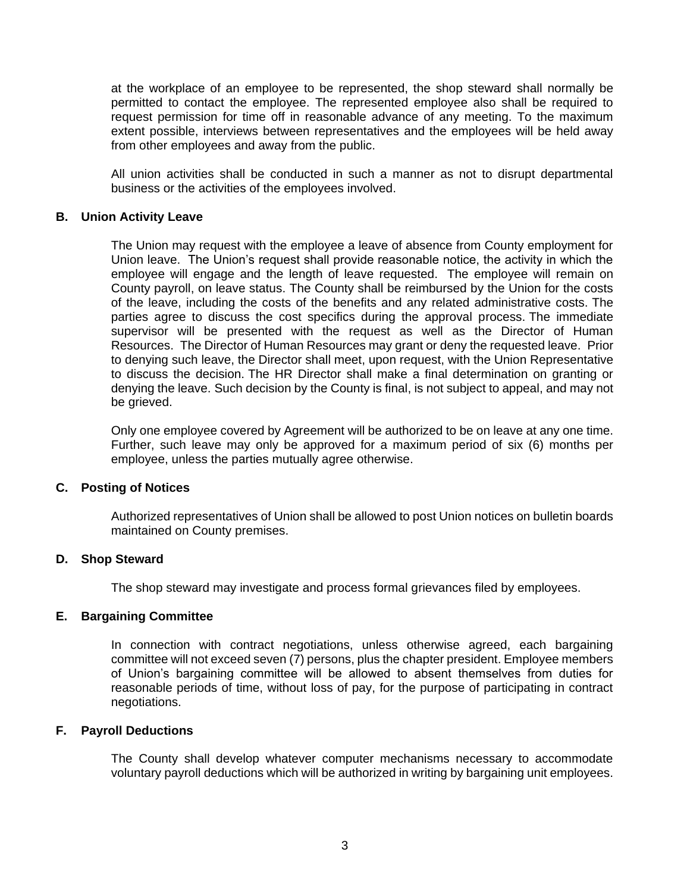at the workplace of an employee to be represented, the shop steward shall normally be permitted to contact the employee. The represented employee also shall be required to request permission for time off in reasonable advance of any meeting. To the maximum extent possible, interviews between representatives and the employees will be held away from other employees and away from the public.

All union activities shall be conducted in such a manner as not to disrupt departmental business or the activities of the employees involved.

### B. Union Activity Leave

The Union may request with the employee a leave of absence from County employment for Union leave. The Union's request shall provide reasonable notice, the activity in which the employee will engage and the length of leave requested. The employee will remain on County payroll, on leave status. The County shall be reimbursed by the Union for the costs of the leave, including the costs of the benefits and any related administrative costs. The parties agree to discuss the cost specifics during the approval process. The immediate supervisor will be presented with the request as well as the Director of Human Resources. The Director of Human Resources may grant or deny the requested leave. Prior to denying such leave, the Director shall meet, upon request, with the Union Representative to discuss the decision. The HR Director shall make a final determination on granting or denying the leave. Such decision by the County is final, is not subject to appeal, and may not be grieved.

Only one employee covered by Agreement will be authorized to be on leave at any one time. Further, such leave may only be approved for a maximum period of six (6) months per employee, unless the parties mutually agree otherwise.

### C. Posting of Notices

Authorized representatives of Union shall be allowed to post Union notices on bulletin boards maintained on County premises.

### D. Shop Steward

The shop steward may investigate and process formal grievances filed by employees.

### E. Bargaining Committee

In connection with contract negotiations, unless otherwise agreed, each bargaining committee will not exceed seven (7) persons, plus the chapter president. Employee members of Union's bargaining committee will be allowed to absent themselves from duties for reasonable periods of time, without loss of pay, for the purpose of participating in contract negotiations.

### F. Payroll Deductions

The County shall develop whatever computer mechanisms necessary to accommodate voluntary payroll deductions which will be authorized in writing by bargaining unit employees.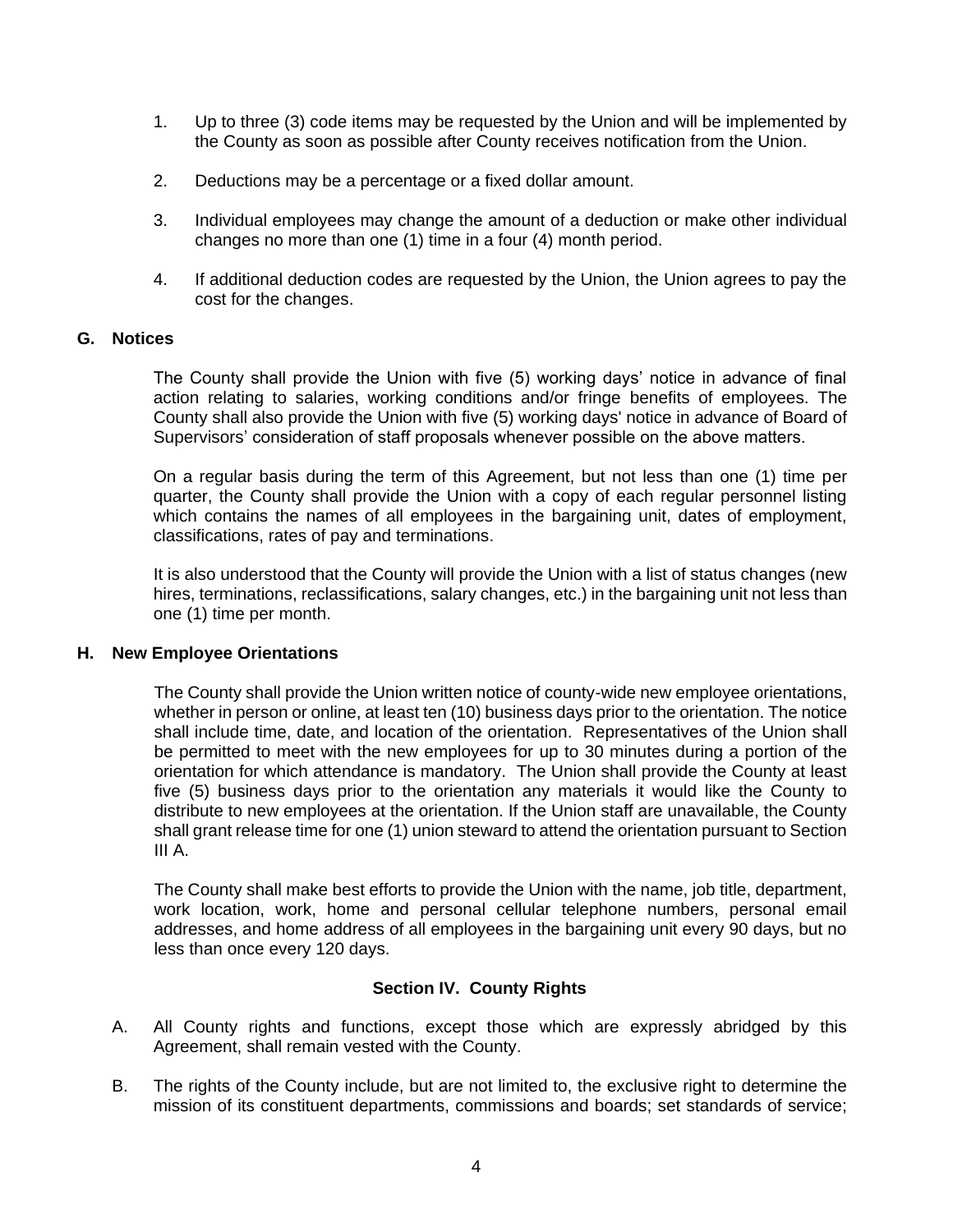1. Up to three (3) code items may be requested by the Union and will be implemented by the County as soon as possible after County receives notification from the Union.

2. Deductions may be a percentage or a fixed dollar amount.

3. Individual employees may change the amount of a deduction or make other individual changes no more than one (1) time in a four (4) month period.

4. If additional deduction codes are requested by the Union, the Union agrees to pay the cost for the changes.

**G. Notices**

The County shall provide the Union with five (5) working days' notice in advance of final action relating to salaries, working conditions and/or fringe benefits of employees. The County shall also provide the Union with five (5) working days' notice in advance of Board of Supervisors' consideration of staff proposals whenever possible on the above matters.

On a regular basis during the term of this Agreement, but not less than one (1) time per quarter, the County shall provide the Union with a copy of each regular personnel listing which contains the names of all employees in the bargaining unit, dates of employment, classifications, rates of pay and terminations.

It is also understood that the County will provide the Union with a list of status changes (new hires, terminations, reclassifications, salary changes, etc.) in the bargaining unit not less than one (1) time per month.

**H. New Employee Orientations**

The County shall provide the Union written notice of county-wide new employee orientations, whether in person or online, at least ten (10) business days prior to the orientation. The notice shall include time, date, and location of the orientation. Representatives of the Union shall be permitted to meet with the new employees for up to 30 minutes during a portion of the orientation for which attendance is mandatory. The Union shall provide the County at least five (5) business days prior to the orientation any materials it would like the County to distribute to new employees at the orientation. If the Union staff are unavailable, the County shall grant release time for one (1) union steward to attend the orientation pursuant to Section III A.

The County shall make best efforts to provide the Union with the name, job title, department, work location, work, home and personal cellular telephone numbers, personal email addresses, and home address of all employees in the bargaining unit every 90 days, but no less than once every 120 days.

## Section IV. County Rights

A. All County rights and functions, except those which are expressly abridged by this Agreement, shall remain vested with the County.

B. The rights of the County include, but are not limited to, the exclusive right to determine the mission of its constituent departments, commissions and boards; set standards of service;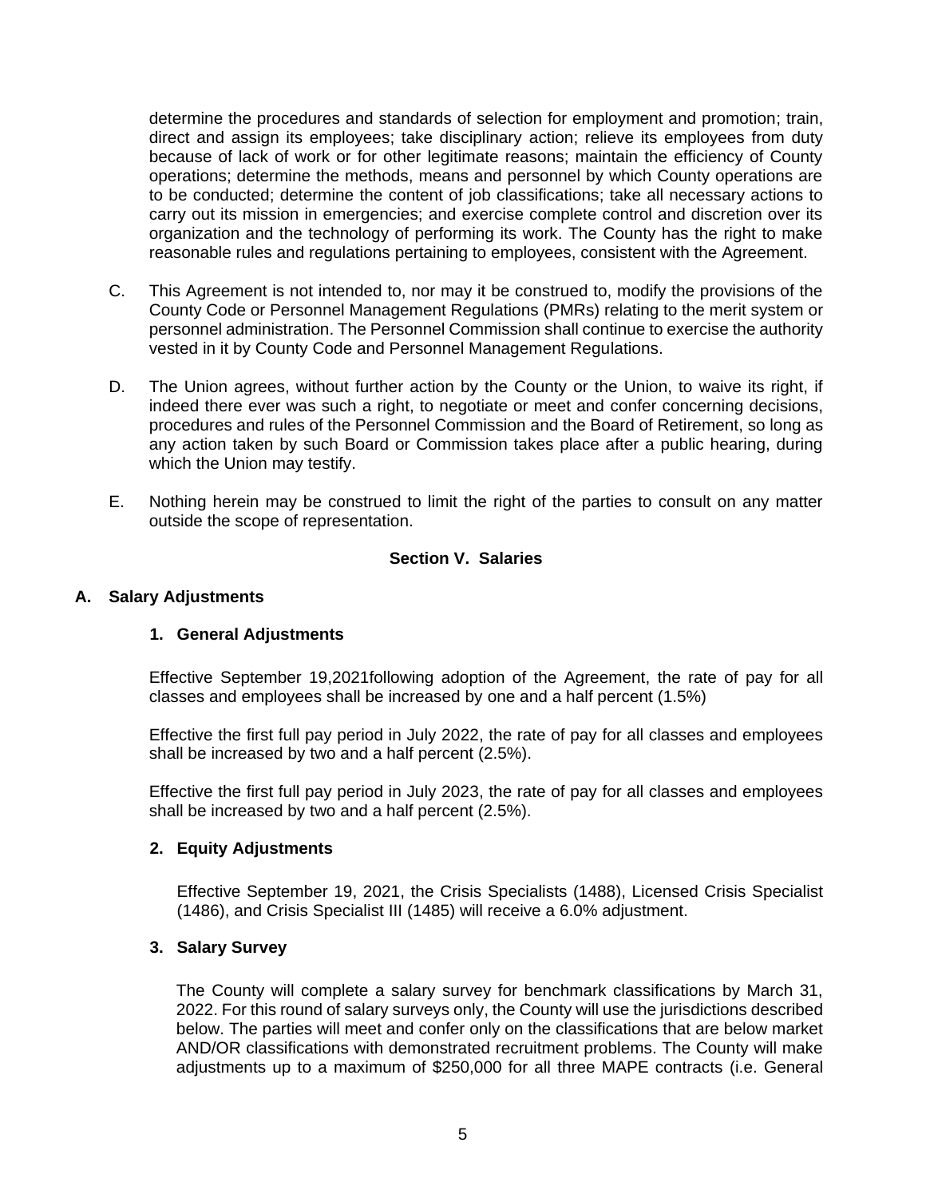determine the procedures and standards of selection for employment and promotion; train, direct and assign its employees; take disciplinary action; relieve its employees from duty because of lack of work or for other legitimate reasons; maintain the efficiency of County operations; determine the methods, means and personnel by which County operations are to be conducted; determine the content of job classifications; take all necessary actions to carry out its mission in emergencies; and exercise complete control and discretion over its organization and the technology of performing its work. The County has the right to make reasonable rules and regulations pertaining to employees, consistent with the Agreement.

C. This Agreement is not intended to, nor may it be construed to, modify the provisions of the County Code or Personnel Management Regulations (PMRs) relating to the merit system or personnel administration. The Personnel Commission shall continue to exercise the authority vested in it by County Code and Personnel Management Regulations.

D. The Union agrees, without further action by the County or the Union, to waive its right, if indeed there ever was such a right, to negotiate or meet and confer concerning decisions, procedures and rules of the Personnel Commission and the Board of Retirement, so long as any action taken by such Board or Commission takes place after a public hearing, during which the Union may testify.

E. Nothing herein may be construed to limit the right of the parties to consult on any matter outside the scope of representation.

## Section V. Salaries

### A. Salary Adjustments

#### 1. General Adjustments

Effective September 19,2021following adoption of the Agreement, the rate of pay for all classes and employees shall be increased by one and a half percent (1.5%)

Effective the first full pay period in July 2022, the rate of pay for all classes and employees shall be increased by two and a half percent (2.5%).

Effective the first full pay period in July 2023, the rate of pay for all classes and employees shall be increased by two and a half percent (2.5%).

#### 2. Equity Adjustments

Effective September 19, 2021, the Crisis Specialists (1488), Licensed Crisis Specialist (1486), and Crisis Specialist III (1485) will receive a 6.0% adjustment.

#### 3. Salary Survey

The County will complete a salary survey for benchmark classifications by March 31, 2022. For this round of salary surveys only, the County will use the jurisdictions described below. The parties will meet and confer only on the classifications that are below market AND/OR classifications with demonstrated recruitment problems. The County will make adjustments up to a maximum of $250,000 for all three MAPE contracts (i.e. General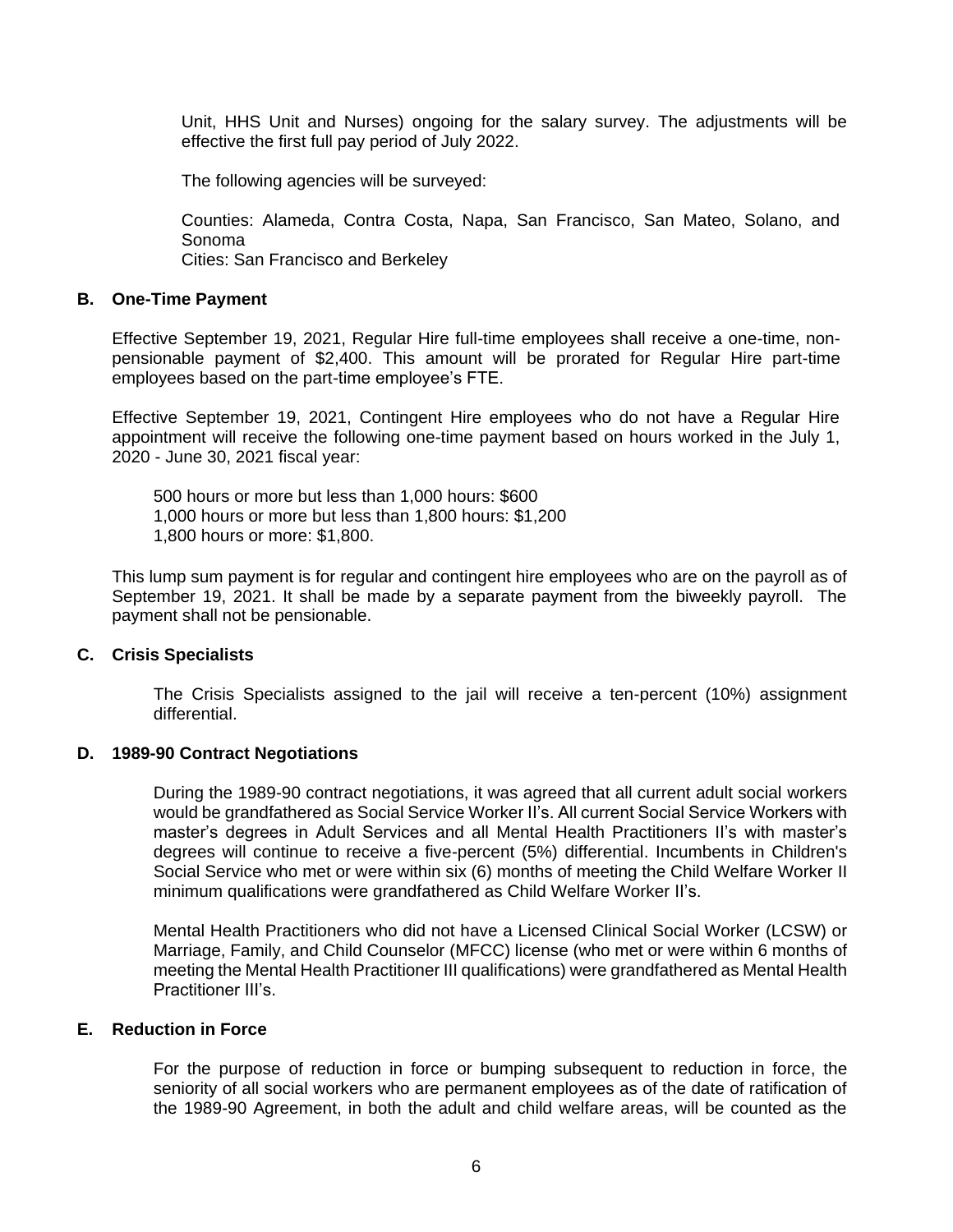Unit, HHS Unit and Nurses) ongoing for the salary survey. The adjustments will be effective the first full pay period of July 2022.

The following agencies will be surveyed:

Counties: Alameda, Contra Costa, Napa, San Francisco, San Mateo, Solano, and Sonoma
Cities: San Francisco and Berkeley

### B. One-Time Payment

Effective September 19, 2021, Regular Hire full-time employees shall receive a one-time, non-pensionable payment of $2,400. This amount will be prorated for Regular Hire part-time employees based on the part-time employee's FTE.

Effective September 19, 2021, Contingent Hire employees who do not have a Regular Hire appointment will receive the following one-time payment based on hours worked in the July 1, 2020 - June 30, 2021 fiscal year:

500 hours or more but less than 1,000 hours: $600
1,000 hours or more but less than 1,800 hours: $1,200
1,800 hours or more: $1,800.

This lump sum payment is for regular and contingent hire employees who are on the payroll as of September 19, 2021. It shall be made by a separate payment from the biweekly payroll. The payment shall not be pensionable.

### C. Crisis Specialists

The Crisis Specialists assigned to the jail will receive a ten-percent (10%) assignment differential.

### D. 1989-90 Contract Negotiations

During the 1989-90 contract negotiations, it was agreed that all current adult social workers would be grandfathered as Social Service Worker II's. All current Social Service Workers with master's degrees in Adult Services and all Mental Health Practitioners II's with master's degrees will continue to receive a five-percent (5%) differential. Incumbents in Children's Social Service who met or were within six (6) months of meeting the Child Welfare Worker II minimum qualifications were grandfathered as Child Welfare Worker II's.

Mental Health Practitioners who did not have a Licensed Clinical Social Worker (LCSW) or Marriage, Family, and Child Counselor (MFCC) license (who met or were within 6 months of meeting the Mental Health Practitioner III qualifications) were grandfathered as Mental Health Practitioner III's.

### E. Reduction in Force

For the purpose of reduction in force or bumping subsequent to reduction in force, the seniority of all social workers who are permanent employees as of the date of ratification of the 1989-90 Agreement, in both the adult and child welfare areas, will be counted as the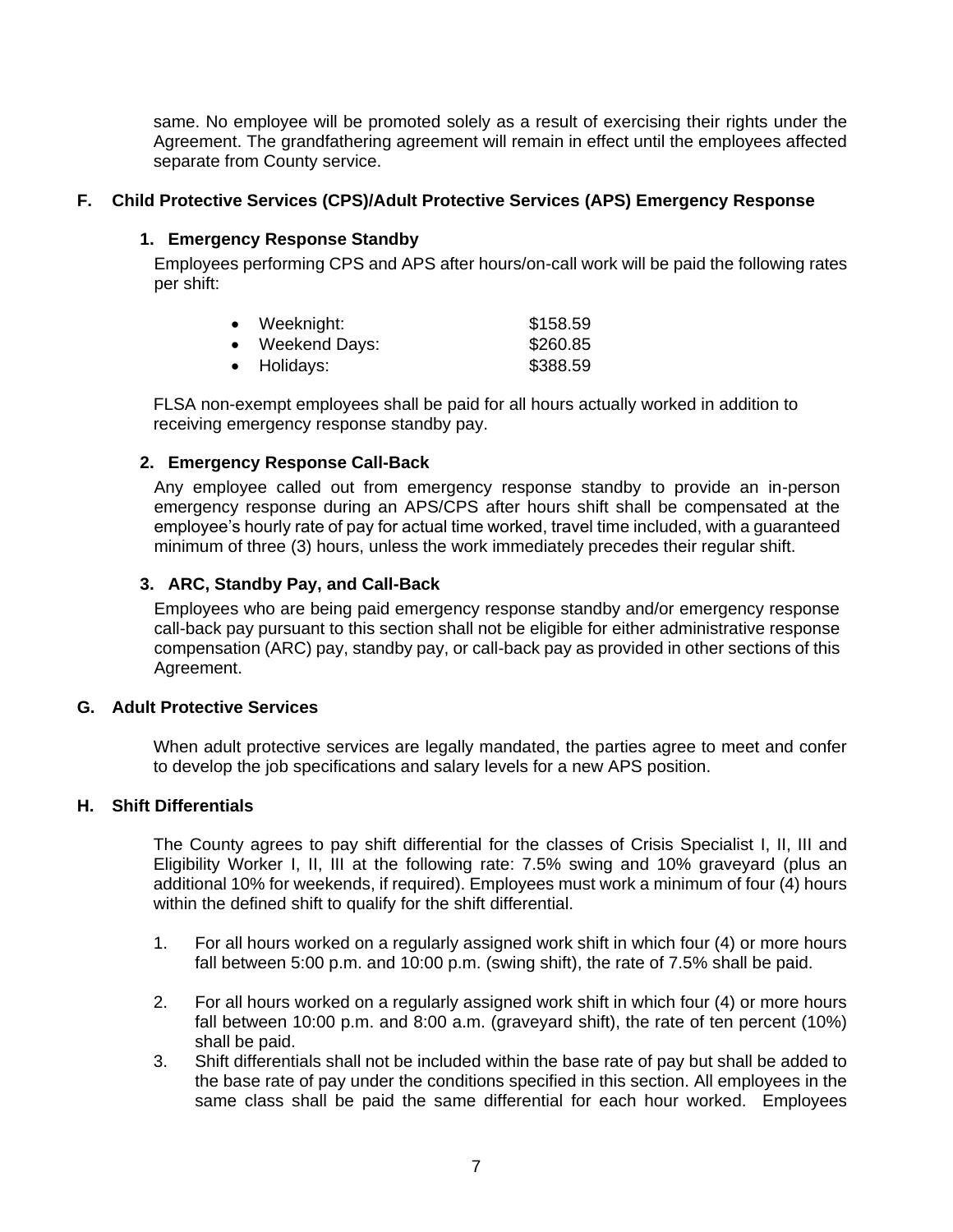same. No employee will be promoted solely as a result of exercising their rights under the Agreement. The grandfathering agreement will remain in effect until the employees affected separate from County service.

## F. Child Protective Services (CPS)/Adult Protective Services (APS) Emergency Response

### 1. Emergency Response Standby

Employees performing CPS and APS after hours/on-call work will be paid the following rates per shift:

- Weeknight: $158.59
- Weekend Days: $260.85
- Holidays: $388.59

FLSA non-exempt employees shall be paid for all hours actually worked in addition to receiving emergency response standby pay.

### 2. Emergency Response Call-Back

Any employee called out from emergency response standby to provide an in-person emergency response during an APS/CPS after hours shift shall be compensated at the employee's hourly rate of pay for actual time worked, travel time included, with a guaranteed minimum of three (3) hours, unless the work immediately precedes their regular shift.

### 3. ARC, Standby Pay, and Call-Back

Employees who are being paid emergency response standby and/or emergency response call-back pay pursuant to this section shall not be eligible for either administrative response compensation (ARC) pay, standby pay, or call-back pay as provided in other sections of this Agreement.

## G. Adult Protective Services

When adult protective services are legally mandated, the parties agree to meet and confer to develop the job specifications and salary levels for a new APS position.

## H. Shift Differentials

The County agrees to pay shift differential for the classes of Crisis Specialist I, II, III and Eligibility Worker I, II, III at the following rate: 7.5% swing and 10% graveyard (plus an additional 10% for weekends, if required). Employees must work a minimum of four (4) hours within the defined shift to qualify for the shift differential.

1. For all hours worked on a regularly assigned work shift in which four (4) or more hours fall between 5:00 p.m. and 10:00 p.m. (swing shift), the rate of 7.5% shall be paid.

2. For all hours worked on a regularly assigned work shift in which four (4) or more hours fall between 10:00 p.m. and 8:00 a.m. (graveyard shift), the rate of ten percent (10%) shall be paid.

3. Shift differentials shall not be included within the base rate of pay but shall be added to the base rate of pay under the conditions specified in this section. All employees in the same class shall be paid the same differential for each hour worked. Employees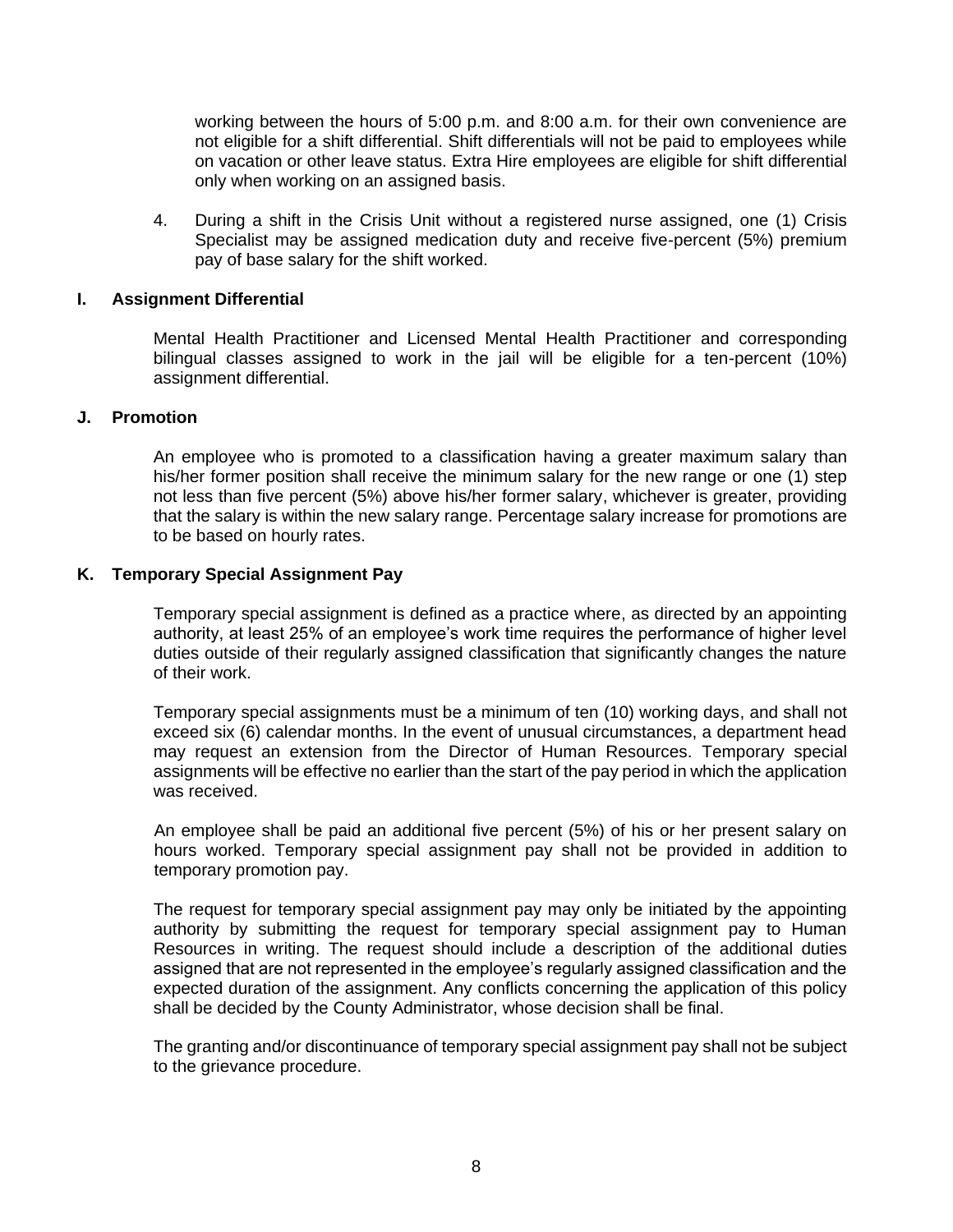working between the hours of 5:00 p.m. and 8:00 a.m. for their own convenience are not eligible for a shift differential. Shift differentials will not be paid to employees while on vacation or other leave status. Extra Hire employees are eligible for shift differential only when working on an assigned basis.

4. During a shift in the Crisis Unit without a registered nurse assigned, one (1) Crisis Specialist may be assigned medication duty and receive five-percent (5%) premium pay of base salary for the shift worked.

### I. Assignment Differential

Mental Health Practitioner and Licensed Mental Health Practitioner and corresponding bilingual classes assigned to work in the jail will be eligible for a ten-percent (10%) assignment differential.

### J. Promotion

An employee who is promoted to a classification having a greater maximum salary than his/her former position shall receive the minimum salary for the new range or one (1) step not less than five percent (5%) above his/her former salary, whichever is greater, providing that the salary is within the new salary range. Percentage salary increase for promotions are to be based on hourly rates.

### K. Temporary Special Assignment Pay

Temporary special assignment is defined as a practice where, as directed by an appointing authority, at least 25% of an employee's work time requires the performance of higher level duties outside of their regularly assigned classification that significantly changes the nature of their work.

Temporary special assignments must be a minimum of ten (10) working days, and shall not exceed six (6) calendar months. In the event of unusual circumstances, a department head may request an extension from the Director of Human Resources. Temporary special assignments will be effective no earlier than the start of the pay period in which the application was received.

An employee shall be paid an additional five percent (5%) of his or her present salary on hours worked. Temporary special assignment pay shall not be provided in addition to temporary promotion pay.

The request for temporary special assignment pay may only be initiated by the appointing authority by submitting the request for temporary special assignment pay to Human Resources in writing. The request should include a description of the additional duties assigned that are not represented in the employee's regularly assigned classification and the expected duration of the assignment. Any conflicts concerning the application of this policy shall be decided by the County Administrator, whose decision shall be final.

The granting and/or discontinuance of temporary special assignment pay shall not be subject to the grievance procedure.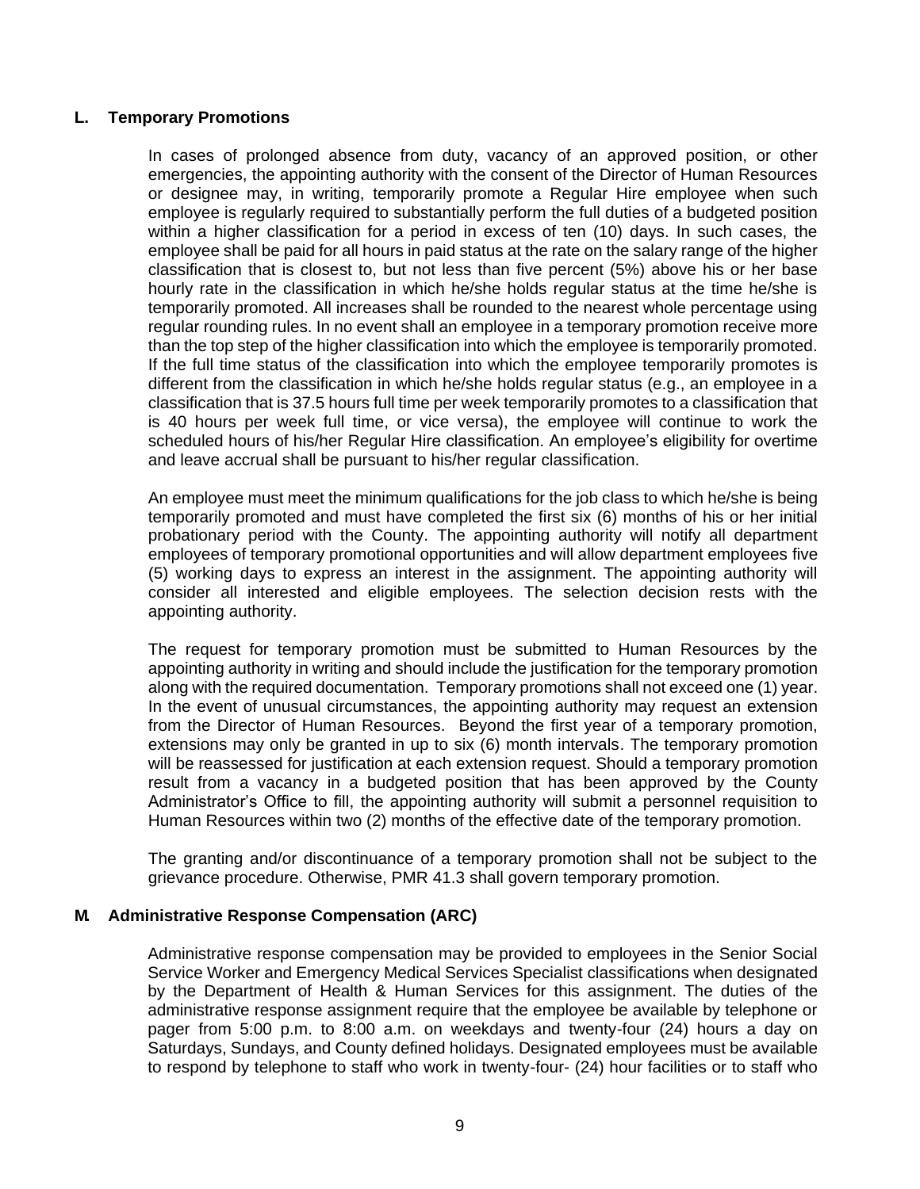### L. Temporary Promotions

In cases of prolonged absence from duty, vacancy of an approved position, or other emergencies, the appointing authority with the consent of the Director of Human Resources or designee may, in writing, temporarily promote a Regular Hire employee when such employee is regularly required to substantially perform the full duties of a budgeted position within a higher classification for a period in excess of ten (10) days. In such cases, the employee shall be paid for all hours in paid status at the rate on the salary range of the higher classification that is closest to, but not less than five percent (5%) above his or her base hourly rate in the classification in which he/she holds regular status at the time he/she is temporarily promoted. All increases shall be rounded to the nearest whole percentage using regular rounding rules. In no event shall an employee in a temporary promotion receive more than the top step of the higher classification into which the employee is temporarily promoted. If the full time status of the classification into which the employee temporarily promotes is different from the classification in which he/she holds regular status (e.g., an employee in a classification that is 37.5 hours full time per week temporarily promotes to a classification that is 40 hours per week full time, or vice versa), the employee will continue to work the scheduled hours of his/her Regular Hire classification. An employee's eligibility for overtime and leave accrual shall be pursuant to his/her regular classification.

An employee must meet the minimum qualifications for the job class to which he/she is being temporarily promoted and must have completed the first six (6) months of his or her initial probationary period with the County. The appointing authority will notify all department employees of temporary promotional opportunities and will allow department employees five (5) working days to express an interest in the assignment. The appointing authority will consider all interested and eligible employees. The selection decision rests with the appointing authority.

The request for temporary promotion must be submitted to Human Resources by the appointing authority in writing and should include the justification for the temporary promotion along with the required documentation. Temporary promotions shall not exceed one (1) year. In the event of unusual circumstances, the appointing authority may request an extension from the Director of Human Resources. Beyond the first year of a temporary promotion, extensions may only be granted in up to six (6) month intervals. The temporary promotion will be reassessed for justification at each extension request. Should a temporary promotion result from a vacancy in a budgeted position that has been approved by the County Administrator's Office to fill, the appointing authority will submit a personnel requisition to Human Resources within two (2) months of the effective date of the temporary promotion.

The granting and/or discontinuance of a temporary promotion shall not be subject to the grievance procedure. Otherwise, PMR 41.3 shall govern temporary promotion.

### M. Administrative Response Compensation (ARC)

Administrative response compensation may be provided to employees in the Senior Social Service Worker and Emergency Medical Services Specialist classifications when designated by the Department of Health & Human Services for this assignment. The duties of the administrative response assignment require that the employee be available by telephone or pager from 5:00 p.m. to 8:00 a.m. on weekdays and twenty-four (24) hours a day on Saturdays, Sundays, and County defined holidays. Designated employees must be available to respond by telephone to staff who work in twenty-four- (24) hour facilities or to staff who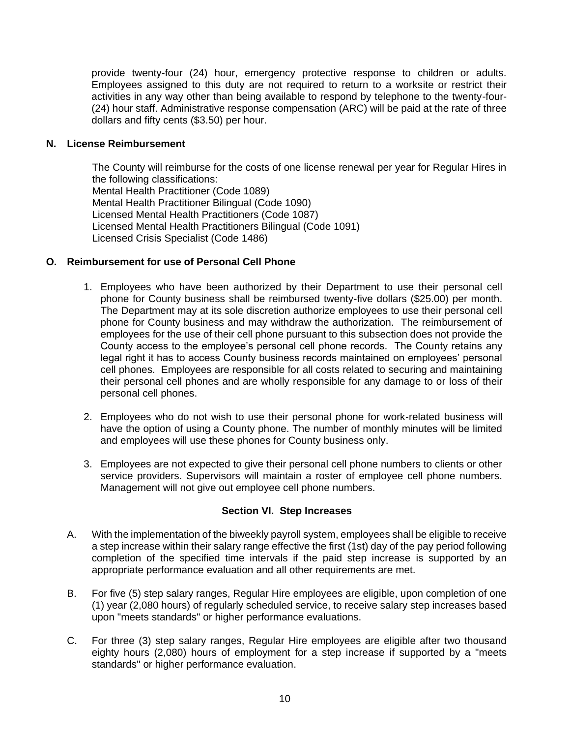provide twenty-four (24) hour, emergency protective response to children or adults. Employees assigned to this duty are not required to return to a worksite or restrict their activities in any way other than being available to respond by telephone to the twenty-four-(24) hour staff. Administrative response compensation (ARC) will be paid at the rate of three dollars and fifty cents ($3.50) per hour.

**N. License Reimbursement**

The County will reimburse for the costs of one license renewal per year for Regular Hires in the following classifications:
Mental Health Practitioner (Code 1089)
Mental Health Practitioner Bilingual (Code 1090)
Licensed Mental Health Practitioners (Code 1087)
Licensed Mental Health Practitioners Bilingual (Code 1091)
Licensed Crisis Specialist (Code 1486)

**O. Reimbursement for use of Personal Cell Phone**

1. Employees who have been authorized by their Department to use their personal cell phone for County business shall be reimbursed twenty-five dollars ($25.00) per month. The Department may at its sole discretion authorize employees to use their personal cell phone for County business and may withdraw the authorization. The reimbursement of employees for the use of their cell phone pursuant to this subsection does not provide the County access to the employee's personal cell phone records. The County retains any legal right it has to access County business records maintained on employees' personal cell phones. Employees are responsible for all costs related to securing and maintaining their personal cell phones and are wholly responsible for any damage to or loss of their personal cell phones.

2. Employees who do not wish to use their personal phone for work-related business will have the option of using a County phone. The number of monthly minutes will be limited and employees will use these phones for County business only.

3. Employees are not expected to give their personal cell phone numbers to clients or other service providers. Supervisors will maintain a roster of employee cell phone numbers. Management will not give out employee cell phone numbers.

## Section VI. Step Increases

A. With the implementation of the biweekly payroll system, employees shall be eligible to receive a step increase within their salary range effective the first (1st) day of the pay period following completion of the specified time intervals if the paid step increase is supported by an appropriate performance evaluation and all other requirements are met.

B. For five (5) step salary ranges, Regular Hire employees are eligible, upon completion of one (1) year (2,080 hours) of regularly scheduled service, to receive salary step increases based upon "meets standards" or higher performance evaluations.

C. For three (3) step salary ranges, Regular Hire employees are eligible after two thousand eighty hours (2,080) hours of employment for a step increase if supported by a "meets standards" or higher performance evaluation.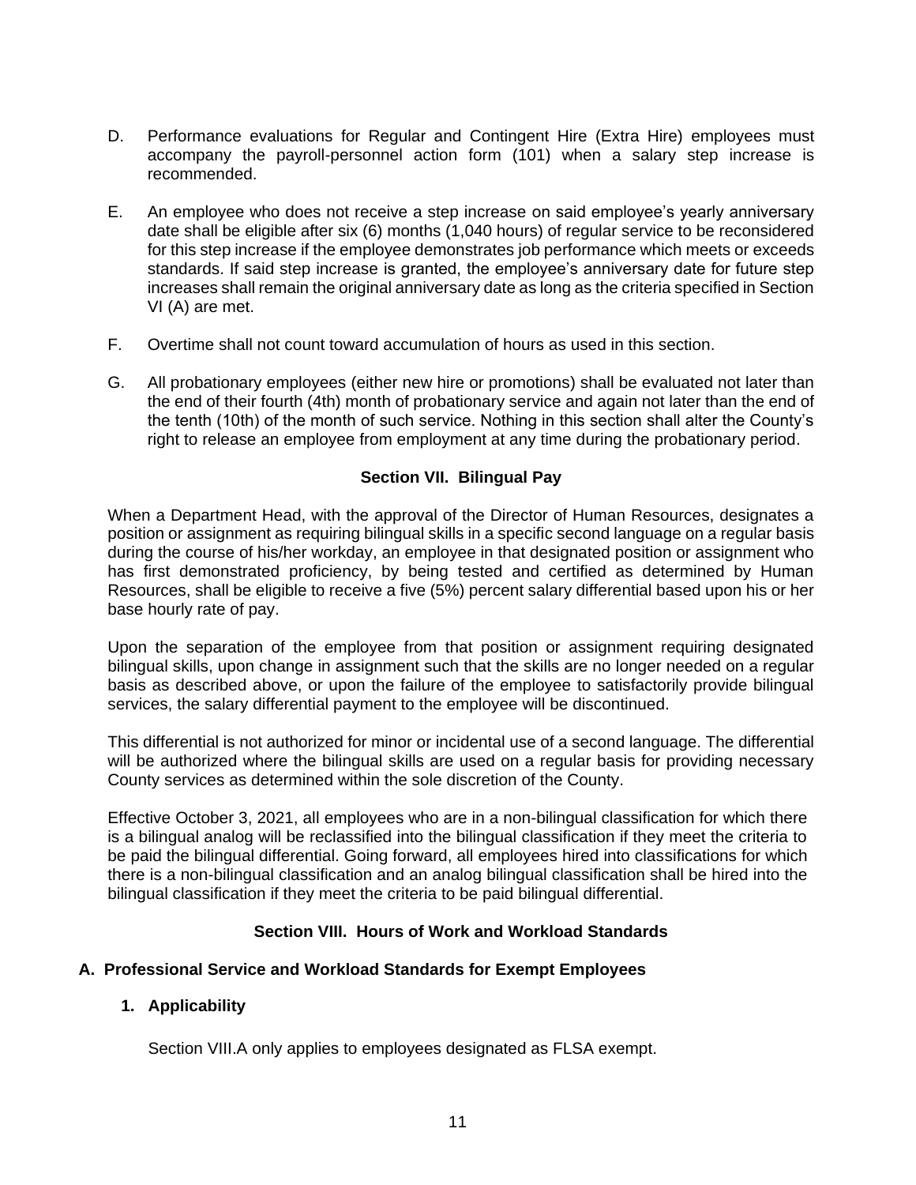D. Performance evaluations for Regular and Contingent Hire (Extra Hire) employees must accompany the payroll-personnel action form (101) when a salary step increase is recommended.

E. An employee who does not receive a step increase on said employee's yearly anniversary date shall be eligible after six (6) months (1,040 hours) of regular service to be reconsidered for this step increase if the employee demonstrates job performance which meets or exceeds standards. If said step increase is granted, the employee's anniversary date for future step increases shall remain the original anniversary date as long as the criteria specified in Section VI (A) are met.

F. Overtime shall not count toward accumulation of hours as used in this section.

G. All probationary employees (either new hire or promotions) shall be evaluated not later than the end of their fourth (4th) month of probationary service and again not later than the end of the tenth (10th) of the month of such service. Nothing in this section shall alter the County's right to release an employee from employment at any time during the probationary period.

## Section VII. Bilingual Pay

When a Department Head, with the approval of the Director of Human Resources, designates a position or assignment as requiring bilingual skills in a specific second language on a regular basis during the course of his/her workday, an employee in that designated position or assignment who has first demonstrated proficiency, by being tested and certified as determined by Human Resources, shall be eligible to receive a five (5%) percent salary differential based upon his or her base hourly rate of pay.

Upon the separation of the employee from that position or assignment requiring designated bilingual skills, upon change in assignment such that the skills are no longer needed on a regular basis as described above, or upon the failure of the employee to satisfactorily provide bilingual services, the salary differential payment to the employee will be discontinued.

This differential is not authorized for minor or incidental use of a second language. The differential will be authorized where the bilingual skills are used on a regular basis for providing necessary County services as determined within the sole discretion of the County.

Effective October 3, 2021, all employees who are in a non-bilingual classification for which there is a bilingual analog will be reclassified into the bilingual classification if they meet the criteria to be paid the bilingual differential. Going forward, all employees hired into classifications for which there is a non-bilingual classification and an analog bilingual classification shall be hired into the bilingual classification if they meet the criteria to be paid bilingual differential.

## Section VIII. Hours of Work and Workload Standards

### A. Professional Service and Workload Standards for Exempt Employees

#### 1. Applicability

Section VIII.A only applies to employees designated as FLSA exempt.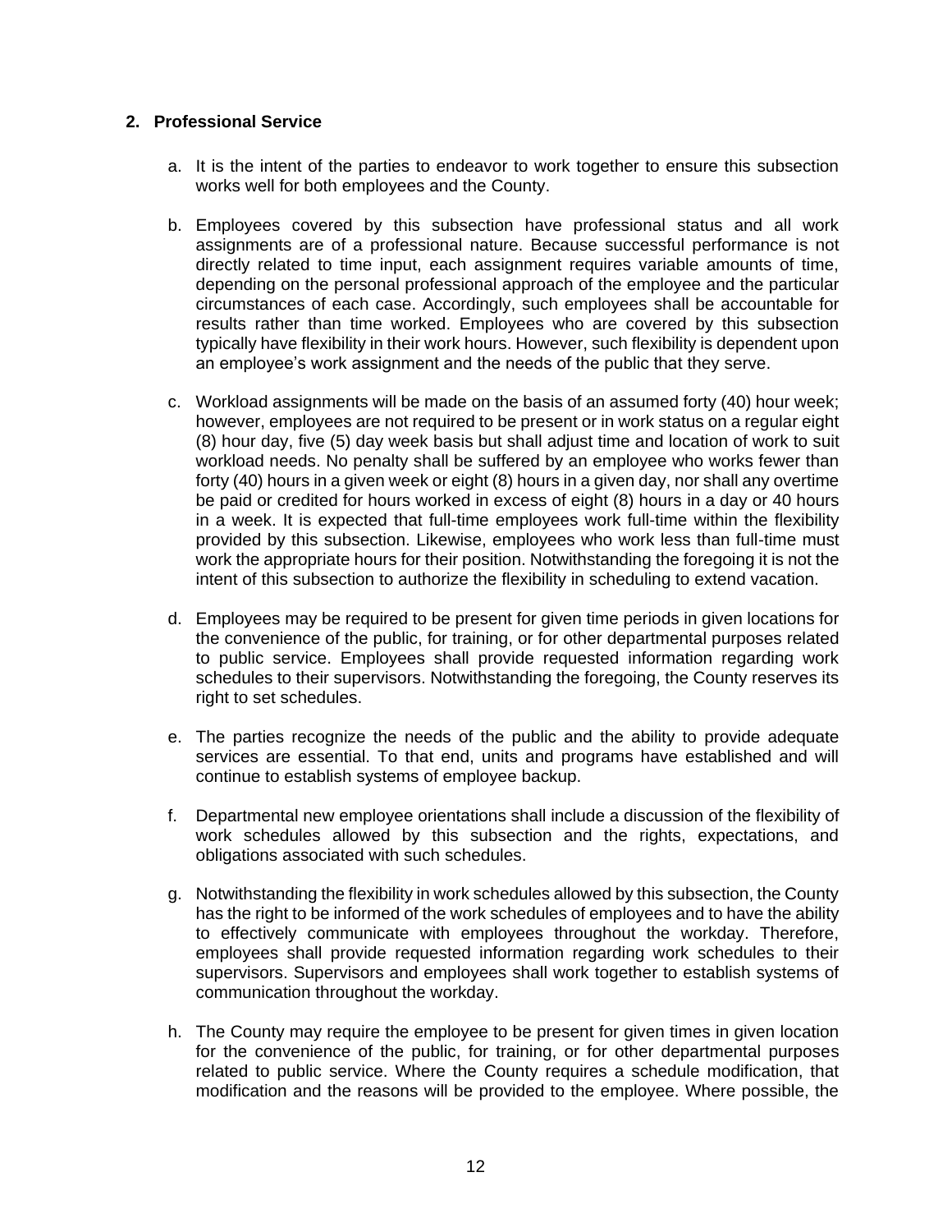**2. Professional Service**

a. It is the intent of the parties to endeavor to work together to ensure this subsection works well for both employees and the County.

b. Employees covered by this subsection have professional status and all work assignments are of a professional nature. Because successful performance is not directly related to time input, each assignment requires variable amounts of time, depending on the personal professional approach of the employee and the particular circumstances of each case. Accordingly, such employees shall be accountable for results rather than time worked. Employees who are covered by this subsection typically have flexibility in their work hours. However, such flexibility is dependent upon an employee's work assignment and the needs of the public that they serve.

c. Workload assignments will be made on the basis of an assumed forty (40) hour week; however, employees are not required to be present or in work status on a regular eight (8) hour day, five (5) day week basis but shall adjust time and location of work to suit workload needs. No penalty shall be suffered by an employee who works fewer than forty (40) hours in a given week or eight (8) hours in a given day, nor shall any overtime be paid or credited for hours worked in excess of eight (8) hours in a day or 40 hours in a week. It is expected that full-time employees work full-time within the flexibility provided by this subsection. Likewise, employees who work less than full-time must work the appropriate hours for their position. Notwithstanding the foregoing it is not the intent of this subsection to authorize the flexibility in scheduling to extend vacation.

d. Employees may be required to be present for given time periods in given locations for the convenience of the public, for training, or for other departmental purposes related to public service. Employees shall provide requested information regarding work schedules to their supervisors. Notwithstanding the foregoing, the County reserves its right to set schedules.

e. The parties recognize the needs of the public and the ability to provide adequate services are essential. To that end, units and programs have established and will continue to establish systems of employee backup.

f. Departmental new employee orientations shall include a discussion of the flexibility of work schedules allowed by this subsection and the rights, expectations, and obligations associated with such schedules.

g. Notwithstanding the flexibility in work schedules allowed by this subsection, the County has the right to be informed of the work schedules of employees and to have the ability to effectively communicate with employees throughout the workday. Therefore, employees shall provide requested information regarding work schedules to their supervisors. Supervisors and employees shall work together to establish systems of communication throughout the workday.

h. The County may require the employee to be present for given times in given location for the convenience of the public, for training, or for other departmental purposes related to public service. Where the County requires a schedule modification, that modification and the reasons will be provided to the employee. Where possible, the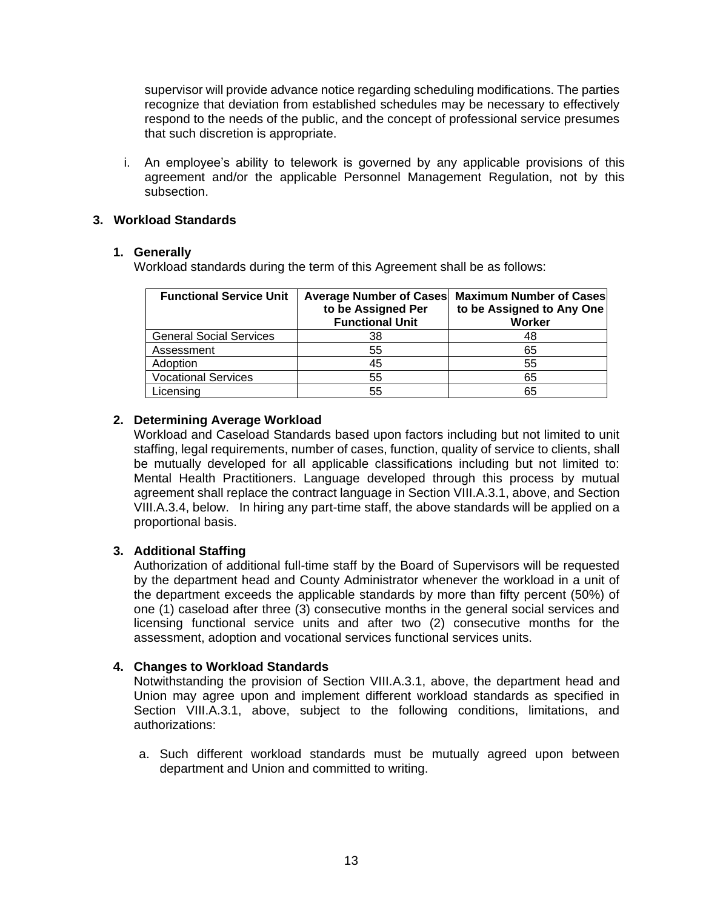supervisor will provide advance notice regarding scheduling modifications. The parties recognize that deviation from established schedules may be necessary to effectively respond to the needs of the public, and the concept of professional service presumes that such discretion is appropriate.

i. An employee's ability to telework is governed by any applicable provisions of this agreement and/or the applicable Personnel Management Regulation, not by this subsection.

### 3. Workload Standards

#### 1. Generally

Workload standards during the term of this Agreement shall be as follows:

| Functional Service Unit | Average Number of Cases to be Assigned Per Functional Unit | Maximum Number of Cases to be Assigned to Any One Worker |
|---|---|---|
| General Social Services | 38 | 48 |
| Assessment | 55 | 65 |
| Adoption | 45 | 55 |
| Vocational Services | 55 | 65 |
| Licensing | 55 | 65 |

#### 2. Determining Average Workload

Workload and Caseload Standards based upon factors including but not limited to unit staffing, legal requirements, number of cases, function, quality of service to clients, shall be mutually developed for all applicable classifications including but not limited to: Mental Health Practitioners. Language developed through this process by mutual agreement shall replace the contract language in Section VIII.A.3.1, above, and Section VIII.A.3.4, below. In hiring any part-time staff, the above standards will be applied on a proportional basis.

#### 3. Additional Staffing

Authorization of additional full-time staff by the Board of Supervisors will be requested by the department head and County Administrator whenever the workload in a unit of the department exceeds the applicable standards by more than fifty percent (50%) of one (1) caseload after three (3) consecutive months in the general social services and licensing functional service units and after two (2) consecutive months for the assessment, adoption and vocational services functional services units.

#### 4. Changes to Workload Standards

Notwithstanding the provision of Section VIII.A.3.1, above, the department head and Union may agree upon and implement different workload standards as specified in Section VIII.A.3.1, above, subject to the following conditions, limitations, and authorizations:

a. Such different workload standards must be mutually agreed upon between department and Union and committed to writing.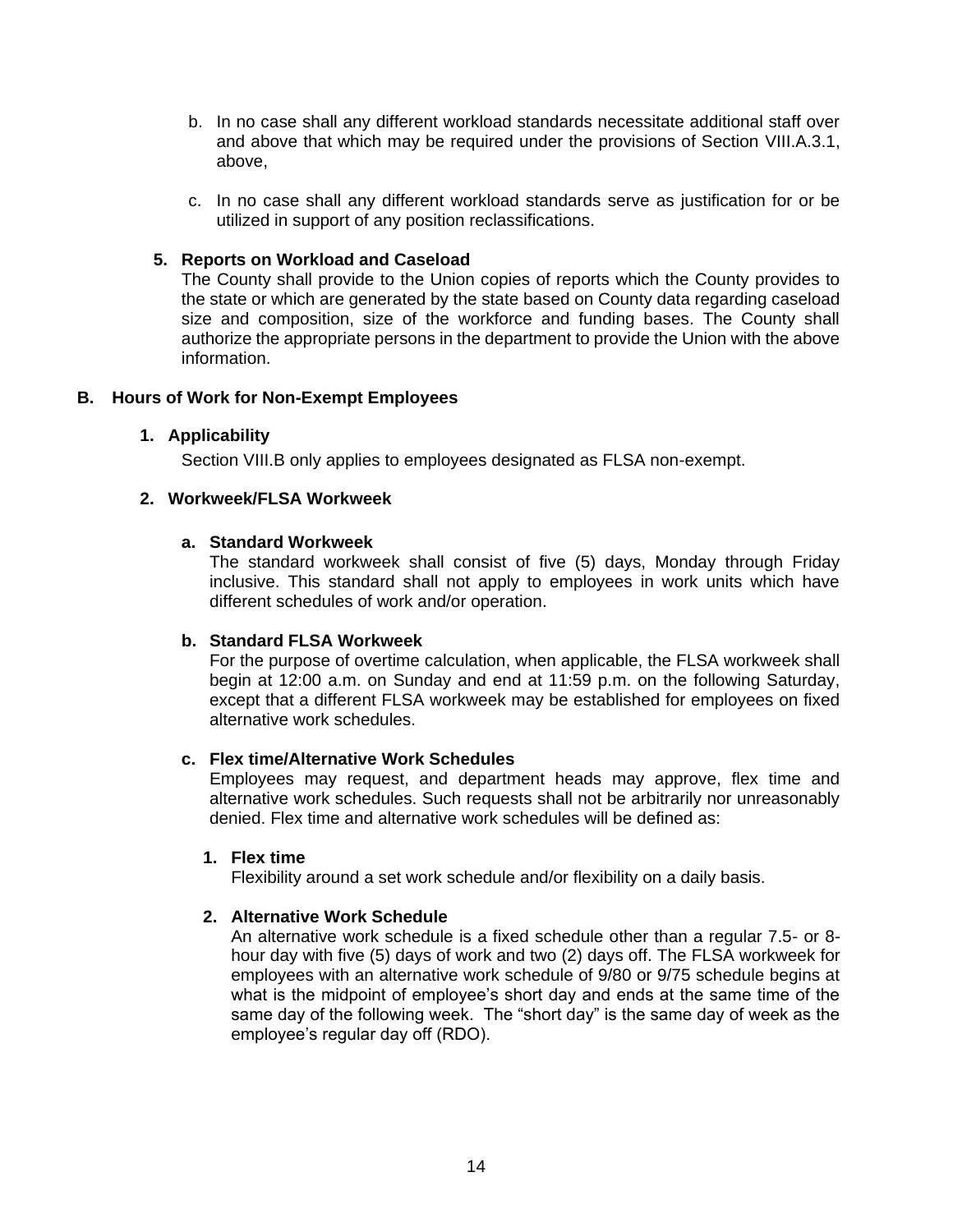b. In no case shall any different workload standards necessitate additional staff over and above that which may be required under the provisions of Section VIII.A.3.1, above,

c. In no case shall any different workload standards serve as justification for or be utilized in support of any position reclassifications.

### 5. Reports on Workload and Caseload

The County shall provide to the Union copies of reports which the County provides to the state or which are generated by the state based on County data regarding caseload size and composition, size of the workforce and funding bases. The County shall authorize the appropriate persons in the department to provide the Union with the above information.

## B. Hours of Work for Non-Exempt Employees

### 1. Applicability

Section VIII.B only applies to employees designated as FLSA non-exempt.

### 2. Workweek/FLSA Workweek

#### a. Standard Workweek

The standard workweek shall consist of five (5) days, Monday through Friday inclusive. This standard shall not apply to employees in work units which have different schedules of work and/or operation.

#### b. Standard FLSA Workweek

For the purpose of overtime calculation, when applicable, the FLSA workweek shall begin at 12:00 a.m. on Sunday and end at 11:59 p.m. on the following Saturday, except that a different FLSA workweek may be established for employees on fixed alternative work schedules.

#### c. Flex time/Alternative Work Schedules

Employees may request, and department heads may approve, flex time and alternative work schedules. Such requests shall not be arbitrarily nor unreasonably denied. Flex time and alternative work schedules will be defined as:

**1. Flex time**

Flexibility around a set work schedule and/or flexibility on a daily basis.

**2. Alternative Work Schedule**

An alternative work schedule is a fixed schedule other than a regular 7.5- or 8-hour day with five (5) days of work and two (2) days off. The FLSA workweek for employees with an alternative work schedule of 9/80 or 9/75 schedule begins at what is the midpoint of employee's short day and ends at the same time of the same day of the following week. The "short day" is the same day of week as the employee's regular day off (RDO).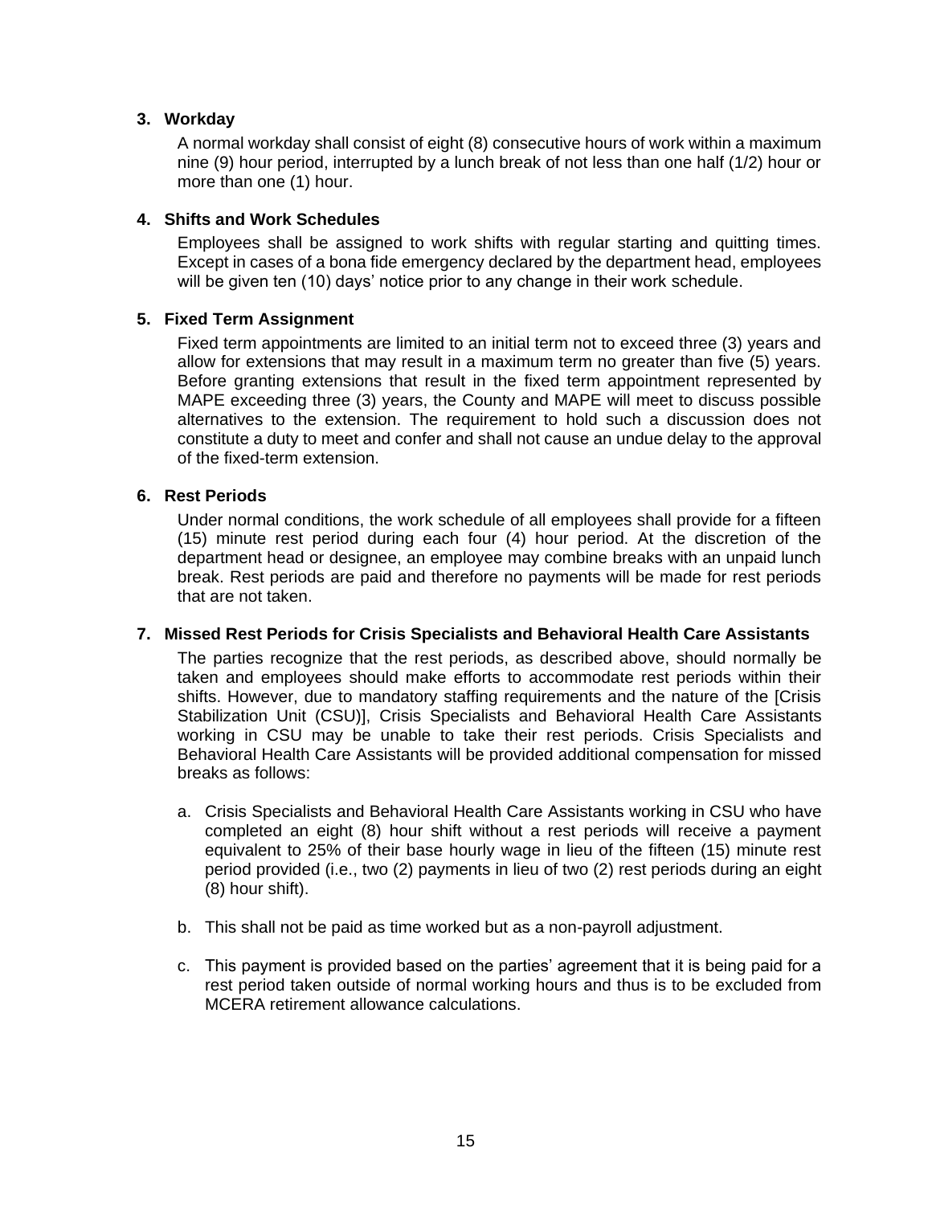### 3. Workday

A normal workday shall consist of eight (8) consecutive hours of work within a maximum nine (9) hour period, interrupted by a lunch break of not less than one half (1/2) hour or more than one (1) hour.

### 4. Shifts and Work Schedules

Employees shall be assigned to work shifts with regular starting and quitting times. Except in cases of a bona fide emergency declared by the department head, employees will be given ten (10) days' notice prior to any change in their work schedule.

### 5. Fixed Term Assignment

Fixed term appointments are limited to an initial term not to exceed three (3) years and allow for extensions that may result in a maximum term no greater than five (5) years. Before granting extensions that result in the fixed term appointment represented by MAPE exceeding three (3) years, the County and MAPE will meet to discuss possible alternatives to the extension. The requirement to hold such a discussion does not constitute a duty to meet and confer and shall not cause an undue delay to the approval of the fixed-term extension.

### 6. Rest Periods

Under normal conditions, the work schedule of all employees shall provide for a fifteen (15) minute rest period during each four (4) hour period. At the discretion of the department head or designee, an employee may combine breaks with an unpaid lunch break. Rest periods are paid and therefore no payments will be made for rest periods that are not taken.

### 7. Missed Rest Periods for Crisis Specialists and Behavioral Health Care Assistants

The parties recognize that the rest periods, as described above, should normally be taken and employees should make efforts to accommodate rest periods within their shifts. However, due to mandatory staffing requirements and the nature of the [Crisis Stabilization Unit (CSU)], Crisis Specialists and Behavioral Health Care Assistants working in CSU may be unable to take their rest periods. Crisis Specialists and Behavioral Health Care Assistants will be provided additional compensation for missed breaks as follows:

a. Crisis Specialists and Behavioral Health Care Assistants working in CSU who have completed an eight (8) hour shift without a rest periods will receive a payment equivalent to 25% of their base hourly wage in lieu of the fifteen (15) minute rest period provided (i.e., two (2) payments in lieu of two (2) rest periods during an eight (8) hour shift).

b. This shall not be paid as time worked but as a non-payroll adjustment.

c. This payment is provided based on the parties' agreement that it is being paid for a rest period taken outside of normal working hours and thus is to be excluded from MCERA retirement allowance calculations.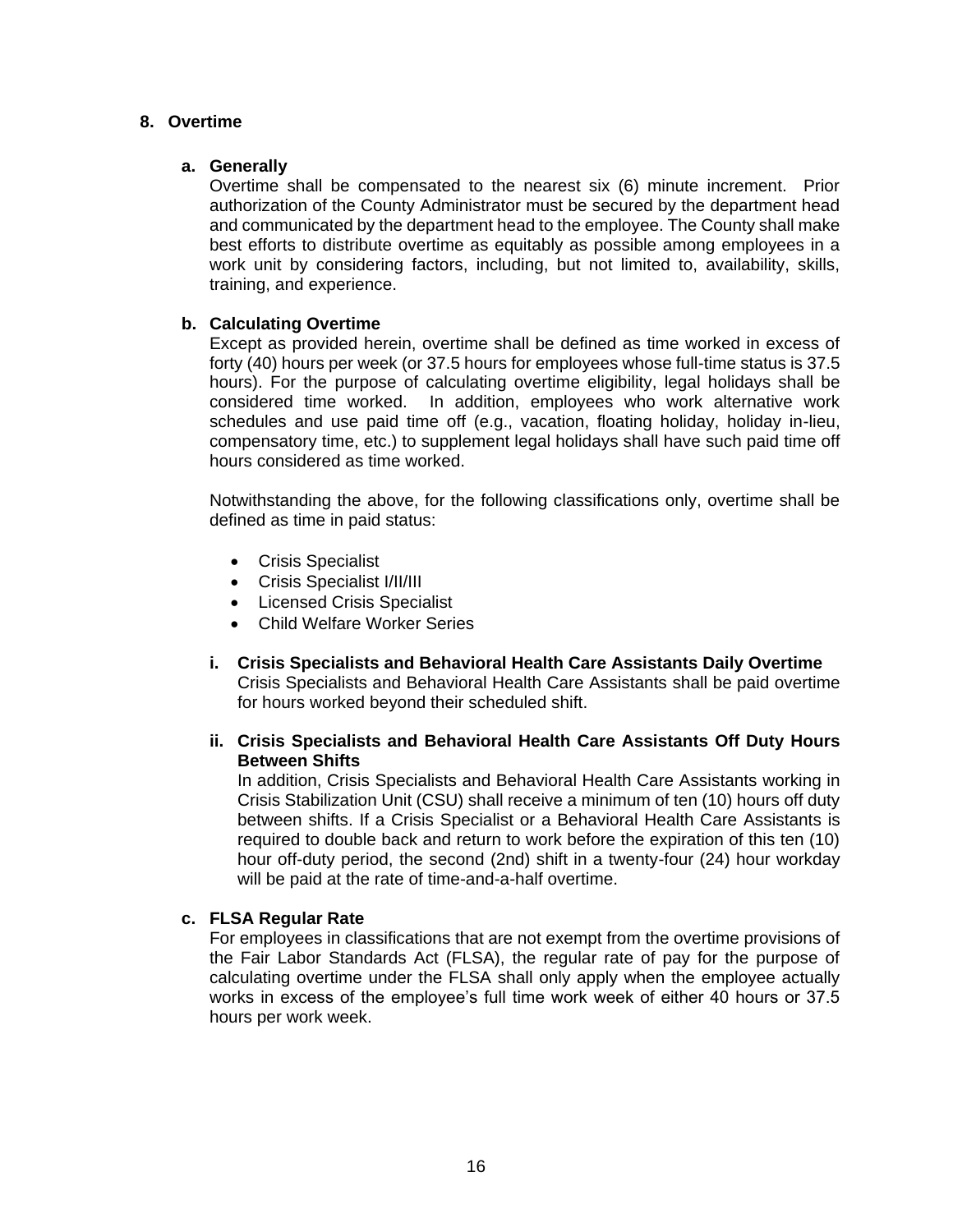## 8. Overtime

### a. Generally

Overtime shall be compensated to the nearest six (6) minute increment. Prior authorization of the County Administrator must be secured by the department head and communicated by the department head to the employee. The County shall make best efforts to distribute overtime as equitably as possible among employees in a work unit by considering factors, including, but not limited to, availability, skills, training, and experience.

### b. Calculating Overtime

Except as provided herein, overtime shall be defined as time worked in excess of forty (40) hours per week (or 37.5 hours for employees whose full-time status is 37.5 hours). For the purpose of calculating overtime eligibility, legal holidays shall be considered time worked. In addition, employees who work alternative work schedules and use paid time off (e.g., vacation, floating holiday, holiday in-lieu, compensatory time, etc.) to supplement legal holidays shall have such paid time off hours considered as time worked.

Notwithstanding the above, for the following classifications only, overtime shall be defined as time in paid status:

- Crisis Specialist
- Crisis Specialist I/II/III
- Licensed Crisis Specialist
- Child Welfare Worker Series

#### i. Crisis Specialists and Behavioral Health Care Assistants Daily Overtime

Crisis Specialists and Behavioral Health Care Assistants shall be paid overtime for hours worked beyond their scheduled shift.

#### ii. Crisis Specialists and Behavioral Health Care Assistants Off Duty Hours Between Shifts

In addition, Crisis Specialists and Behavioral Health Care Assistants working in Crisis Stabilization Unit (CSU) shall receive a minimum of ten (10) hours off duty between shifts. If a Crisis Specialist or a Behavioral Health Care Assistants is required to double back and return to work before the expiration of this ten (10) hour off-duty period, the second (2nd) shift in a twenty-four (24) hour workday will be paid at the rate of time-and-a-half overtime.

### c. FLSA Regular Rate

For employees in classifications that are not exempt from the overtime provisions of the Fair Labor Standards Act (FLSA), the regular rate of pay for the purpose of calculating overtime under the FLSA shall only apply when the employee actually works in excess of the employee's full time work week of either 40 hours or 37.5 hours per work week.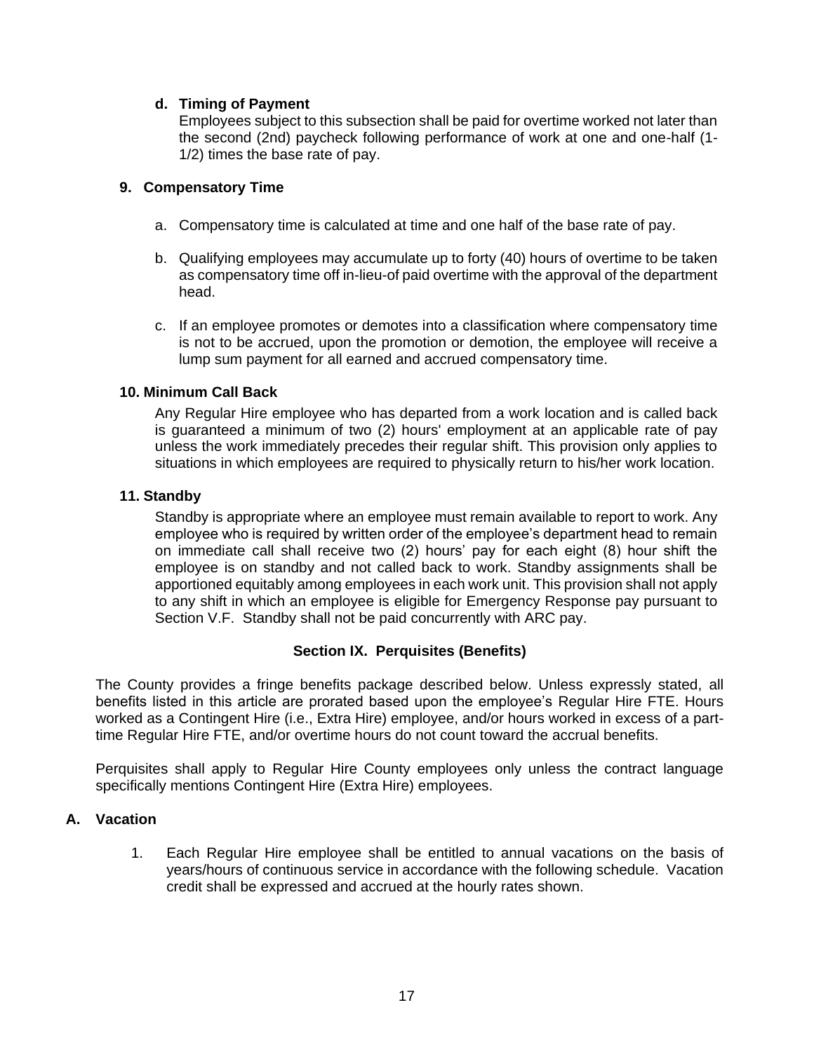**d. Timing of Payment**

Employees subject to this subsection shall be paid for overtime worked not later than the second (2nd) paycheck following performance of work at one and one-half (1-1/2) times the base rate of pay.

### 9. Compensatory Time

a. Compensatory time is calculated at time and one half of the base rate of pay.

b. Qualifying employees may accumulate up to forty (40) hours of overtime to be taken as compensatory time off in-lieu-of paid overtime with the approval of the department head.

c. If an employee promotes or demotes into a classification where compensatory time is not to be accrued, upon the promotion or demotion, the employee will receive a lump sum payment for all earned and accrued compensatory time.

### 10. Minimum Call Back

Any Regular Hire employee who has departed from a work location and is called back is guaranteed a minimum of two (2) hours' employment at an applicable rate of pay unless the work immediately precedes their regular shift. This provision only applies to situations in which employees are required to physically return to his/her work location.

### 11. Standby

Standby is appropriate where an employee must remain available to report to work. Any employee who is required by written order of the employee's department head to remain on immediate call shall receive two (2) hours' pay for each eight (8) hour shift the employee is on standby and not called back to work. Standby assignments shall be apportioned equitably among employees in each work unit. This provision shall not apply to any shift in which an employee is eligible for Emergency Response pay pursuant to Section V.F. Standby shall not be paid concurrently with ARC pay.

## Section IX. Perquisites (Benefits)

The County provides a fringe benefits package described below. Unless expressly stated, all benefits listed in this article are prorated based upon the employee's Regular Hire FTE. Hours worked as a Contingent Hire (i.e., Extra Hire) employee, and/or hours worked in excess of a part-time Regular Hire FTE, and/or overtime hours do not count toward the accrual benefits.

Perquisites shall apply to Regular Hire County employees only unless the contract language specifically mentions Contingent Hire (Extra Hire) employees.

### A. Vacation

1. Each Regular Hire employee shall be entitled to annual vacations on the basis of years/hours of continuous service in accordance with the following schedule. Vacation credit shall be expressed and accrued at the hourly rates shown.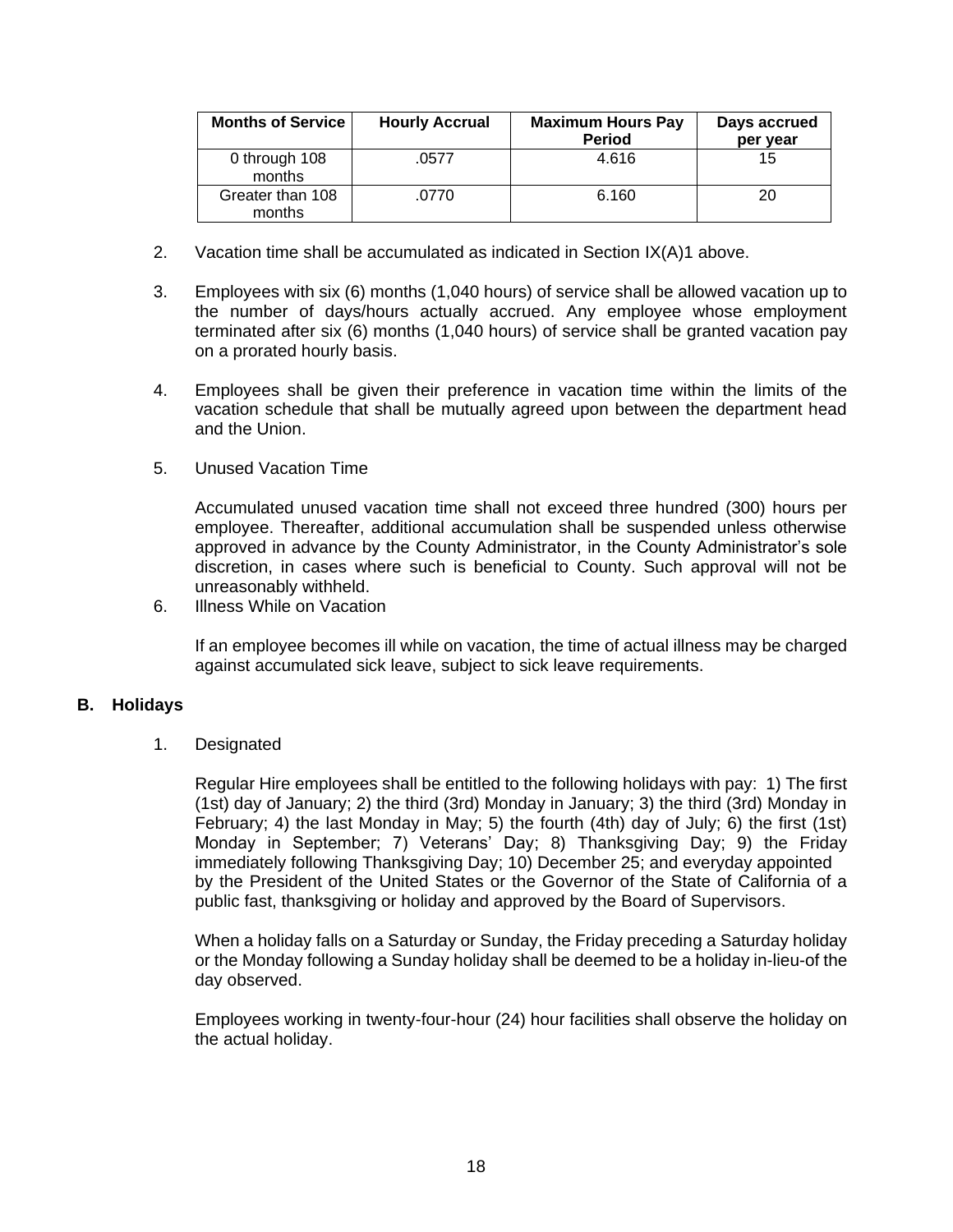| Months of Service | Hourly Accrual | Maximum Hours Pay Period | Days accrued per year |
|---|---|---|---|
| 0 through 108 months | .0577 | 4.616 | 15 |
| Greater than 108 months | .0770 | 6.160 | 20 |

2. Vacation time shall be accumulated as indicated in Section IX(A)1 above.

3. Employees with six (6) months (1,040 hours) of service shall be allowed vacation up to the number of days/hours actually accrued. Any employee whose employment terminated after six (6) months (1,040 hours) of service shall be granted vacation pay on a prorated hourly basis.

4. Employees shall be given their preference in vacation time within the limits of the vacation schedule that shall be mutually agreed upon between the department head and the Union.

5. Unused Vacation Time

   Accumulated unused vacation time shall not exceed three hundred (300) hours per employee. Thereafter, additional accumulation shall be suspended unless otherwise approved in advance by the County Administrator, in the County Administrator's sole discretion, in cases where such is beneficial to County. Such approval will not be unreasonably withheld.

6. Illness While on Vacation

   If an employee becomes ill while on vacation, the time of actual illness may be charged against accumulated sick leave, subject to sick leave requirements.

### B. Holidays

1. Designated

   Regular Hire employees shall be entitled to the following holidays with pay: 1) The first (1st) day of January; 2) the third (3rd) Monday in January; 3) the third (3rd) Monday in February; 4) the last Monday in May; 5) the fourth (4th) day of July; 6) the first (1st) Monday in September; 7) Veterans' Day; 8) Thanksgiving Day; 9) the Friday immediately following Thanksgiving Day; 10) December 25; and everyday appointed by the President of the United States or the Governor of the State of California of a public fast, thanksgiving or holiday and approved by the Board of Supervisors.

   When a holiday falls on a Saturday or Sunday, the Friday preceding a Saturday holiday or the Monday following a Sunday holiday shall be deemed to be a holiday in-lieu-of the day observed.

   Employees working in twenty-four-hour (24) hour facilities shall observe the holiday on the actual holiday.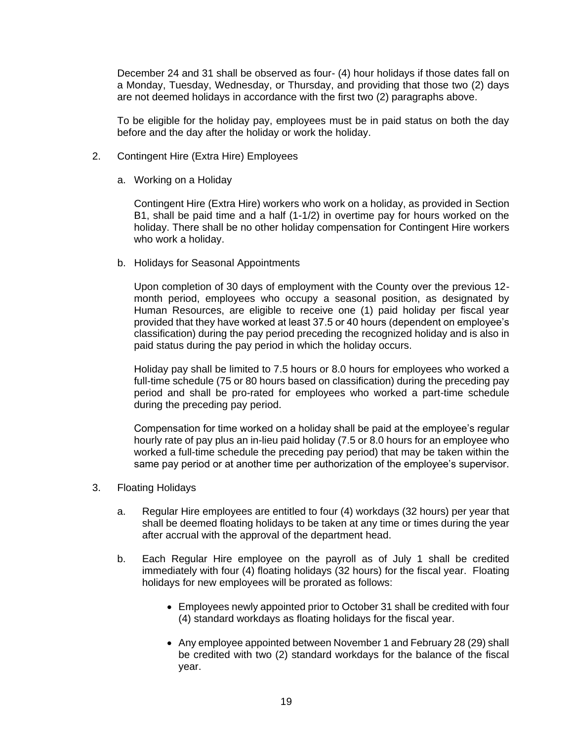December 24 and 31 shall be observed as four- (4) hour holidays if those dates fall on a Monday, Tuesday, Wednesday, or Thursday, and providing that those two (2) days are not deemed holidays in accordance with the first two (2) paragraphs above.

To be eligible for the holiday pay, employees must be in paid status on both the day before and the day after the holiday or work the holiday.

2. Contingent Hire (Extra Hire) Employees

   a. Working on a Holiday

      Contingent Hire (Extra Hire) workers who work on a holiday, as provided in Section B1, shall be paid time and a half (1-1/2) in overtime pay for hours worked on the holiday. There shall be no other holiday compensation for Contingent Hire workers who work a holiday.

   b. Holidays for Seasonal Appointments

      Upon completion of 30 days of employment with the County over the previous 12-month period, employees who occupy a seasonal position, as designated by Human Resources, are eligible to receive one (1) paid holiday per fiscal year provided that they have worked at least 37.5 or 40 hours (dependent on employee's classification) during the pay period preceding the recognized holiday and is also in paid status during the pay period in which the holiday occurs.

      Holiday pay shall be limited to 7.5 hours or 8.0 hours for employees who worked a full-time schedule (75 or 80 hours based on classification) during the preceding pay period and shall be pro-rated for employees who worked a part-time schedule during the preceding pay period.

      Compensation for time worked on a holiday shall be paid at the employee's regular hourly rate of pay plus an in-lieu paid holiday (7.5 or 8.0 hours for an employee who worked a full-time schedule the preceding pay period) that may be taken within the same pay period or at another time per authorization of the employee's supervisor.

3. Floating Holidays

   a. Regular Hire employees are entitled to four (4) workdays (32 hours) per year that shall be deemed floating holidays to be taken at any time or times during the year after accrual with the approval of the department head.

   b. Each Regular Hire employee on the payroll as of July 1 shall be credited immediately with four (4) floating holidays (32 hours) for the fiscal year. Floating holidays for new employees will be prorated as follows:

      - Employees newly appointed prior to October 31 shall be credited with four (4) standard workdays as floating holidays for the fiscal year.

      - Any employee appointed between November 1 and February 28 (29) shall be credited with two (2) standard workdays for the balance of the fiscal year.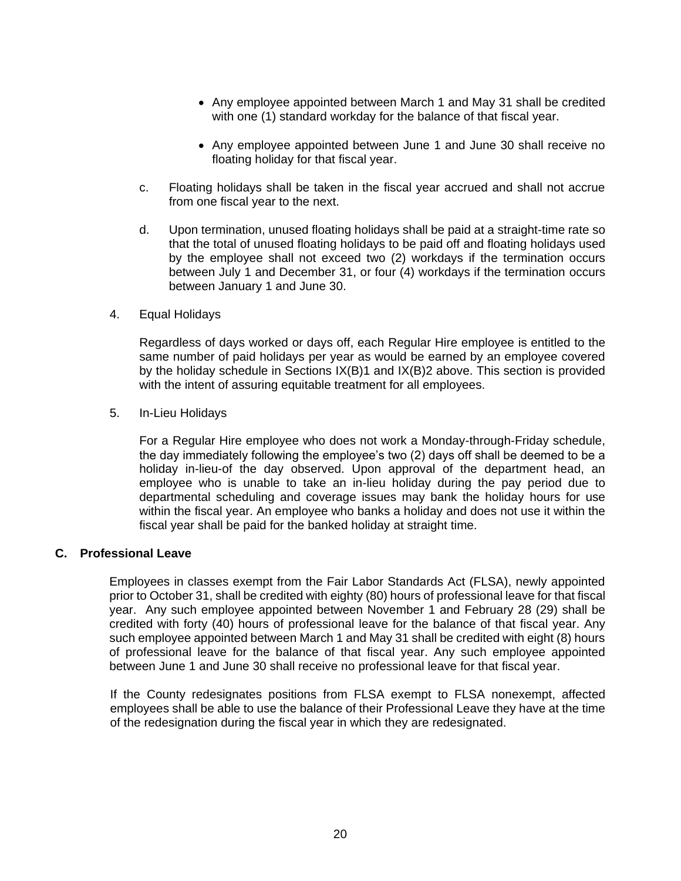- Any employee appointed between March 1 and May 31 shall be credited with one (1) standard workday for the balance of that fiscal year.

- Any employee appointed between June 1 and June 30 shall receive no floating holiday for that fiscal year.

c. Floating holidays shall be taken in the fiscal year accrued and shall not accrue from one fiscal year to the next.

d. Upon termination, unused floating holidays shall be paid at a straight-time rate so that the total of unused floating holidays to be paid off and floating holidays used by the employee shall not exceed two (2) workdays if the termination occurs between July 1 and December 31, or four (4) workdays if the termination occurs between January 1 and June 30.

4. Equal Holidays

Regardless of days worked or days off, each Regular Hire employee is entitled to the same number of paid holidays per year as would be earned by an employee covered by the holiday schedule in Sections IX(B)1 and IX(B)2 above. This section is provided with the intent of assuring equitable treatment for all employees.

5. In-Lieu Holidays

For a Regular Hire employee who does not work a Monday-through-Friday schedule, the day immediately following the employee's two (2) days off shall be deemed to be a holiday in-lieu-of the day observed. Upon approval of the department head, an employee who is unable to take an in-lieu holiday during the pay period due to departmental scheduling and coverage issues may bank the holiday hours for use within the fiscal year. An employee who banks a holiday and does not use it within the fiscal year shall be paid for the banked holiday at straight time.

## C. Professional Leave

Employees in classes exempt from the Fair Labor Standards Act (FLSA), newly appointed prior to October 31, shall be credited with eighty (80) hours of professional leave for that fiscal year. Any such employee appointed between November 1 and February 28 (29) shall be credited with forty (40) hours of professional leave for the balance of that fiscal year. Any such employee appointed between March 1 and May 31 shall be credited with eight (8) hours of professional leave for the balance of that fiscal year. Any such employee appointed between June 1 and June 30 shall receive no professional leave for that fiscal year.

If the County redesignates positions from FLSA exempt to FLSA nonexempt, affected employees shall be able to use the balance of their Professional Leave they have at the time of the redesignation during the fiscal year in which they are redesignated.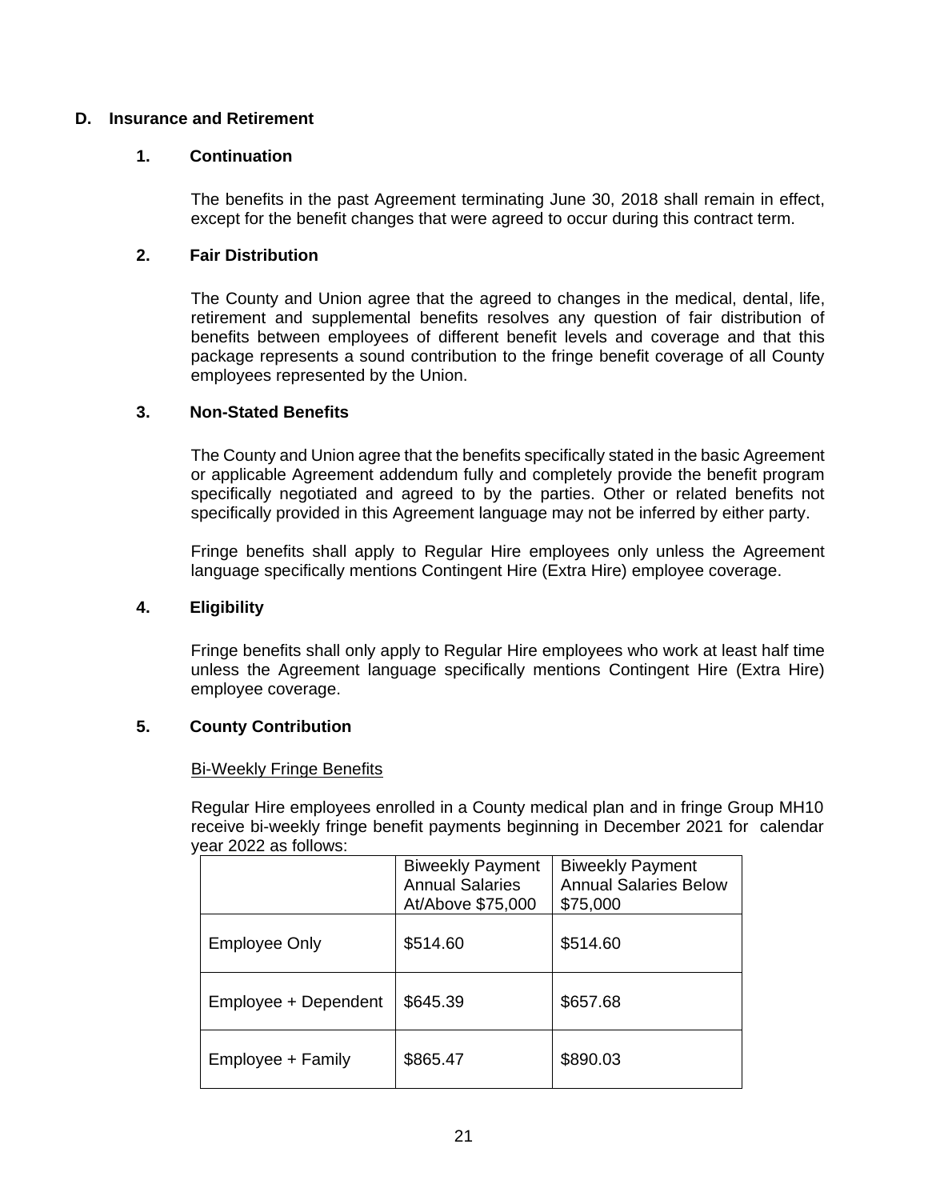## D. Insurance and Retirement

### 1. Continuation

The benefits in the past Agreement terminating June 30, 2018 shall remain in effect, except for the benefit changes that were agreed to occur during this contract term.

### 2. Fair Distribution

The County and Union agree that the agreed to changes in the medical, dental, life, retirement and supplemental benefits resolves any question of fair distribution of benefits between employees of different benefit levels and coverage and that this package represents a sound contribution to the fringe benefit coverage of all County employees represented by the Union.

### 3. Non-Stated Benefits

The County and Union agree that the benefits specifically stated in the basic Agreement or applicable Agreement addendum fully and completely provide the benefit program specifically negotiated and agreed to by the parties. Other or related benefits not specifically provided in this Agreement language may not be inferred by either party.

Fringe benefits shall apply to Regular Hire employees only unless the Agreement language specifically mentions Contingent Hire (Extra Hire) employee coverage.

### 4. Eligibility

Fringe benefits shall only apply to Regular Hire employees who work at least half time unless the Agreement language specifically mentions Contingent Hire (Extra Hire) employee coverage.

### 5. County Contribution

Bi-Weekly Fringe Benefits

Regular Hire employees enrolled in a County medical plan and in fringe Group MH10 receive bi-weekly fringe benefit payments beginning in December 2021 for calendar year 2022 as follows:

| | Biweekly Payment Annual Salaries At/Above $75,000 | Biweekly Payment Annual Salaries Below $75,000 |
|---|---|---|
| Employee Only | $514.60 | $514.60 |
| Employee + Dependent | $645.39 | $657.68 |
| Employee + Family | $865.47 | $890.03 |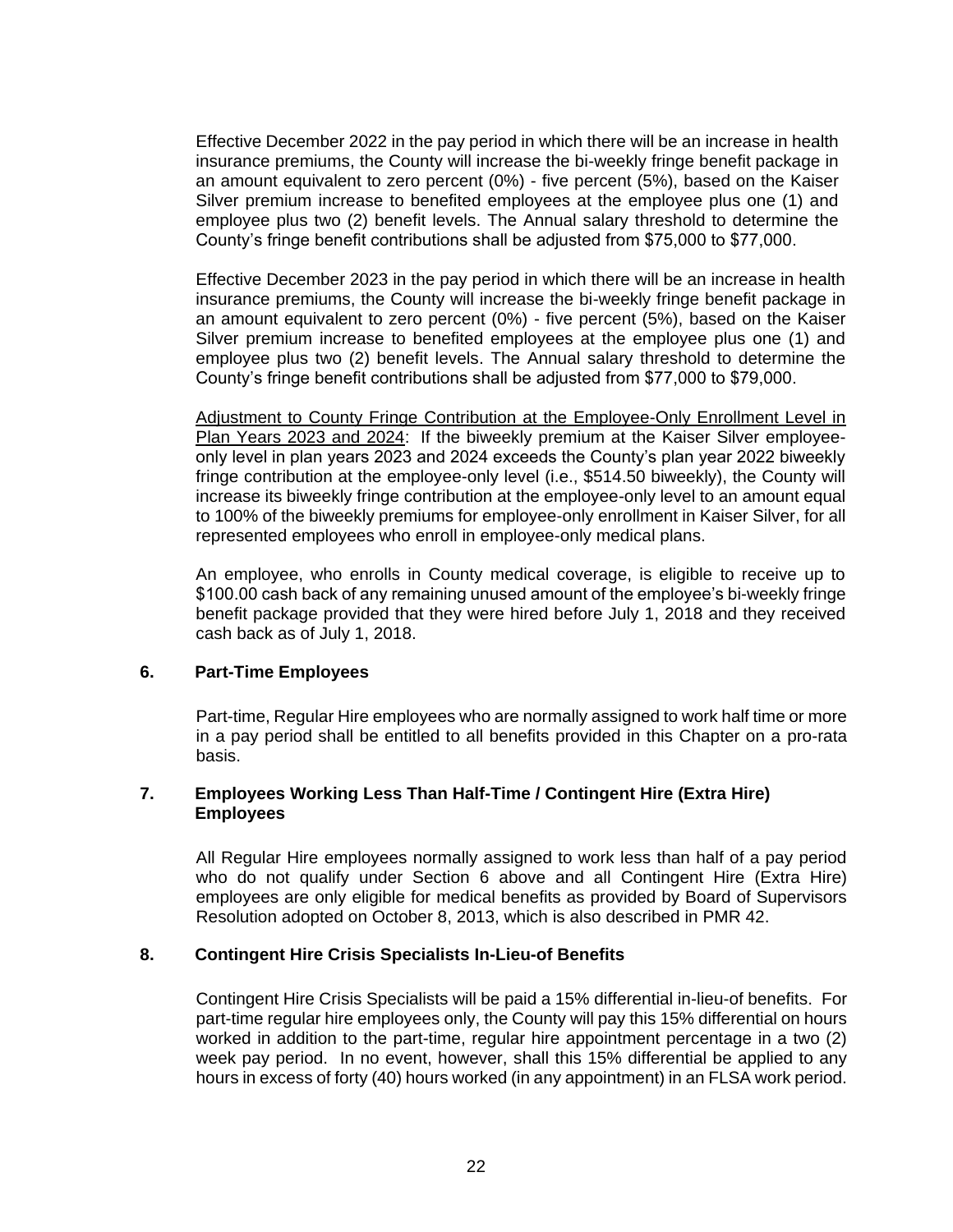Effective December 2022 in the pay period in which there will be an increase in health insurance premiums, the County will increase the bi-weekly fringe benefit package in an amount equivalent to zero percent (0%) - five percent (5%), based on the Kaiser Silver premium increase to benefited employees at the employee plus one (1) and employee plus two (2) benefit levels. The Annual salary threshold to determine the County's fringe benefit contributions shall be adjusted from $75,000 to $77,000.

Effective December 2023 in the pay period in which there will be an increase in health insurance premiums, the County will increase the bi-weekly fringe benefit package in an amount equivalent to zero percent (0%) - five percent (5%), based on the Kaiser Silver premium increase to benefited employees at the employee plus one (1) and employee plus two (2) benefit levels. The Annual salary threshold to determine the County's fringe benefit contributions shall be adjusted from $77,000 to $79,000.

<u>Adjustment to County Fringe Contribution at the Employee-Only Enrollment Level in Plan Years 2023 and 2024</u>: If the biweekly premium at the Kaiser Silver employee-only level in plan years 2023 and 2024 exceeds the County's plan year 2022 biweekly fringe contribution at the employee-only level (i.e., $514.50 biweekly), the County will increase its biweekly fringe contribution at the employee-only level to an amount equal to 100% of the biweekly premiums for employee-only enrollment in Kaiser Silver, for all represented employees who enroll in employee-only medical plans.

An employee, who enrolls in County medical coverage, is eligible to receive up to $100.00 cash back of any remaining unused amount of the employee's bi-weekly fringe benefit package provided that they were hired before July 1, 2018 and they received cash back as of July 1, 2018.

### 6. Part-Time Employees

Part-time, Regular Hire employees who are normally assigned to work half time or more in a pay period shall be entitled to all benefits provided in this Chapter on a pro-rata basis.

### 7. Employees Working Less Than Half-Time / Contingent Hire (Extra Hire) Employees

All Regular Hire employees normally assigned to work less than half of a pay period who do not qualify under Section 6 above and all Contingent Hire (Extra Hire) employees are only eligible for medical benefits as provided by Board of Supervisors Resolution adopted on October 8, 2013, which is also described in PMR 42.

### 8. Contingent Hire Crisis Specialists In-Lieu-of Benefits

Contingent Hire Crisis Specialists will be paid a 15% differential in-lieu-of benefits. For part-time regular hire employees only, the County will pay this 15% differential on hours worked in addition to the part-time, regular hire appointment percentage in a two (2) week pay period. In no event, however, shall this 15% differential be applied to any hours in excess of forty (40) hours worked (in any appointment) in an FLSA work period.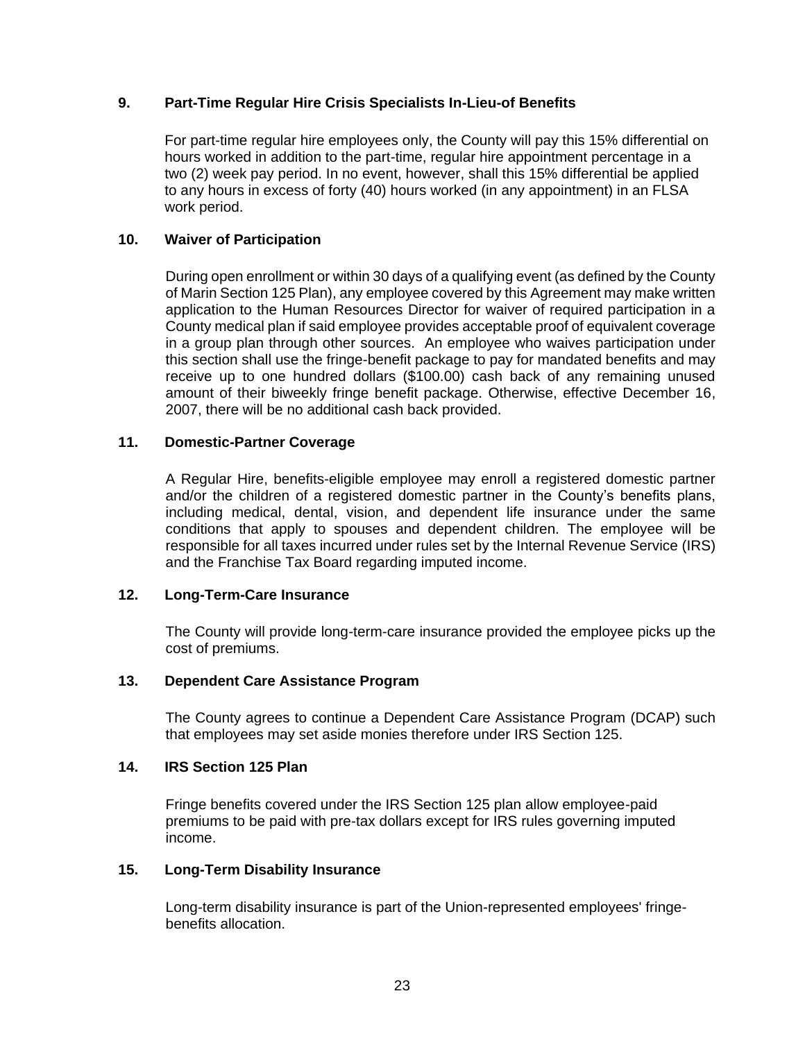### 9. Part-Time Regular Hire Crisis Specialists In-Lieu-of Benefits

For part-time regular hire employees only, the County will pay this 15% differential on hours worked in addition to the part-time, regular hire appointment percentage in a two (2) week pay period. In no event, however, shall this 15% differential be applied to any hours in excess of forty (40) hours worked (in any appointment) in an FLSA work period.

### 10. Waiver of Participation

During open enrollment or within 30 days of a qualifying event (as defined by the County of Marin Section 125 Plan), any employee covered by this Agreement may make written application to the Human Resources Director for waiver of required participation in a County medical plan if said employee provides acceptable proof of equivalent coverage in a group plan through other sources. An employee who waives participation under this section shall use the fringe-benefit package to pay for mandated benefits and may receive up to one hundred dollars ($100.00) cash back of any remaining unused amount of their biweekly fringe benefit package. Otherwise, effective December 16, 2007, there will be no additional cash back provided.

### 11. Domestic-Partner Coverage

A Regular Hire, benefits-eligible employee may enroll a registered domestic partner and/or the children of a registered domestic partner in the County's benefits plans, including medical, dental, vision, and dependent life insurance under the same conditions that apply to spouses and dependent children. The employee will be responsible for all taxes incurred under rules set by the Internal Revenue Service (IRS) and the Franchise Tax Board regarding imputed income.

### 12. Long-Term-Care Insurance

The County will provide long-term-care insurance provided the employee picks up the cost of premiums.

### 13. Dependent Care Assistance Program

The County agrees to continue a Dependent Care Assistance Program (DCAP) such that employees may set aside monies therefore under IRS Section 125.

### 14. IRS Section 125 Plan

Fringe benefits covered under the IRS Section 125 plan allow employee-paid premiums to be paid with pre-tax dollars except for IRS rules governing imputed income.

### 15. Long-Term Disability Insurance

Long-term disability insurance is part of the Union-represented employees' fringe-benefits allocation.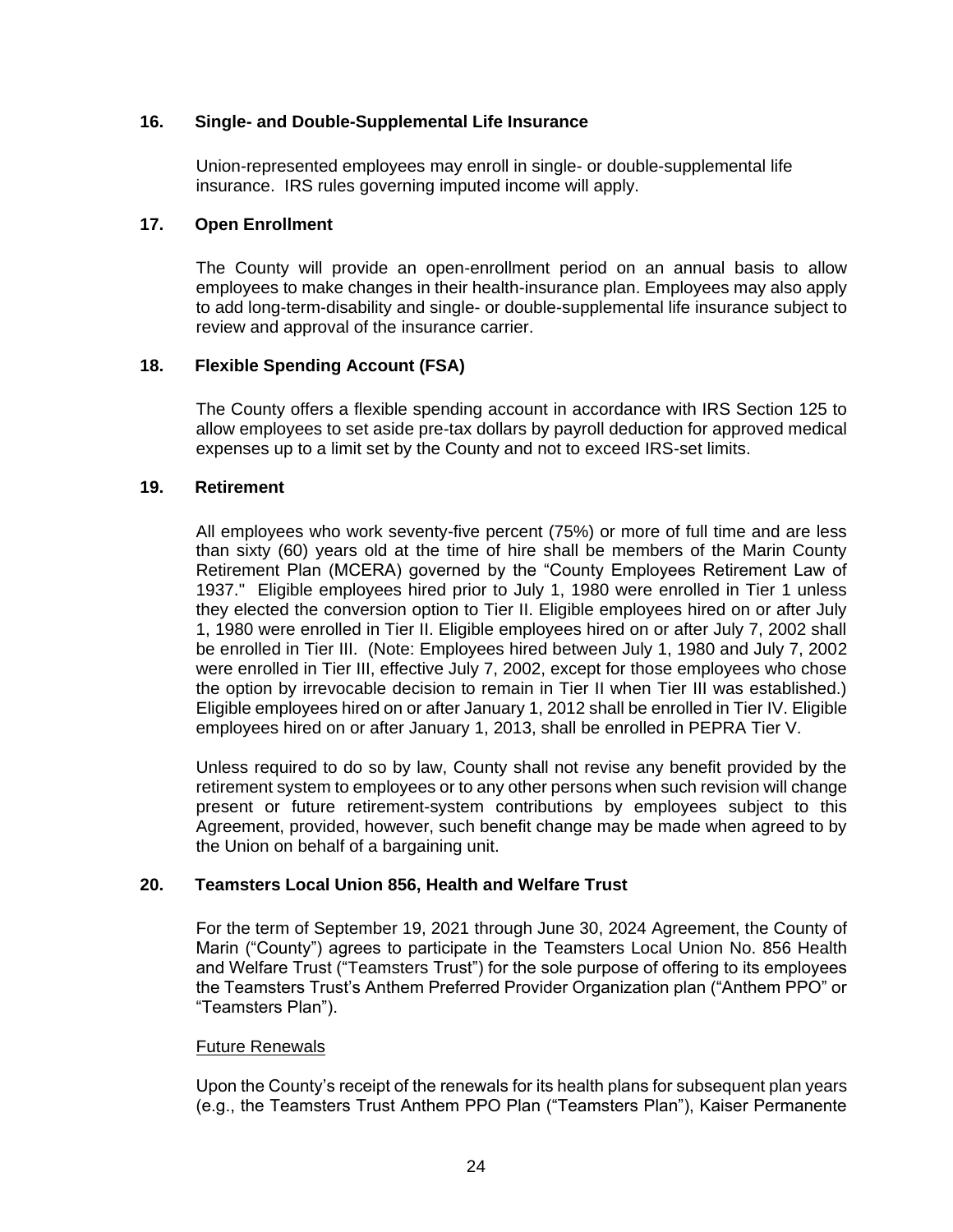### 16. Single- and Double-Supplemental Life Insurance

Union-represented employees may enroll in single- or double-supplemental life insurance. IRS rules governing imputed income will apply.

### 17. Open Enrollment

The County will provide an open-enrollment period on an annual basis to allow employees to make changes in their health-insurance plan. Employees may also apply to add long-term-disability and single- or double-supplemental life insurance subject to review and approval of the insurance carrier.

### 18. Flexible Spending Account (FSA)

The County offers a flexible spending account in accordance with IRS Section 125 to allow employees to set aside pre-tax dollars by payroll deduction for approved medical expenses up to a limit set by the County and not to exceed IRS-set limits.

### 19. Retirement

All employees who work seventy-five percent (75%) or more of full time and are less than sixty (60) years old at the time of hire shall be members of the Marin County Retirement Plan (MCERA) governed by the "County Employees Retirement Law of 1937." Eligible employees hired prior to July 1, 1980 were enrolled in Tier 1 unless they elected the conversion option to Tier II. Eligible employees hired on or after July 1, 1980 were enrolled in Tier II. Eligible employees hired on or after July 7, 2002 shall be enrolled in Tier III. (Note: Employees hired between July 1, 1980 and July 7, 2002 were enrolled in Tier III, effective July 7, 2002, except for those employees who chose the option by irrevocable decision to remain in Tier II when Tier III was established.) Eligible employees hired on or after January 1, 2012 shall be enrolled in Tier IV. Eligible employees hired on or after January 1, 2013, shall be enrolled in PEPRA Tier V.

Unless required to do so by law, County shall not revise any benefit provided by the retirement system to employees or to any other persons when such revision will change present or future retirement-system contributions by employees subject to this Agreement, provided, however, such benefit change may be made when agreed to by the Union on behalf of a bargaining unit.

### 20. Teamsters Local Union 856, Health and Welfare Trust

For the term of September 19, 2021 through June 30, 2024 Agreement, the County of Marin ("County") agrees to participate in the Teamsters Local Union No. 856 Health and Welfare Trust ("Teamsters Trust") for the sole purpose of offering to its employees the Teamsters Trust's Anthem Preferred Provider Organization plan ("Anthem PPO" or "Teamsters Plan").

Future Renewals

Upon the County's receipt of the renewals for its health plans for subsequent plan years (e.g., the Teamsters Trust Anthem PPO Plan ("Teamsters Plan"), Kaiser Permanente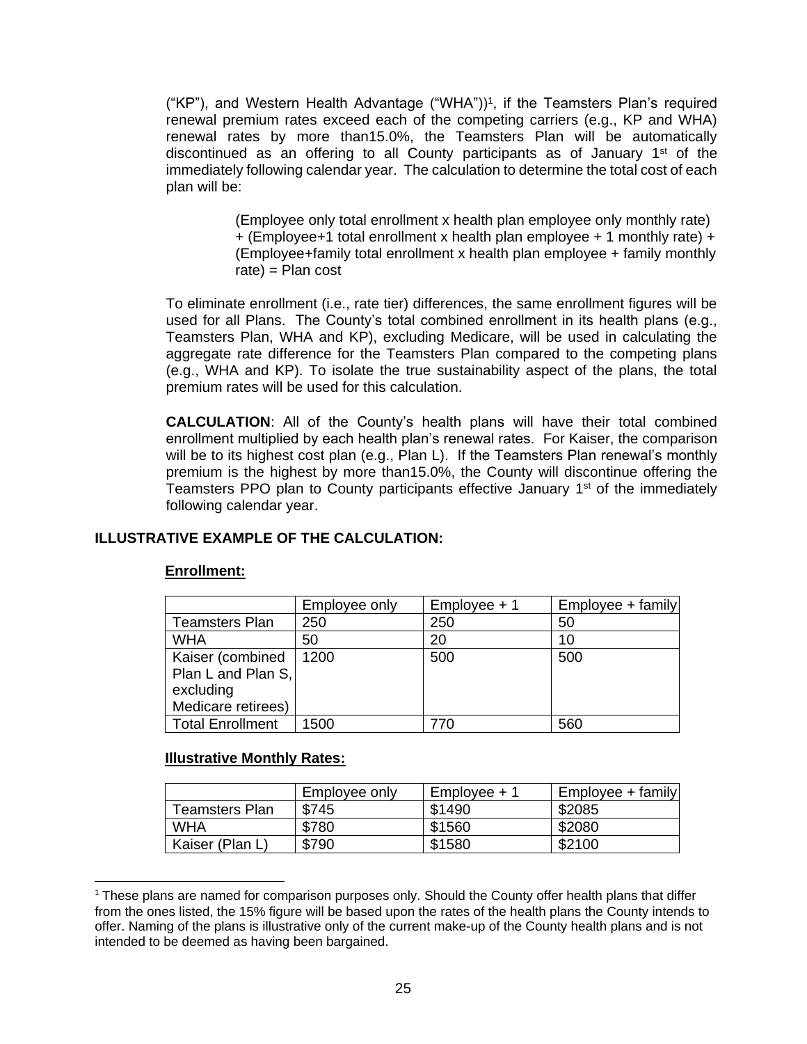("KP"), and Western Health Advantage ("WHA"))[1], if the Teamsters Plan's required renewal premium rates exceed each of the competing carriers (e.g., KP and WHA) renewal rates by more than15.0%, the Teamsters Plan will be automatically discontinued as an offering to all County participants as of January 1st of the immediately following calendar year. The calculation to determine the total cost of each plan will be:

> (Employee only total enrollment x health plan employee only monthly rate) + (Employee+1 total enrollment x health plan employee + 1 monthly rate) + (Employee+family total enrollment x health plan employee + family monthly rate) = Plan cost

To eliminate enrollment (i.e., rate tier) differences, the same enrollment figures will be used for all Plans. The County's total combined enrollment in its health plans (e.g., Teamsters Plan, WHA and KP), excluding Medicare, will be used in calculating the aggregate rate difference for the Teamsters Plan compared to the competing plans (e.g., WHA and KP). To isolate the true sustainability aspect of the plans, the total premium rates will be used for this calculation.

**CALCULATION**: All of the County's health plans will have their total combined enrollment multiplied by each health plan's renewal rates. For Kaiser, the comparison will be to its highest cost plan (e.g., Plan L). If the Teamsters Plan renewal's monthly premium is the highest by more than15.0%, the County will discontinue offering the Teamsters PPO plan to County participants effective January 1st of the immediately following calendar year.

**ILLUSTRATIVE EXAMPLE OF THE CALCULATION:**

**Enrollment:**

| | Employee only | Employee + 1 | Employee + family |
|---|---|---|---|
| Teamsters Plan | 250 | 250 | 50 |
| WHA | 50 | 20 | 10 |
| Kaiser (combined Plan L and Plan S, excluding Medicare retirees) | 1200 | 500 | 500 |
| Total Enrollment | 1500 | 770 | 560 |

**Illustrative Monthly Rates:**

| | Employee only | Employee + 1 | Employee + family |
|---|---|---|---|
| Teamsters Plan | $745 | $1490 | $2085 |
| WHA | $780 | $1560 | $2080 |
| Kaiser (Plan L) | $790 | $1580 | $2100 |

[1] These plans are named for comparison purposes only. Should the County offer health plans that differ from the ones listed, the 15% figure will be based upon the rates of the health plans the County intends to offer. Naming of the plans is illustrative only of the current make-up of the County health plans and is not intended to be deemed as having been bargained.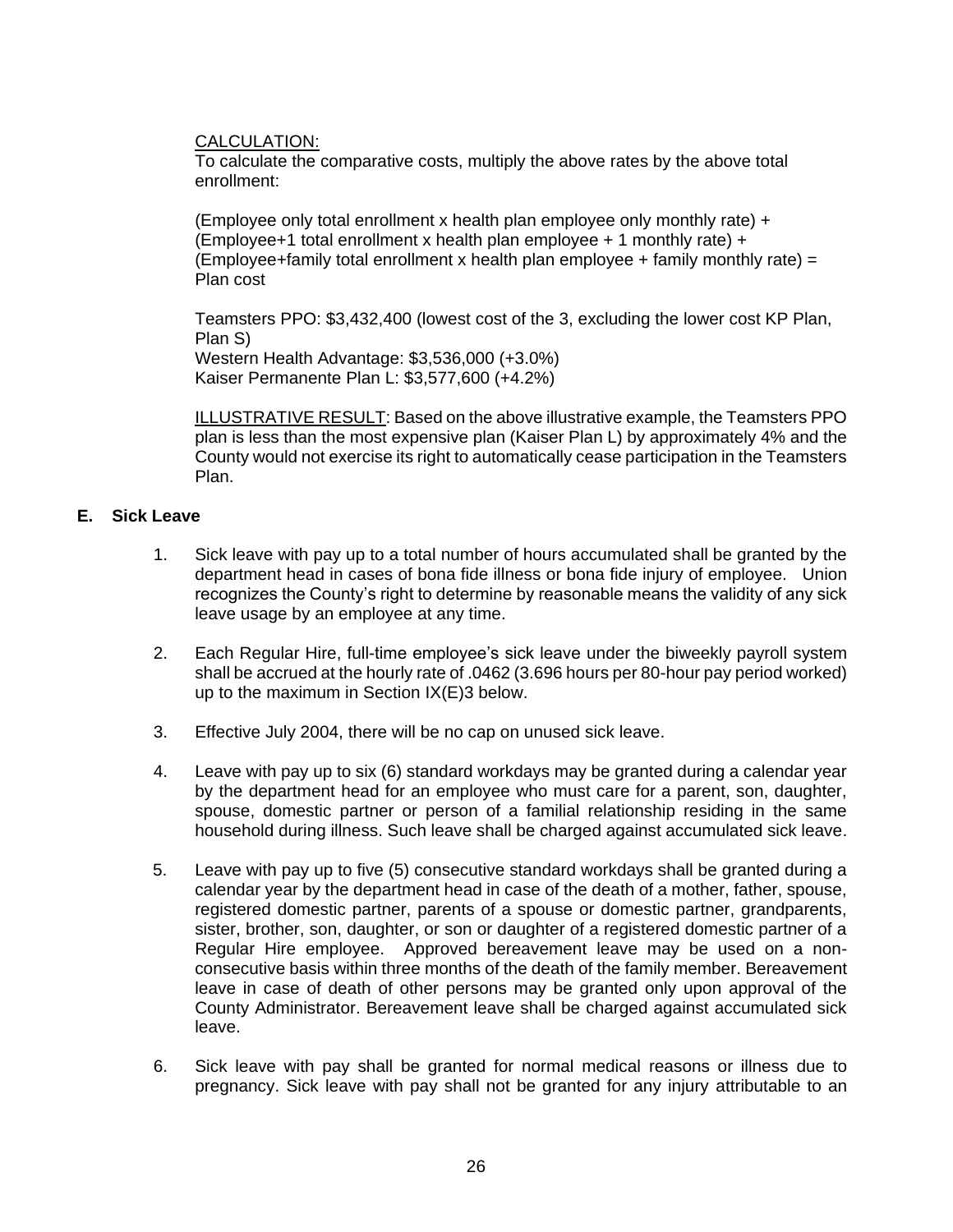CALCULATION:
To calculate the comparative costs, multiply the above rates by the above total enrollment:

(Employee only total enrollment x health plan employee only monthly rate) +
(Employee+1 total enrollment x health plan employee + 1 monthly rate) +
(Employee+family total enrollment x health plan employee + family monthly rate) =
Plan cost

Teamsters PPO: $3,432,400 (lowest cost of the 3, excluding the lower cost KP Plan, Plan S)
Western Health Advantage: $3,536,000 (+3.0%)
Kaiser Permanente Plan L: $3,577,600 (+4.2%)

ILLUSTRATIVE RESULT: Based on the above illustrative example, the Teamsters PPO plan is less than the most expensive plan (Kaiser Plan L) by approximately 4% and the County would not exercise its right to automatically cease participation in the Teamsters Plan.

### E. Sick Leave

1. Sick leave with pay up to a total number of hours accumulated shall be granted by the department head in cases of bona fide illness or bona fide injury of employee. Union recognizes the County's right to determine by reasonable means the validity of any sick leave usage by an employee at any time.

2. Each Regular Hire, full-time employee's sick leave under the biweekly payroll system shall be accrued at the hourly rate of .0462 (3.696 hours per 80-hour pay period worked) up to the maximum in Section IX(E)3 below.

3. Effective July 2004, there will be no cap on unused sick leave.

4. Leave with pay up to six (6) standard workdays may be granted during a calendar year by the department head for an employee who must care for a parent, son, daughter, spouse, domestic partner or person of a familial relationship residing in the same household during illness. Such leave shall be charged against accumulated sick leave.

5. Leave with pay up to five (5) consecutive standard workdays shall be granted during a calendar year by the department head in case of the death of a mother, father, spouse, registered domestic partner, parents of a spouse or domestic partner, grandparents, sister, brother, son, daughter, or son or daughter of a registered domestic partner of a Regular Hire employee. Approved bereavement leave may be used on a non-consecutive basis within three months of the death of the family member. Bereavement leave in case of death of other persons may be granted only upon approval of the County Administrator. Bereavement leave shall be charged against accumulated sick leave.

6. Sick leave with pay shall be granted for normal medical reasons or illness due to pregnancy. Sick leave with pay shall not be granted for any injury attributable to an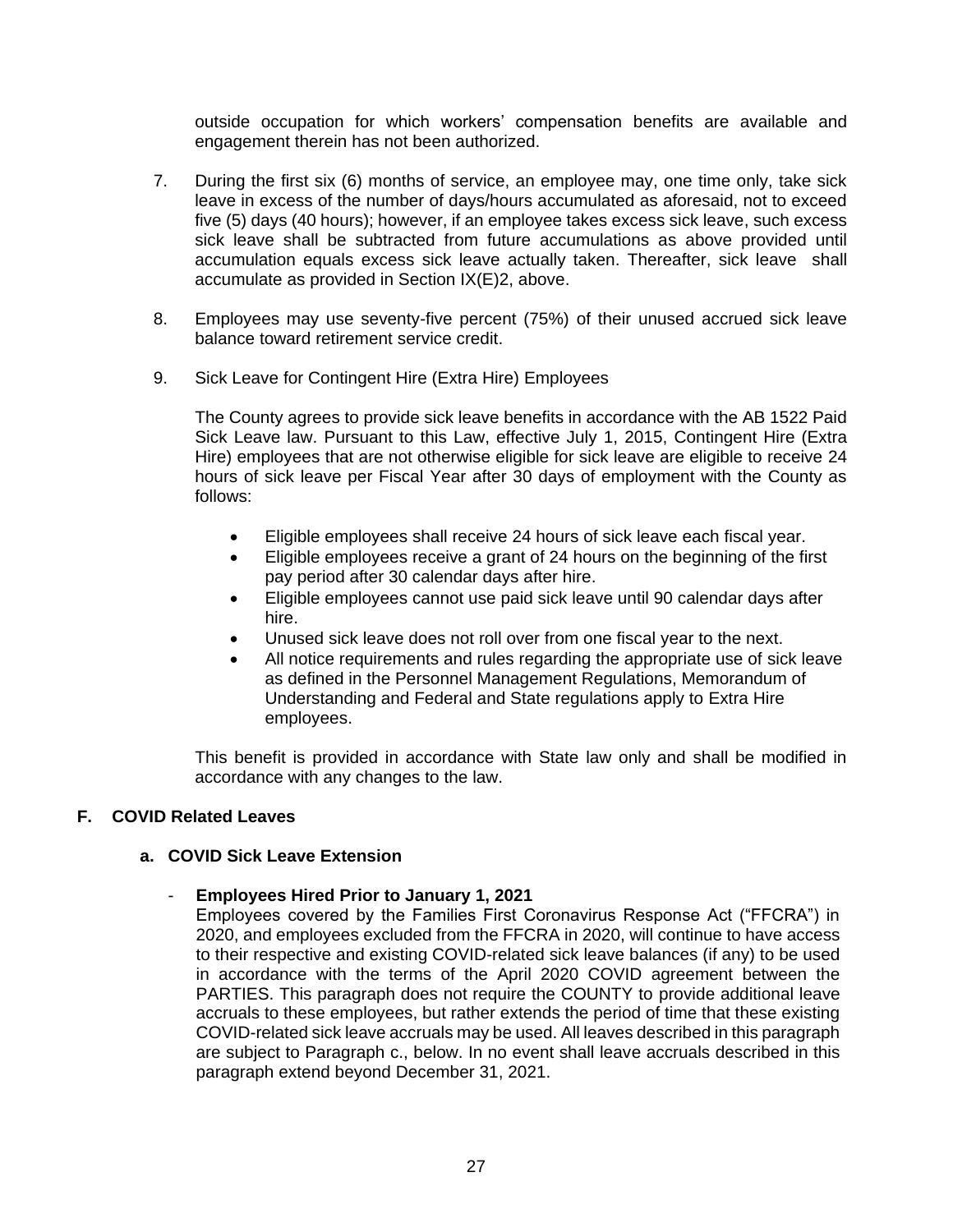outside occupation for which workers' compensation benefits are available and engagement therein has not been authorized.

7. During the first six (6) months of service, an employee may, one time only, take sick leave in excess of the number of days/hours accumulated as aforesaid, not to exceed five (5) days (40 hours); however, if an employee takes excess sick leave, such excess sick leave shall be subtracted from future accumulations as above provided until accumulation equals excess sick leave actually taken. Thereafter, sick leave shall accumulate as provided in Section IX(E)2, above.

8. Employees may use seventy-five percent (75%) of their unused accrued sick leave balance toward retirement service credit.

9. Sick Leave for Contingent Hire (Extra Hire) Employees

   The County agrees to provide sick leave benefits in accordance with the AB 1522 Paid Sick Leave law. Pursuant to this Law, effective July 1, 2015, Contingent Hire (Extra Hire) employees that are not otherwise eligible for sick leave are eligible to receive 24 hours of sick leave per Fiscal Year after 30 days of employment with the County as follows:

   - Eligible employees shall receive 24 hours of sick leave each fiscal year.
   - Eligible employees receive a grant of 24 hours on the beginning of the first pay period after 30 calendar days after hire.
   - Eligible employees cannot use paid sick leave until 90 calendar days after hire.
   - Unused sick leave does not roll over from one fiscal year to the next.
   - All notice requirements and rules regarding the appropriate use of sick leave as defined in the Personnel Management Regulations, Memorandum of Understanding and Federal and State regulations apply to Extra Hire employees.

   This benefit is provided in accordance with State law only and shall be modified in accordance with any changes to the law.

## F. COVID Related Leaves

### a. COVID Sick Leave Extension

- **Employees Hired Prior to January 1, 2021**

  Employees covered by the Families First Coronavirus Response Act ("FFCRA") in 2020, and employees excluded from the FFCRA in 2020, will continue to have access to their respective and existing COVID-related sick leave balances (if any) to be used in accordance with the terms of the April 2020 COVID agreement between the PARTIES. This paragraph does not require the COUNTY to provide additional leave accruals to these employees, but rather extends the period of time that these existing COVID-related sick leave accruals may be used. All leaves described in this paragraph are subject to Paragraph c., below. In no event shall leave accruals described in this paragraph extend beyond December 31, 2021.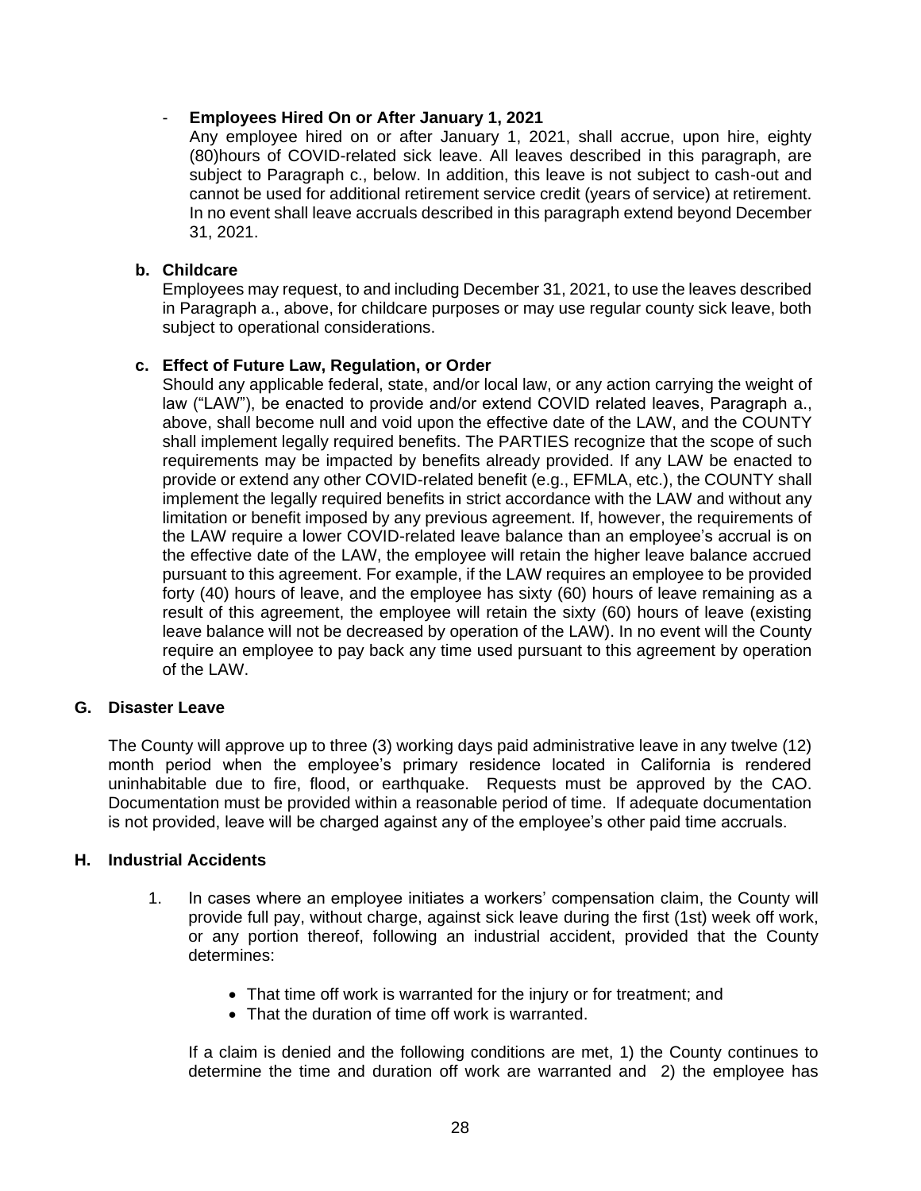- **Employees Hired On or After January 1, 2021**

  Any employee hired on or after January 1, 2021, shall accrue, upon hire, eighty (80)hours of COVID-related sick leave. All leaves described in this paragraph, are subject to Paragraph c., below. In addition, this leave is not subject to cash-out and cannot be used for additional retirement service credit (years of service) at retirement. In no event shall leave accruals described in this paragraph extend beyond December 31, 2021.

**b. Childcare**

Employees may request, to and including December 31, 2021, to use the leaves described in Paragraph a., above, for childcare purposes or may use regular county sick leave, both subject to operational considerations.

**c. Effect of Future Law, Regulation, or Order**

Should any applicable federal, state, and/or local law, or any action carrying the weight of law ("LAW"), be enacted to provide and/or extend COVID related leaves, Paragraph a., above, shall become null and void upon the effective date of the LAW, and the COUNTY shall implement legally required benefits. The PARTIES recognize that the scope of such requirements may be impacted by benefits already provided. If any LAW be enacted to provide or extend any other COVID-related benefit (e.g., EFMLA, etc.), the COUNTY shall implement the legally required benefits in strict accordance with the LAW and without any limitation or benefit imposed by any previous agreement. If, however, the requirements of the LAW require a lower COVID-related leave balance than an employee's accrual is on the effective date of the LAW, the employee will retain the higher leave balance accrued pursuant to this agreement. For example, if the LAW requires an employee to be provided forty (40) hours of leave, and the employee has sixty (60) hours of leave remaining as a result of this agreement, the employee will retain the sixty (60) hours of leave (existing leave balance will not be decreased by operation of the LAW). In no event will the County require an employee to pay back any time used pursuant to this agreement by operation of the LAW.

## G. Disaster Leave

The County will approve up to three (3) working days paid administrative leave in any twelve (12) month period when the employee's primary residence located in California is rendered uninhabitable due to fire, flood, or earthquake. Requests must be approved by the CAO. Documentation must be provided within a reasonable period of time. If adequate documentation is not provided, leave will be charged against any of the employee's other paid time accruals.

## H. Industrial Accidents

1. In cases where an employee initiates a workers' compensation claim, the County will provide full pay, without charge, against sick leave during the first (1st) week off work, or any portion thereof, following an industrial accident, provided that the County determines:

   - That time off work is warranted for the injury or for treatment; and
   - That the duration of time off work is warranted.

   If a claim is denied and the following conditions are met, 1) the County continues to determine the time and duration off work are warranted and 2) the employee has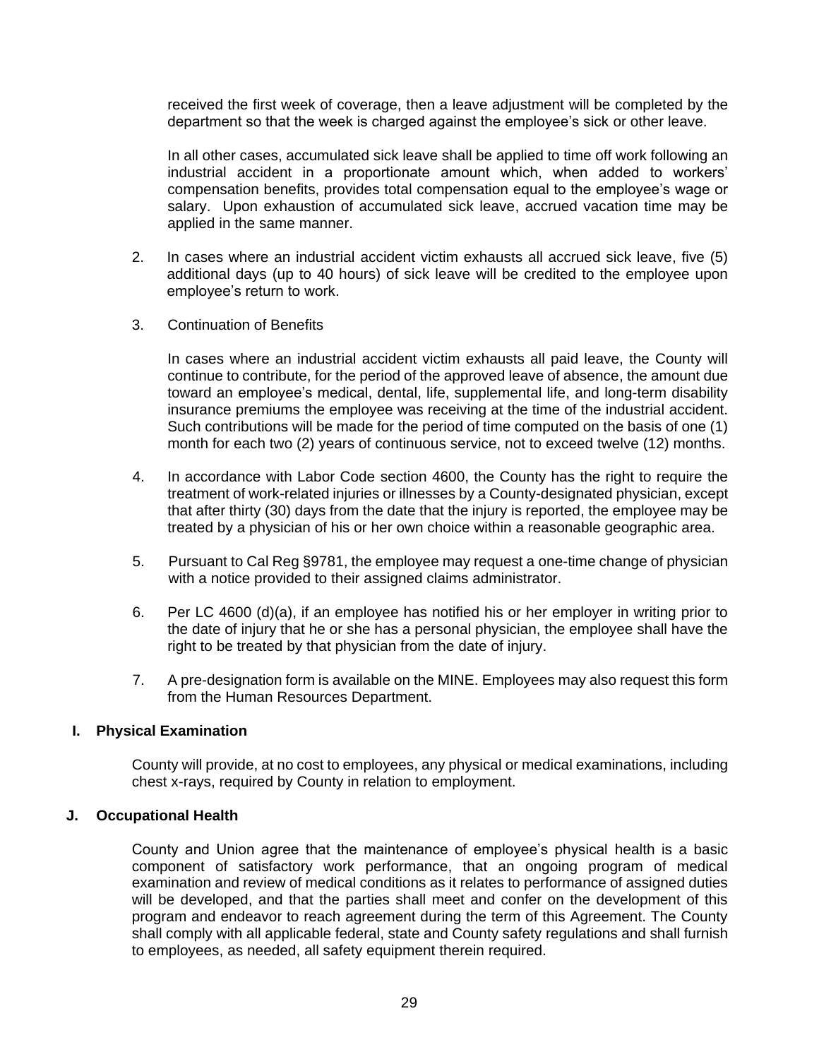received the first week of coverage, then a leave adjustment will be completed by the department so that the week is charged against the employee's sick or other leave.

In all other cases, accumulated sick leave shall be applied to time off work following an industrial accident in a proportionate amount which, when added to workers' compensation benefits, provides total compensation equal to the employee's wage or salary. Upon exhaustion of accumulated sick leave, accrued vacation time may be applied in the same manner.

2. In cases where an industrial accident victim exhausts all accrued sick leave, five (5) additional days (up to 40 hours) of sick leave will be credited to the employee upon employee's return to work.

3. Continuation of Benefits

   In cases where an industrial accident victim exhausts all paid leave, the County will continue to contribute, for the period of the approved leave of absence, the amount due toward an employee's medical, dental, life, supplemental life, and long-term disability insurance premiums the employee was receiving at the time of the industrial accident. Such contributions will be made for the period of time computed on the basis of one (1) month for each two (2) years of continuous service, not to exceed twelve (12) months.

4. In accordance with Labor Code section 4600, the County has the right to require the treatment of work-related injuries or illnesses by a County-designated physician, except that after thirty (30) days from the date that the injury is reported, the employee may be treated by a physician of his or her own choice within a reasonable geographic area.

5. Pursuant to Cal Reg §9781, the employee may request a one-time change of physician with a notice provided to their assigned claims administrator.

6. Per LC 4600 (d)(a), if an employee has notified his or her employer in writing prior to the date of injury that he or she has a personal physician, the employee shall have the right to be treated by that physician from the date of injury.

7. A pre-designation form is available on the MINE. Employees may also request this form from the Human Resources Department.

### I. Physical Examination

County will provide, at no cost to employees, any physical or medical examinations, including chest x-rays, required by County in relation to employment.

### J. Occupational Health

County and Union agree that the maintenance of employee's physical health is a basic component of satisfactory work performance, that an ongoing program of medical examination and review of medical conditions as it relates to performance of assigned duties will be developed, and that the parties shall meet and confer on the development of this program and endeavor to reach agreement during the term of this Agreement. The County shall comply with all applicable federal, state and County safety regulations and shall furnish to employees, as needed, all safety equipment therein required.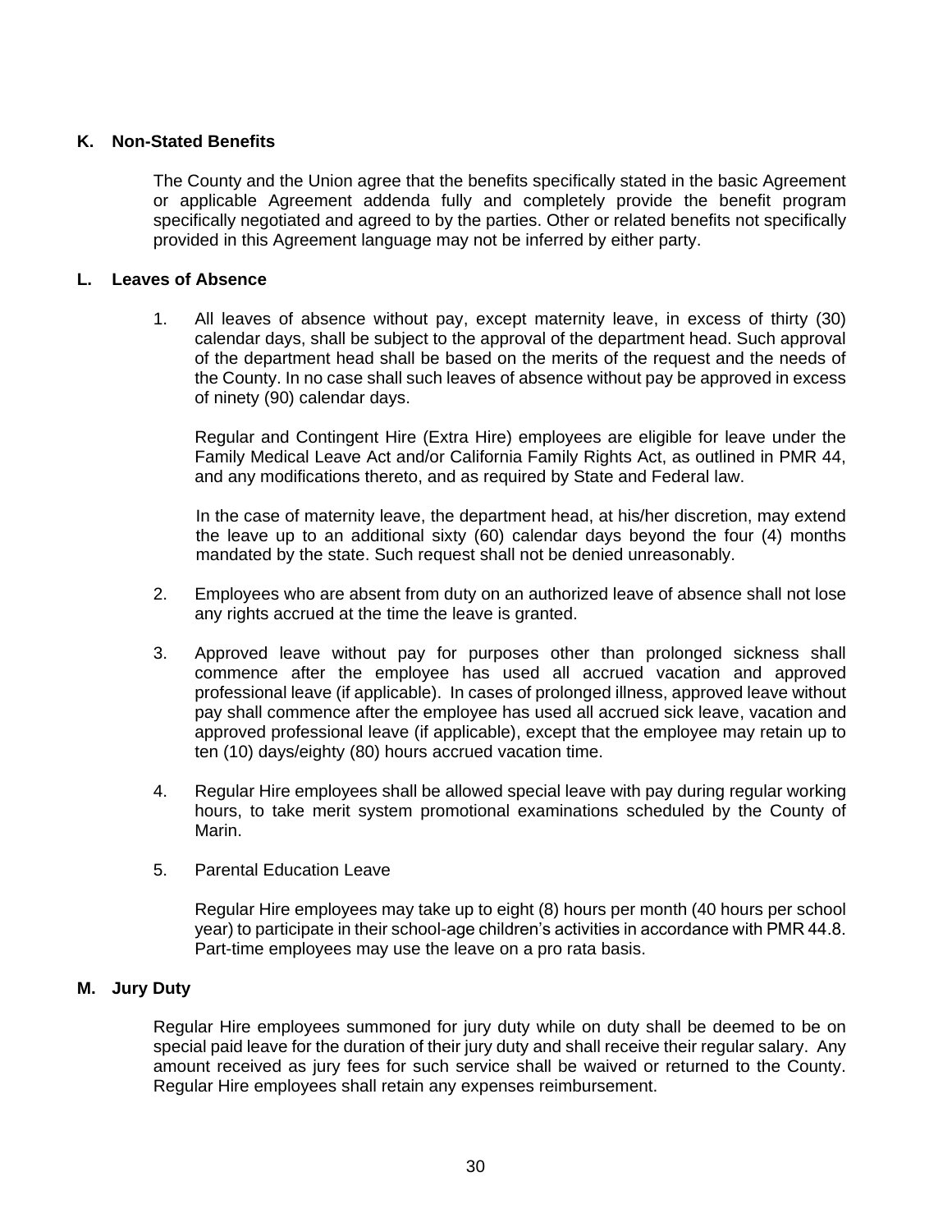## K. Non-Stated Benefits

The County and the Union agree that the benefits specifically stated in the basic Agreement or applicable Agreement addenda fully and completely provide the benefit program specifically negotiated and agreed to by the parties. Other or related benefits not specifically provided in this Agreement language may not be inferred by either party.

## L. Leaves of Absence

1. All leaves of absence without pay, except maternity leave, in excess of thirty (30) calendar days, shall be subject to the approval of the department head. Such approval of the department head shall be based on the merits of the request and the needs of the County. In no case shall such leaves of absence without pay be approved in excess of ninety (90) calendar days.

   Regular and Contingent Hire (Extra Hire) employees are eligible for leave under the Family Medical Leave Act and/or California Family Rights Act, as outlined in PMR 44, and any modifications thereto, and as required by State and Federal law.

   In the case of maternity leave, the department head, at his/her discretion, may extend the leave up to an additional sixty (60) calendar days beyond the four (4) months mandated by the state. Such request shall not be denied unreasonably.

2. Employees who are absent from duty on an authorized leave of absence shall not lose any rights accrued at the time the leave is granted.

3. Approved leave without pay for purposes other than prolonged sickness shall commence after the employee has used all accrued vacation and approved professional leave (if applicable). In cases of prolonged illness, approved leave without pay shall commence after the employee has used all accrued sick leave, vacation and approved professional leave (if applicable), except that the employee may retain up to ten (10) days/eighty (80) hours accrued vacation time.

4. Regular Hire employees shall be allowed special leave with pay during regular working hours, to take merit system promotional examinations scheduled by the County of Marin.

5. Parental Education Leave

   Regular Hire employees may take up to eight (8) hours per month (40 hours per school year) to participate in their school-age children's activities in accordance with PMR 44.8. Part-time employees may use the leave on a pro rata basis.

## M. Jury Duty

Regular Hire employees summoned for jury duty while on duty shall be deemed to be on special paid leave for the duration of their jury duty and shall receive their regular salary. Any amount received as jury fees for such service shall be waived or returned to the County. Regular Hire employees shall retain any expenses reimbursement.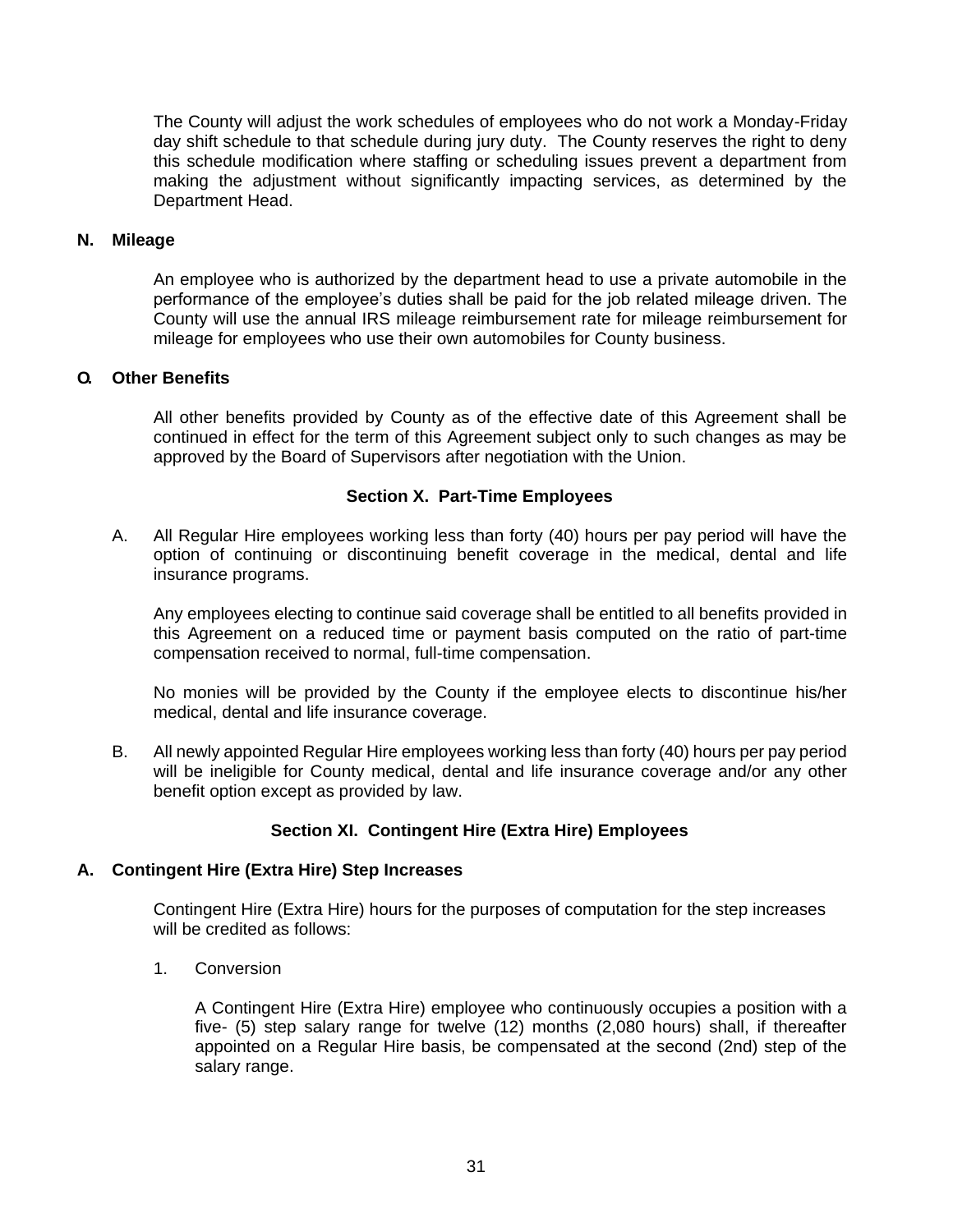The County will adjust the work schedules of employees who do not work a Monday-Friday day shift schedule to that schedule during jury duty. The County reserves the right to deny this schedule modification where staffing or scheduling issues prevent a department from making the adjustment without significantly impacting services, as determined by the Department Head.

**N. Mileage**

An employee who is authorized by the department head to use a private automobile in the performance of the employee's duties shall be paid for the job related mileage driven. The County will use the annual IRS mileage reimbursement rate for mileage reimbursement for mileage for employees who use their own automobiles for County business.

**O. Other Benefits**

All other benefits provided by County as of the effective date of this Agreement shall be continued in effect for the term of this Agreement subject only to such changes as may be approved by the Board of Supervisors after negotiation with the Union.

## Section X. Part-Time Employees

A. All Regular Hire employees working less than forty (40) hours per pay period will have the option of continuing or discontinuing benefit coverage in the medical, dental and life insurance programs.

   Any employees electing to continue said coverage shall be entitled to all benefits provided in this Agreement on a reduced time or payment basis computed on the ratio of part-time compensation received to normal, full-time compensation.

   No monies will be provided by the County if the employee elects to discontinue his/her medical, dental and life insurance coverage.

B. All newly appointed Regular Hire employees working less than forty (40) hours per pay period will be ineligible for County medical, dental and life insurance coverage and/or any other benefit option except as provided by law.

## Section XI. Contingent Hire (Extra Hire) Employees

**A. Contingent Hire (Extra Hire) Step Increases**

Contingent Hire (Extra Hire) hours for the purposes of computation for the step increases will be credited as follows:

1. Conversion

   A Contingent Hire (Extra Hire) employee who continuously occupies a position with a five- (5) step salary range for twelve (12) months (2,080 hours) shall, if thereafter appointed on a Regular Hire basis, be compensated at the second (2nd) step of the salary range.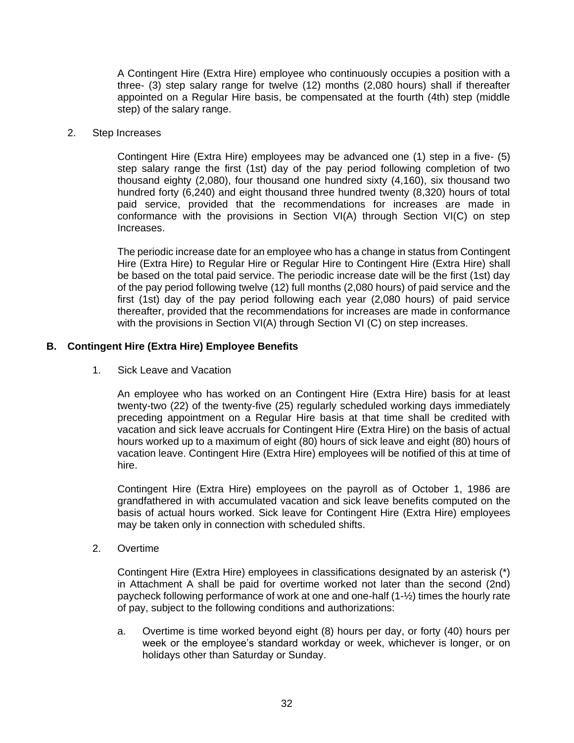A Contingent Hire (Extra Hire) employee who continuously occupies a position with a three- (3) step salary range for twelve (12) months (2,080 hours) shall if thereafter appointed on a Regular Hire basis, be compensated at the fourth (4th) step (middle step) of the salary range.

2. Step Increases

Contingent Hire (Extra Hire) employees may be advanced one (1) step in a five- (5) step salary range the first (1st) day of the pay period following completion of two thousand eighty (2,080), four thousand one hundred sixty (4,160), six thousand two hundred forty (6,240) and eight thousand three hundred twenty (8,320) hours of total paid service, provided that the recommendations for increases are made in conformance with the provisions in Section VI(A) through Section VI(C) on step Increases.

The periodic increase date for an employee who has a change in status from Contingent Hire (Extra Hire) to Regular Hire or Regular Hire to Contingent Hire (Extra Hire) shall be based on the total paid service. The periodic increase date will be the first (1st) day of the pay period following twelve (12) full months (2,080 hours) of paid service and the first (1st) day of the pay period following each year (2,080 hours) of paid service thereafter, provided that the recommendations for increases are made in conformance with the provisions in Section VI(A) through Section VI (C) on step increases.

## B. Contingent Hire (Extra Hire) Employee Benefits

1. Sick Leave and Vacation

An employee who has worked on an Contingent Hire (Extra Hire) basis for at least twenty-two (22) of the twenty-five (25) regularly scheduled working days immediately preceding appointment on a Regular Hire basis at that time shall be credited with vacation and sick leave accruals for Contingent Hire (Extra Hire) on the basis of actual hours worked up to a maximum of eight (80) hours of sick leave and eight (80) hours of vacation leave. Contingent Hire (Extra Hire) employees will be notified of this at time of hire.

Contingent Hire (Extra Hire) employees on the payroll as of October 1, 1986 are grandfathered in with accumulated vacation and sick leave benefits computed on the basis of actual hours worked. Sick leave for Contingent Hire (Extra Hire) employees may be taken only in connection with scheduled shifts.

2. Overtime

Contingent Hire (Extra Hire) employees in classifications designated by an asterisk (*) in Attachment A shall be paid for overtime worked not later than the second (2nd) paycheck following performance of work at one and one-half (1-½) times the hourly rate of pay, subject to the following conditions and authorizations:

a. Overtime is time worked beyond eight (8) hours per day, or forty (40) hours per week or the employee's standard workday or week, whichever is longer, or on holidays other than Saturday or Sunday.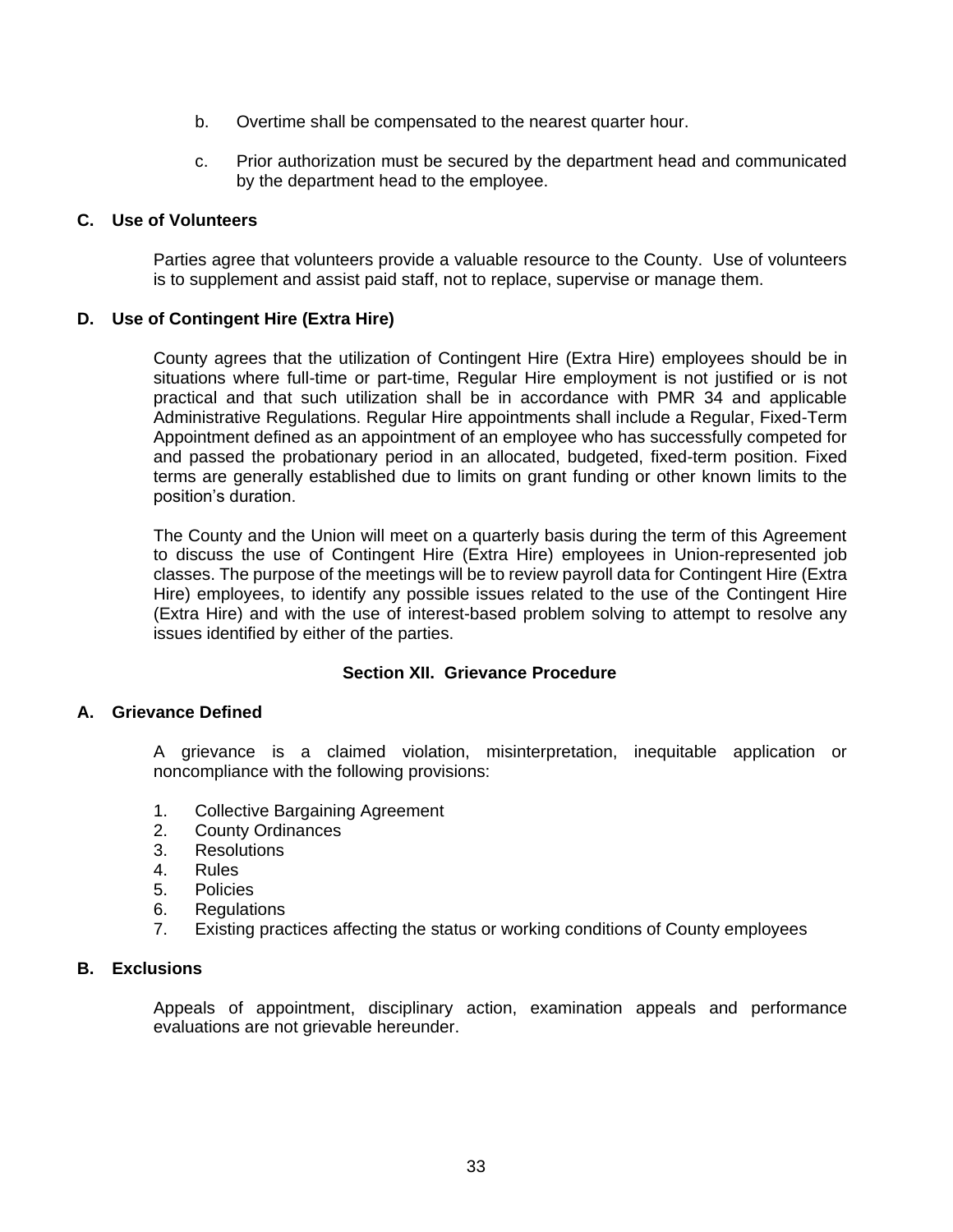b. Overtime shall be compensated to the nearest quarter hour.

c. Prior authorization must be secured by the department head and communicated by the department head to the employee.

**C. Use of Volunteers**

Parties agree that volunteers provide a valuable resource to the County. Use of volunteers is to supplement and assist paid staff, not to replace, supervise or manage them.

**D. Use of Contingent Hire (Extra Hire)**

County agrees that the utilization of Contingent Hire (Extra Hire) employees should be in situations where full-time or part-time, Regular Hire employment is not justified or is not practical and that such utilization shall be in accordance with PMR 34 and applicable Administrative Regulations. Regular Hire appointments shall include a Regular, Fixed-Term Appointment defined as an appointment of an employee who has successfully competed for and passed the probationary period in an allocated, budgeted, fixed-term position. Fixed terms are generally established due to limits on grant funding or other known limits to the position's duration.

The County and the Union will meet on a quarterly basis during the term of this Agreement to discuss the use of Contingent Hire (Extra Hire) employees in Union-represented job classes. The purpose of the meetings will be to review payroll data for Contingent Hire (Extra Hire) employees, to identify any possible issues related to the use of the Contingent Hire (Extra Hire) and with the use of interest-based problem solving to attempt to resolve any issues identified by either of the parties.

## Section XII. Grievance Procedure

**A. Grievance Defined**

A grievance is a claimed violation, misinterpretation, inequitable application or noncompliance with the following provisions:

1. Collective Bargaining Agreement
2. County Ordinances
3. Resolutions
4. Rules
5. Policies
6. Regulations
7. Existing practices affecting the status or working conditions of County employees

**B. Exclusions**

Appeals of appointment, disciplinary action, examination appeals and performance evaluations are not grievable hereunder.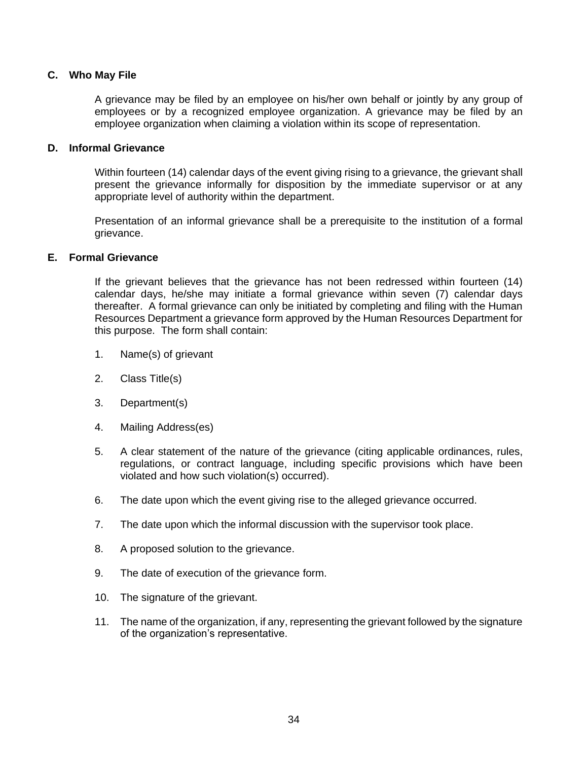### C. Who May File

A grievance may be filed by an employee on his/her own behalf or jointly by any group of employees or by a recognized employee organization. A grievance may be filed by an employee organization when claiming a violation within its scope of representation.

### D. Informal Grievance

Within fourteen (14) calendar days of the event giving rising to a grievance, the grievant shall present the grievance informally for disposition by the immediate supervisor or at any appropriate level of authority within the department.

Presentation of an informal grievance shall be a prerequisite to the institution of a formal grievance.

### E. Formal Grievance

If the grievant believes that the grievance has not been redressed within fourteen (14) calendar days, he/she may initiate a formal grievance within seven (7) calendar days thereafter. A formal grievance can only be initiated by completing and filing with the Human Resources Department a grievance form approved by the Human Resources Department for this purpose. The form shall contain:

1. Name(s) of grievant
2. Class Title(s)
3. Department(s)
4. Mailing Address(es)
5. A clear statement of the nature of the grievance (citing applicable ordinances, rules, regulations, or contract language, including specific provisions which have been violated and how such violation(s) occurred).
6. The date upon which the event giving rise to the alleged grievance occurred.
7. The date upon which the informal discussion with the supervisor took place.
8. A proposed solution to the grievance.
9. The date of execution of the grievance form.
10. The signature of the grievant.
11. The name of the organization, if any, representing the grievant followed by the signature of the organization's representative.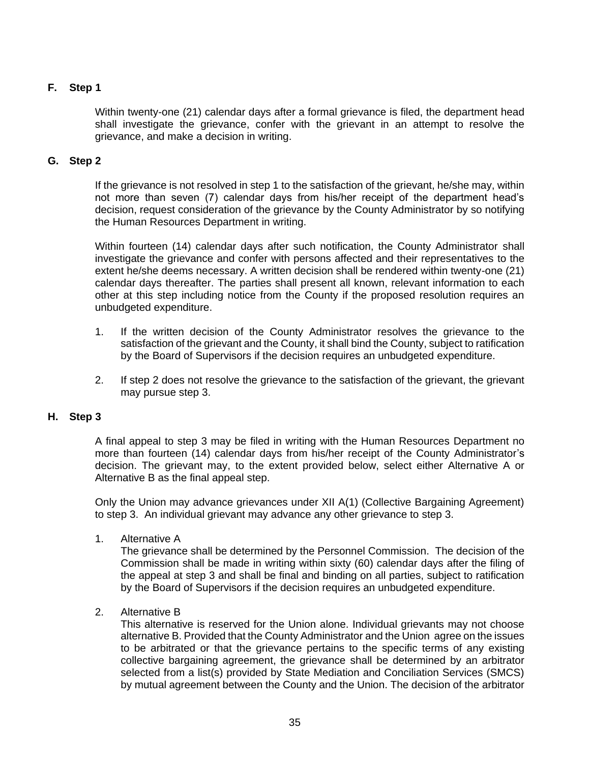### F. Step 1

Within twenty-one (21) calendar days after a formal grievance is filed, the department head shall investigate the grievance, confer with the grievant in an attempt to resolve the grievance, and make a decision in writing.

### G. Step 2

If the grievance is not resolved in step 1 to the satisfaction of the grievant, he/she may, within not more than seven (7) calendar days from his/her receipt of the department head's decision, request consideration of the grievance by the County Administrator by so notifying the Human Resources Department in writing.

Within fourteen (14) calendar days after such notification, the County Administrator shall investigate the grievance and confer with persons affected and their representatives to the extent he/she deems necessary. A written decision shall be rendered within twenty-one (21) calendar days thereafter. The parties shall present all known, relevant information to each other at this step including notice from the County if the proposed resolution requires an unbudgeted expenditure.

1. If the written decision of the County Administrator resolves the grievance to the satisfaction of the grievant and the County, it shall bind the County, subject to ratification by the Board of Supervisors if the decision requires an unbudgeted expenditure.

2. If step 2 does not resolve the grievance to the satisfaction of the grievant, the grievant may pursue step 3.

### H. Step 3

A final appeal to step 3 may be filed in writing with the Human Resources Department no more than fourteen (14) calendar days from his/her receipt of the County Administrator's decision. The grievant may, to the extent provided below, select either Alternative A or Alternative B as the final appeal step.

Only the Union may advance grievances under XII A(1) (Collective Bargaining Agreement) to step 3. An individual grievant may advance any other grievance to step 3.

1. Alternative A
   The grievance shall be determined by the Personnel Commission. The decision of the Commission shall be made in writing within sixty (60) calendar days after the filing of the appeal at step 3 and shall be final and binding on all parties, subject to ratification by the Board of Supervisors if the decision requires an unbudgeted expenditure.

2. Alternative B
   This alternative is reserved for the Union alone. Individual grievants may not choose alternative B. Provided that the County Administrator and the Union agree on the issues to be arbitrated or that the grievance pertains to the specific terms of any existing collective bargaining agreement, the grievance shall be determined by an arbitrator selected from a list(s) provided by State Mediation and Conciliation Services (SMCS) by mutual agreement between the County and the Union. The decision of the arbitrator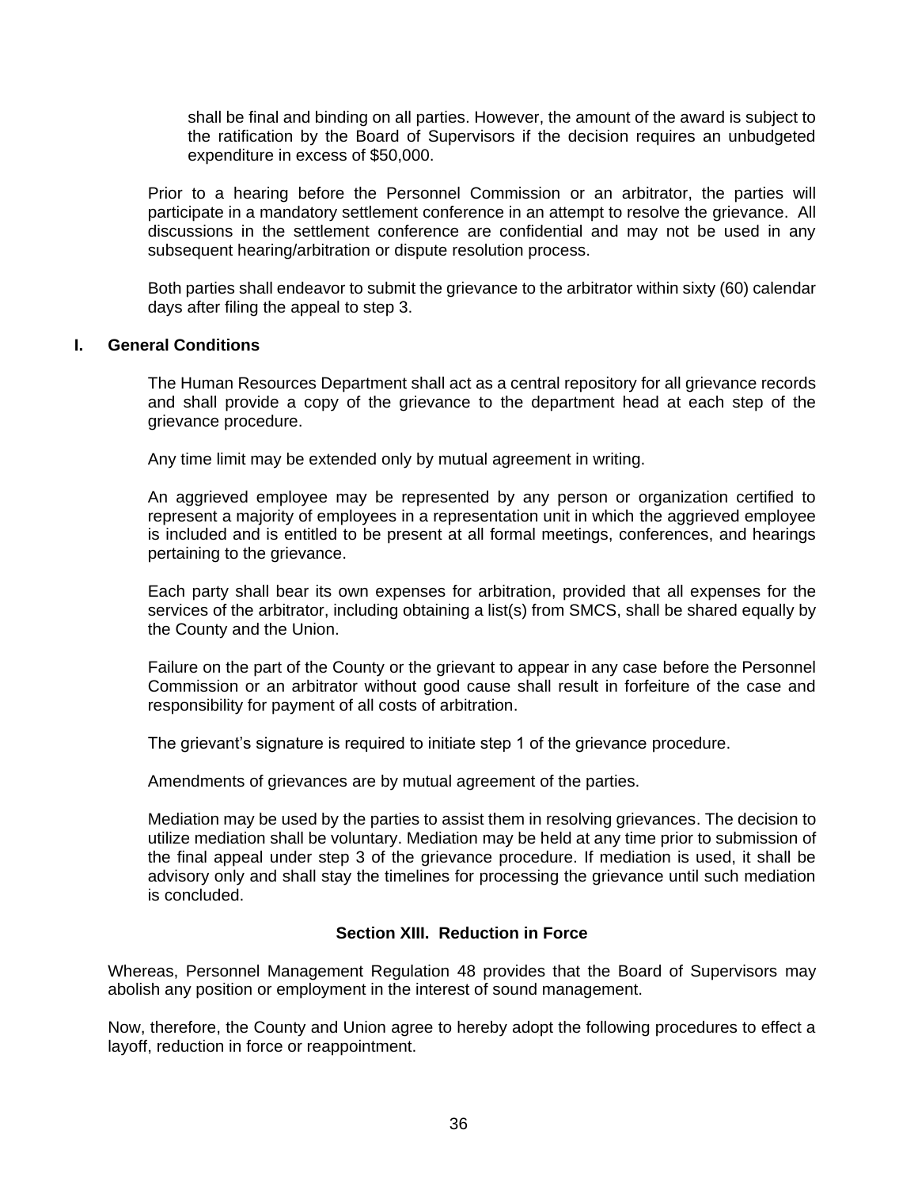shall be final and binding on all parties. However, the amount of the award is subject to the ratification by the Board of Supervisors if the decision requires an unbudgeted expenditure in excess of $50,000.

Prior to a hearing before the Personnel Commission or an arbitrator, the parties will participate in a mandatory settlement conference in an attempt to resolve the grievance. All discussions in the settlement conference are confidential and may not be used in any subsequent hearing/arbitration or dispute resolution process.

Both parties shall endeavor to submit the grievance to the arbitrator within sixty (60) calendar days after filing the appeal to step 3.

**I. General Conditions**

The Human Resources Department shall act as a central repository for all grievance records and shall provide a copy of the grievance to the department head at each step of the grievance procedure.

Any time limit may be extended only by mutual agreement in writing.

An aggrieved employee may be represented by any person or organization certified to represent a majority of employees in a representation unit in which the aggrieved employee is included and is entitled to be present at all formal meetings, conferences, and hearings pertaining to the grievance.

Each party shall bear its own expenses for arbitration, provided that all expenses for the services of the arbitrator, including obtaining a list(s) from SMCS, shall be shared equally by the County and the Union.

Failure on the part of the County or the grievant to appear in any case before the Personnel Commission or an arbitrator without good cause shall result in forfeiture of the case and responsibility for payment of all costs of arbitration.

The grievant's signature is required to initiate step 1 of the grievance procedure.

Amendments of grievances are by mutual agreement of the parties.

Mediation may be used by the parties to assist them in resolving grievances. The decision to utilize mediation shall be voluntary. Mediation may be held at any time prior to submission of the final appeal under step 3 of the grievance procedure. If mediation is used, it shall be advisory only and shall stay the timelines for processing the grievance until such mediation is concluded.

## Section XIII. Reduction in Force

Whereas, Personnel Management Regulation 48 provides that the Board of Supervisors may abolish any position or employment in the interest of sound management.

Now, therefore, the County and Union agree to hereby adopt the following procedures to effect a layoff, reduction in force or reappointment.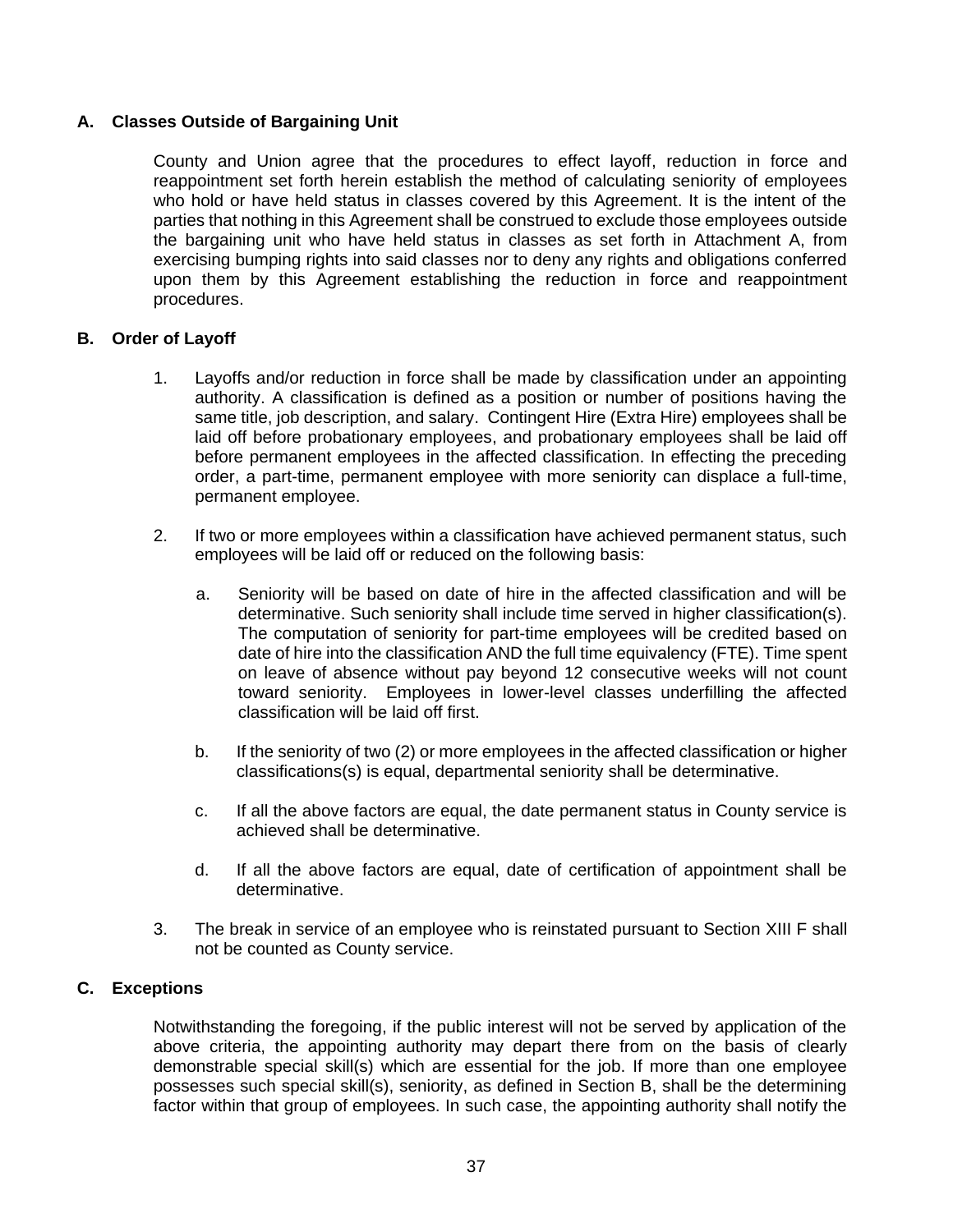### A. Classes Outside of Bargaining Unit

County and Union agree that the procedures to effect layoff, reduction in force and reappointment set forth herein establish the method of calculating seniority of employees who hold or have held status in classes covered by this Agreement. It is the intent of the parties that nothing in this Agreement shall be construed to exclude those employees outside the bargaining unit who have held status in classes as set forth in Attachment A, from exercising bumping rights into said classes nor to deny any rights and obligations conferred upon them by this Agreement establishing the reduction in force and reappointment procedures.

### B. Order of Layoff

1. Layoffs and/or reduction in force shall be made by classification under an appointing authority. A classification is defined as a position or number of positions having the same title, job description, and salary. Contingent Hire (Extra Hire) employees shall be laid off before probationary employees, and probationary employees shall be laid off before permanent employees in the affected classification. In effecting the preceding order, a part-time, permanent employee with more seniority can displace a full-time, permanent employee.

2. If two or more employees within a classification have achieved permanent status, such employees will be laid off or reduced on the following basis:

   a. Seniority will be based on date of hire in the affected classification and will be determinative. Such seniority shall include time served in higher classification(s). The computation of seniority for part-time employees will be credited based on date of hire into the classification AND the full time equivalency (FTE). Time spent on leave of absence without pay beyond 12 consecutive weeks will not count toward seniority. Employees in lower-level classes underfilling the affected classification will be laid off first.

   b. If the seniority of two (2) or more employees in the affected classification or higher classifications(s) is equal, departmental seniority shall be determinative.

   c. If all the above factors are equal, the date permanent status in County service is achieved shall be determinative.

   d. If all the above factors are equal, date of certification of appointment shall be determinative.

3. The break in service of an employee who is reinstated pursuant to Section XIII F shall not be counted as County service.

### C. Exceptions

Notwithstanding the foregoing, if the public interest will not be served by application of the above criteria, the appointing authority may depart there from on the basis of clearly demonstrable special skill(s) which are essential for the job. If more than one employee possesses such special skill(s), seniority, as defined in Section B, shall be the determining factor within that group of employees. In such case, the appointing authority shall notify the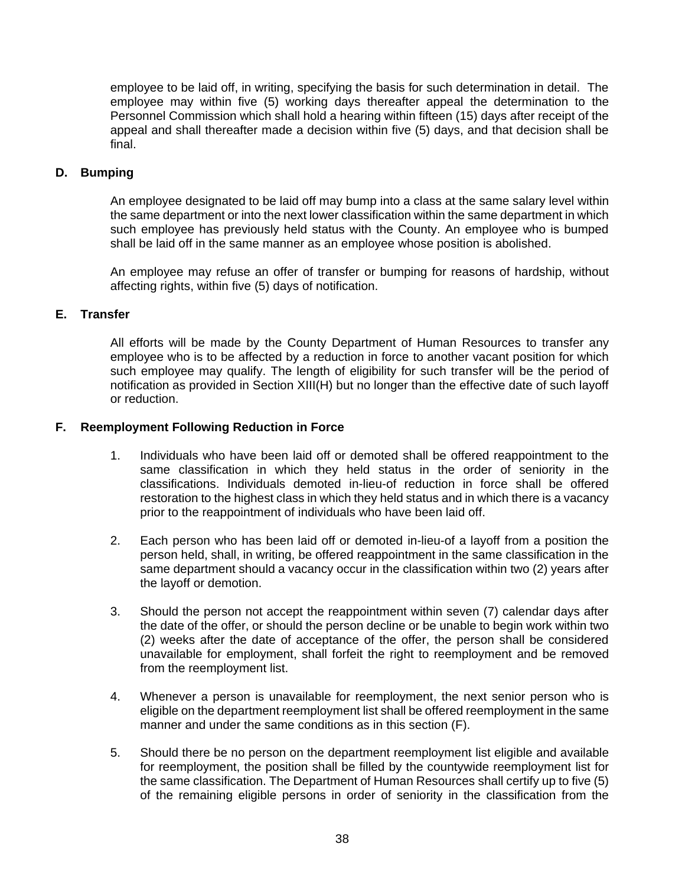employee to be laid off, in writing, specifying the basis for such determination in detail. The employee may within five (5) working days thereafter appeal the determination to the Personnel Commission which shall hold a hearing within fifteen (15) days after receipt of the appeal and shall thereafter made a decision within five (5) days, and that decision shall be final.

### D. Bumping

An employee designated to be laid off may bump into a class at the same salary level within the same department or into the next lower classification within the same department in which such employee has previously held status with the County. An employee who is bumped shall be laid off in the same manner as an employee whose position is abolished.

An employee may refuse an offer of transfer or bumping for reasons of hardship, without affecting rights, within five (5) days of notification.

### E. Transfer

All efforts will be made by the County Department of Human Resources to transfer any employee who is to be affected by a reduction in force to another vacant position for which such employee may qualify. The length of eligibility for such transfer will be the period of notification as provided in Section XIII(H) but no longer than the effective date of such layoff or reduction.

### F. Reemployment Following Reduction in Force

1. Individuals who have been laid off or demoted shall be offered reappointment to the same classification in which they held status in the order of seniority in the classifications. Individuals demoted in-lieu-of reduction in force shall be offered restoration to the highest class in which they held status and in which there is a vacancy prior to the reappointment of individuals who have been laid off.

2. Each person who has been laid off or demoted in-lieu-of a layoff from a position the person held, shall, in writing, be offered reappointment in the same classification in the same department should a vacancy occur in the classification within two (2) years after the layoff or demotion.

3. Should the person not accept the reappointment within seven (7) calendar days after the date of the offer, or should the person decline or be unable to begin work within two (2) weeks after the date of acceptance of the offer, the person shall be considered unavailable for employment, shall forfeit the right to reemployment and be removed from the reemployment list.

4. Whenever a person is unavailable for reemployment, the next senior person who is eligible on the department reemployment list shall be offered reemployment in the same manner and under the same conditions as in this section (F).

5. Should there be no person on the department reemployment list eligible and available for reemployment, the position shall be filled by the countywide reemployment list for the same classification. The Department of Human Resources shall certify up to five (5) of the remaining eligible persons in order of seniority in the classification from the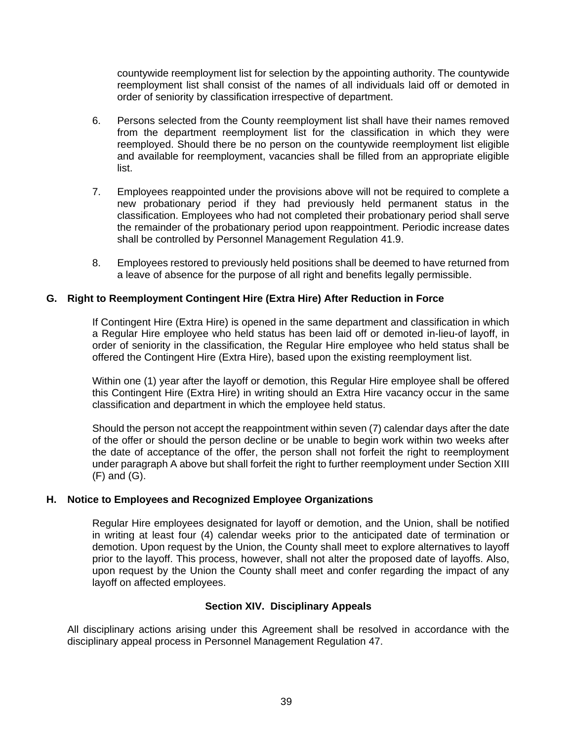countywide reemployment list for selection by the appointing authority. The countywide reemployment list shall consist of the names of all individuals laid off or demoted in order of seniority by classification irrespective of department.

6. Persons selected from the County reemployment list shall have their names removed from the department reemployment list for the classification in which they were reemployed. Should there be no person on the countywide reemployment list eligible and available for reemployment, vacancies shall be filled from an appropriate eligible list.

7. Employees reappointed under the provisions above will not be required to complete a new probationary period if they had previously held permanent status in the classification. Employees who had not completed their probationary period shall serve the remainder of the probationary period upon reappointment. Periodic increase dates shall be controlled by Personnel Management Regulation 41.9.

8. Employees restored to previously held positions shall be deemed to have returned from a leave of absence for the purpose of all right and benefits legally permissible.

### G. Right to Reemployment Contingent Hire (Extra Hire) After Reduction in Force

If Contingent Hire (Extra Hire) is opened in the same department and classification in which a Regular Hire employee who held status has been laid off or demoted in-lieu-of layoff, in order of seniority in the classification, the Regular Hire employee who held status shall be offered the Contingent Hire (Extra Hire), based upon the existing reemployment list.

Within one (1) year after the layoff or demotion, this Regular Hire employee shall be offered this Contingent Hire (Extra Hire) in writing should an Extra Hire vacancy occur in the same classification and department in which the employee held status.

Should the person not accept the reappointment within seven (7) calendar days after the date of the offer or should the person decline or be unable to begin work within two weeks after the date of acceptance of the offer, the person shall not forfeit the right to reemployment under paragraph A above but shall forfeit the right to further reemployment under Section XIII (F) and (G).

### H. Notice to Employees and Recognized Employee Organizations

Regular Hire employees designated for layoff or demotion, and the Union, shall be notified in writing at least four (4) calendar weeks prior to the anticipated date of termination or demotion. Upon request by the Union, the County shall meet to explore alternatives to layoff prior to the layoff. This process, however, shall not alter the proposed date of layoffs. Also, upon request by the Union the County shall meet and confer regarding the impact of any layoff on affected employees.

## Section XIV. Disciplinary Appeals

All disciplinary actions arising under this Agreement shall be resolved in accordance with the disciplinary appeal process in Personnel Management Regulation 47.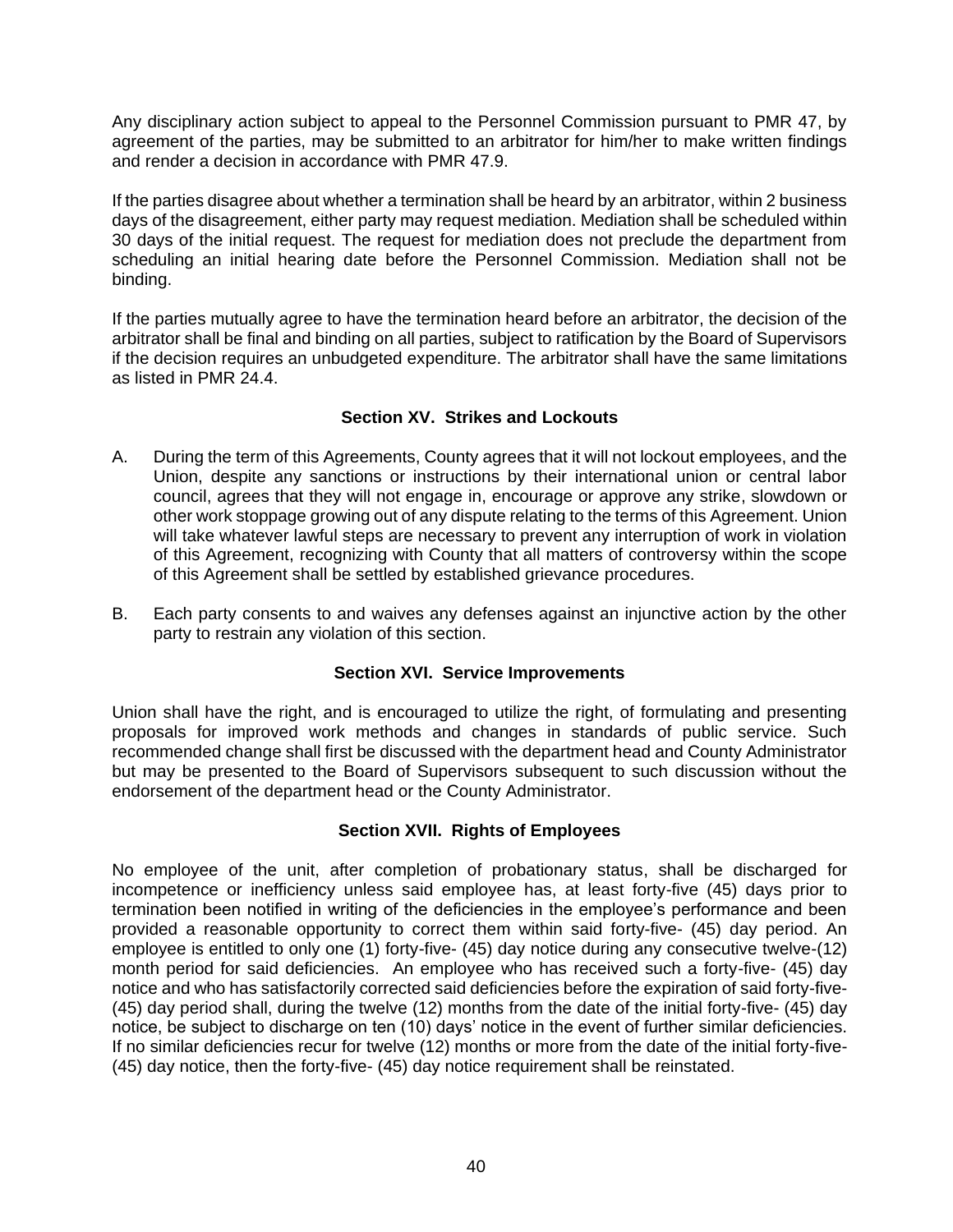Any disciplinary action subject to appeal to the Personnel Commission pursuant to PMR 47, by agreement of the parties, may be submitted to an arbitrator for him/her to make written findings and render a decision in accordance with PMR 47.9.

If the parties disagree about whether a termination shall be heard by an arbitrator, within 2 business days of the disagreement, either party may request mediation. Mediation shall be scheduled within 30 days of the initial request. The request for mediation does not preclude the department from scheduling an initial hearing date before the Personnel Commission. Mediation shall not be binding.

If the parties mutually agree to have the termination heard before an arbitrator, the decision of the arbitrator shall be final and binding on all parties, subject to ratification by the Board of Supervisors if the decision requires an unbudgeted expenditure. The arbitrator shall have the same limitations as listed in PMR 24.4.

## Section XV. Strikes and Lockouts

A. During the term of this Agreements, County agrees that it will not lockout employees, and the Union, despite any sanctions or instructions by their international union or central labor council, agrees that they will not engage in, encourage or approve any strike, slowdown or other work stoppage growing out of any dispute relating to the terms of this Agreement. Union will take whatever lawful steps are necessary to prevent any interruption of work in violation of this Agreement, recognizing with County that all matters of controversy within the scope of this Agreement shall be settled by established grievance procedures.

B. Each party consents to and waives any defenses against an injunctive action by the other party to restrain any violation of this section.

## Section XVI. Service Improvements

Union shall have the right, and is encouraged to utilize the right, of formulating and presenting proposals for improved work methods and changes in standards of public service. Such recommended change shall first be discussed with the department head and County Administrator but may be presented to the Board of Supervisors subsequent to such discussion without the endorsement of the department head or the County Administrator.

## Section XVII. Rights of Employees

No employee of the unit, after completion of probationary status, shall be discharged for incompetence or inefficiency unless said employee has, at least forty-five (45) days prior to termination been notified in writing of the deficiencies in the employee's performance and been provided a reasonable opportunity to correct them within said forty-five- (45) day period. An employee is entitled to only one (1) forty-five- (45) day notice during any consecutive twelve-(12) month period for said deficiencies. An employee who has received such a forty-five- (45) day notice and who has satisfactorily corrected said deficiencies before the expiration of said forty-five- (45) day period shall, during the twelve (12) months from the date of the initial forty-five- (45) day notice, be subject to discharge on ten (10) days' notice in the event of further similar deficiencies. If no similar deficiencies recur for twelve (12) months or more from the date of the initial forty-five- (45) day notice, then the forty-five- (45) day notice requirement shall be reinstated.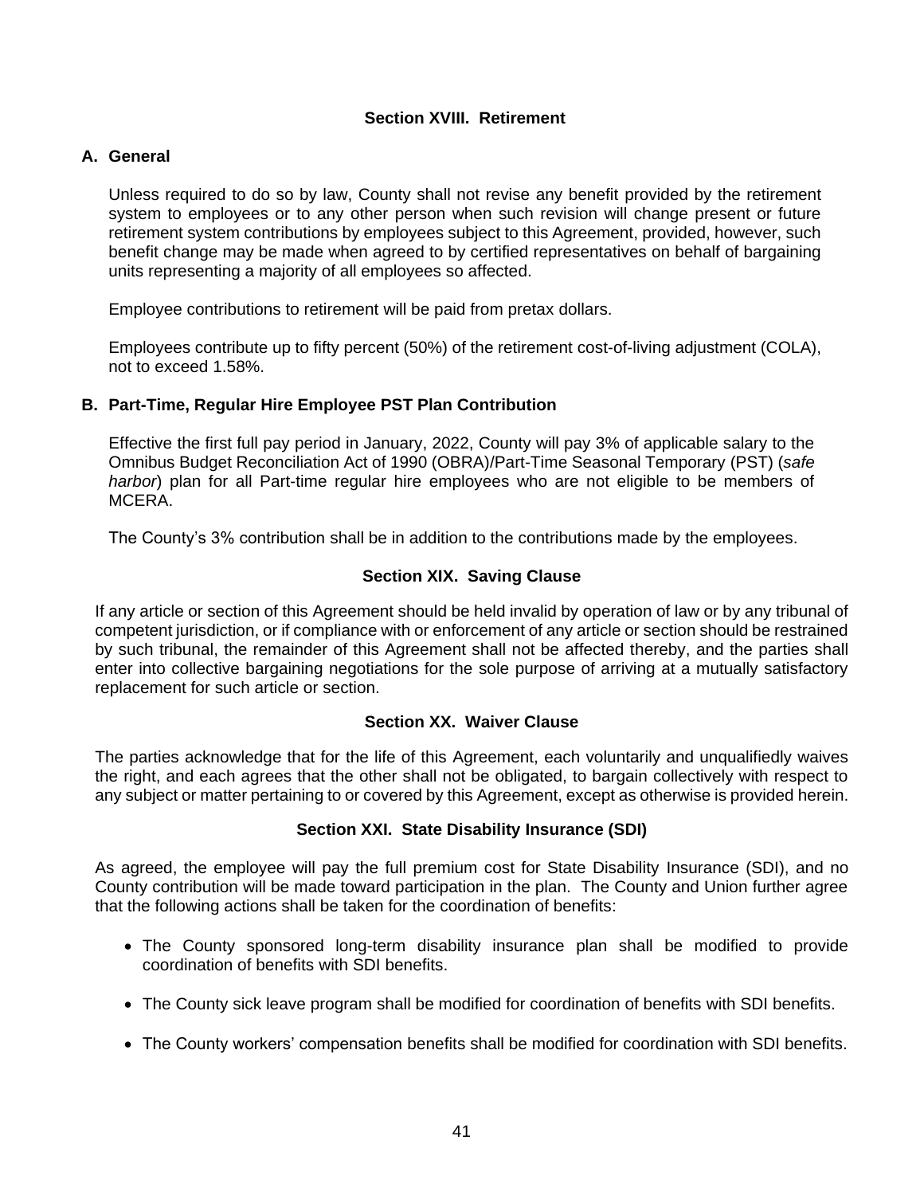## Section XVIII. Retirement

### A. General

Unless required to do so by law, County shall not revise any benefit provided by the retirement system to employees or to any other person when such revision will change present or future retirement system contributions by employees subject to this Agreement, provided, however, such benefit change may be made when agreed to by certified representatives on behalf of bargaining units representing a majority of all employees so affected.

Employee contributions to retirement will be paid from pretax dollars.

Employees contribute up to fifty percent (50%) of the retirement cost-of-living adjustment (COLA), not to exceed 1.58%.

### B. Part-Time, Regular Hire Employee PST Plan Contribution

Effective the first full pay period in January, 2022, County will pay 3% of applicable salary to the Omnibus Budget Reconciliation Act of 1990 (OBRA)/Part-Time Seasonal Temporary (PST) (*safe harbor*) plan for all Part-time regular hire employees who are not eligible to be members of MCERA.

The County's 3% contribution shall be in addition to the contributions made by the employees.

## Section XIX. Saving Clause

If any article or section of this Agreement should be held invalid by operation of law or by any tribunal of competent jurisdiction, or if compliance with or enforcement of any article or section should be restrained by such tribunal, the remainder of this Agreement shall not be affected thereby, and the parties shall enter into collective bargaining negotiations for the sole purpose of arriving at a mutually satisfactory replacement for such article or section.

## Section XX. Waiver Clause

The parties acknowledge that for the life of this Agreement, each voluntarily and unqualifiedly waives the right, and each agrees that the other shall not be obligated, to bargain collectively with respect to any subject or matter pertaining to or covered by this Agreement, except as otherwise is provided herein.

## Section XXI. State Disability Insurance (SDI)

As agreed, the employee will pay the full premium cost for State Disability Insurance (SDI), and no County contribution will be made toward participation in the plan. The County and Union further agree that the following actions shall be taken for the coordination of benefits:

- The County sponsored long-term disability insurance plan shall be modified to provide coordination of benefits with SDI benefits.
- The County sick leave program shall be modified for coordination of benefits with SDI benefits.
- The County workers' compensation benefits shall be modified for coordination with SDI benefits.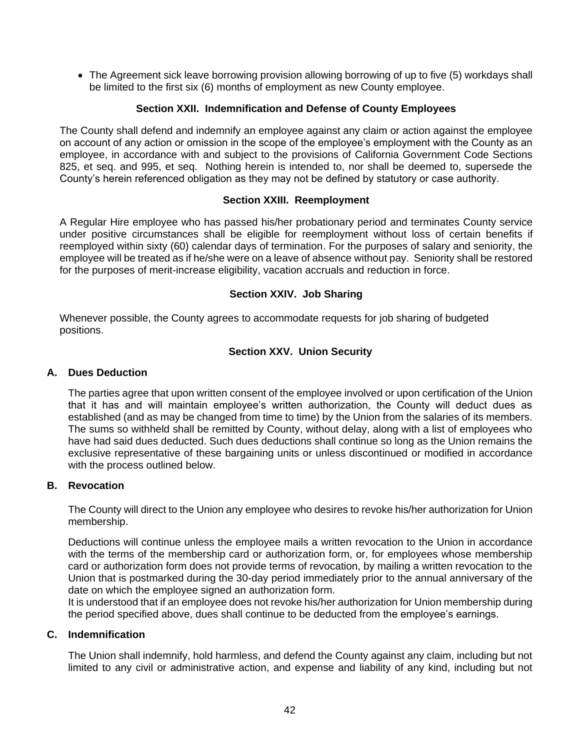- The Agreement sick leave borrowing provision allowing borrowing of up to five (5) workdays shall be limited to the first six (6) months of employment as new County employee.

### Section XXII. Indemnification and Defense of County Employees

The County shall defend and indemnify an employee against any claim or action against the employee on account of any action or omission in the scope of the employee's employment with the County as an employee, in accordance with and subject to the provisions of California Government Code Sections 825, et seq. and 995, et seq. Nothing herein is intended to, nor shall be deemed to, supersede the County's herein referenced obligation as they may not be defined by statutory or case authority.

### Section XXIII. Reemployment

A Regular Hire employee who has passed his/her probationary period and terminates County service under positive circumstances shall be eligible for reemployment without loss of certain benefits if reemployed within sixty (60) calendar days of termination. For the purposes of salary and seniority, the employee will be treated as if he/she were on a leave of absence without pay. Seniority shall be restored for the purposes of merit-increase eligibility, vacation accruals and reduction in force.

### Section XXIV. Job Sharing

Whenever possible, the County agrees to accommodate requests for job sharing of budgeted positions.

### Section XXV. Union Security

**A. Dues Deduction**

The parties agree that upon written consent of the employee involved or upon certification of the Union that it has and will maintain employee's written authorization, the County will deduct dues as established (and as may be changed from time to time) by the Union from the salaries of its members. The sums so withheld shall be remitted by County, without delay, along with a list of employees who have had said dues deducted. Such dues deductions shall continue so long as the Union remains the exclusive representative of these bargaining units or unless discontinued or modified in accordance with the process outlined below.

**B. Revocation**

The County will direct to the Union any employee who desires to revoke his/her authorization for Union membership.

Deductions will continue unless the employee mails a written revocation to the Union in accordance with the terms of the membership card or authorization form, or, for employees whose membership card or authorization form does not provide terms of revocation, by mailing a written revocation to the Union that is postmarked during the 30-day period immediately prior to the annual anniversary of the date on which the employee signed an authorization form.

It is understood that if an employee does not revoke his/her authorization for Union membership during the period specified above, dues shall continue to be deducted from the employee's earnings.

**C. Indemnification**

The Union shall indemnify, hold harmless, and defend the County against any claim, including but not limited to any civil or administrative action, and expense and liability of any kind, including but not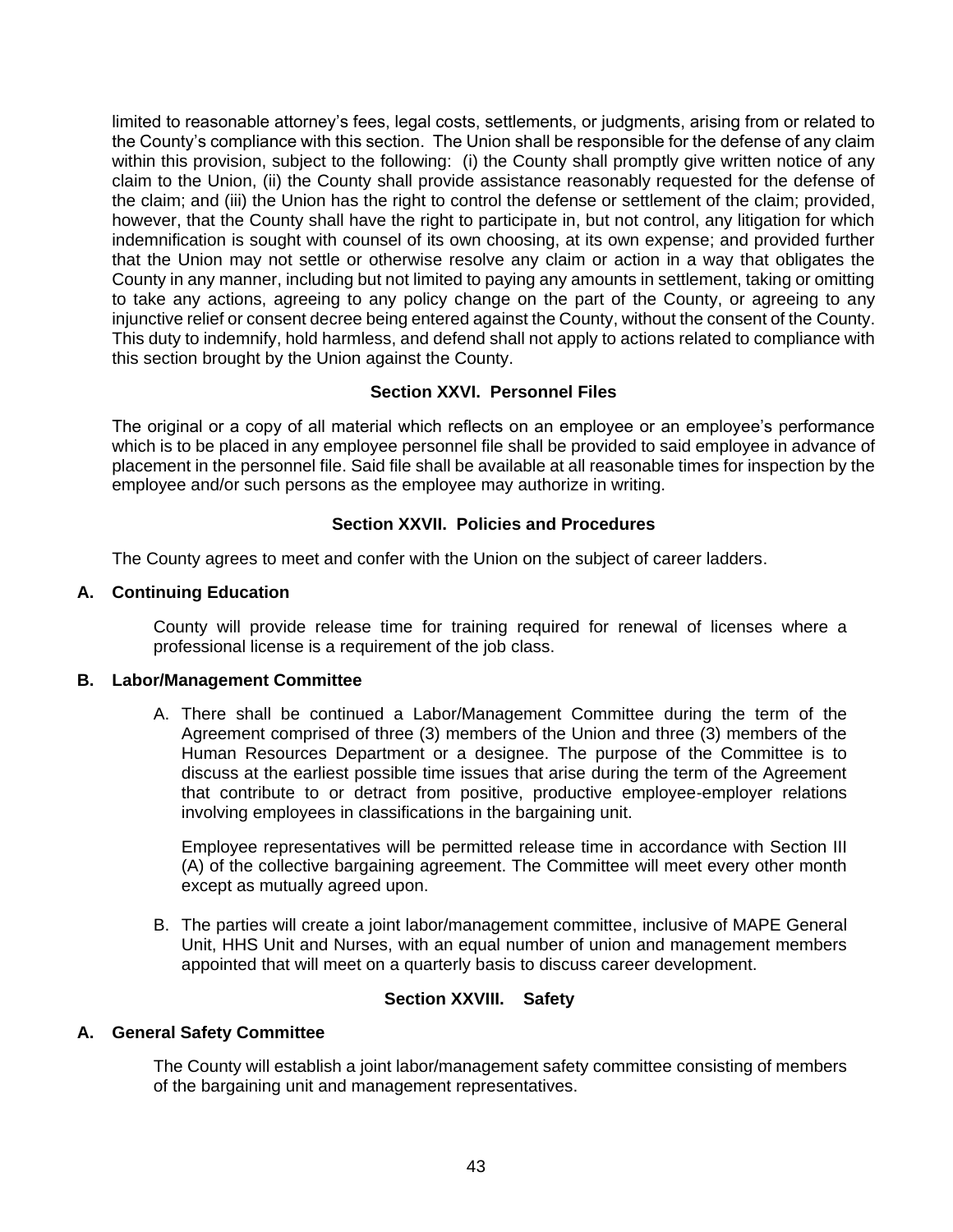limited to reasonable attorney's fees, legal costs, settlements, or judgments, arising from or related to the County's compliance with this section. The Union shall be responsible for the defense of any claim within this provision, subject to the following: (i) the County shall promptly give written notice of any claim to the Union, (ii) the County shall provide assistance reasonably requested for the defense of the claim; and (iii) the Union has the right to control the defense or settlement of the claim; provided, however, that the County shall have the right to participate in, but not control, any litigation for which indemnification is sought with counsel of its own choosing, at its own expense; and provided further that the Union may not settle or otherwise resolve any claim or action in a way that obligates the County in any manner, including but not limited to paying any amounts in settlement, taking or omitting to take any actions, agreeing to any policy change on the part of the County, or agreeing to any injunctive relief or consent decree being entered against the County, without the consent of the County. This duty to indemnify, hold harmless, and defend shall not apply to actions related to compliance with this section brought by the Union against the County.

## Section XXVI. Personnel Files

The original or a copy of all material which reflects on an employee or an employee's performance which is to be placed in any employee personnel file shall be provided to said employee in advance of placement in the personnel file. Said file shall be available at all reasonable times for inspection by the employee and/or such persons as the employee may authorize in writing.

## Section XXVII. Policies and Procedures

The County agrees to meet and confer with the Union on the subject of career ladders.

### A. Continuing Education

County will provide release time for training required for renewal of licenses where a professional license is a requirement of the job class.

### B. Labor/Management Committee

A. There shall be continued a Labor/Management Committee during the term of the Agreement comprised of three (3) members of the Union and three (3) members of the Human Resources Department or a designee. The purpose of the Committee is to discuss at the earliest possible time issues that arise during the term of the Agreement that contribute to or detract from positive, productive employee-employer relations involving employees in classifications in the bargaining unit.

   Employee representatives will be permitted release time in accordance with Section III (A) of the collective bargaining agreement. The Committee will meet every other month except as mutually agreed upon.

B. The parties will create a joint labor/management committee, inclusive of MAPE General Unit, HHS Unit and Nurses, with an equal number of union and management members appointed that will meet on a quarterly basis to discuss career development.

## Section XXVIII. Safety

### A. General Safety Committee

The County will establish a joint labor/management safety committee consisting of members of the bargaining unit and management representatives.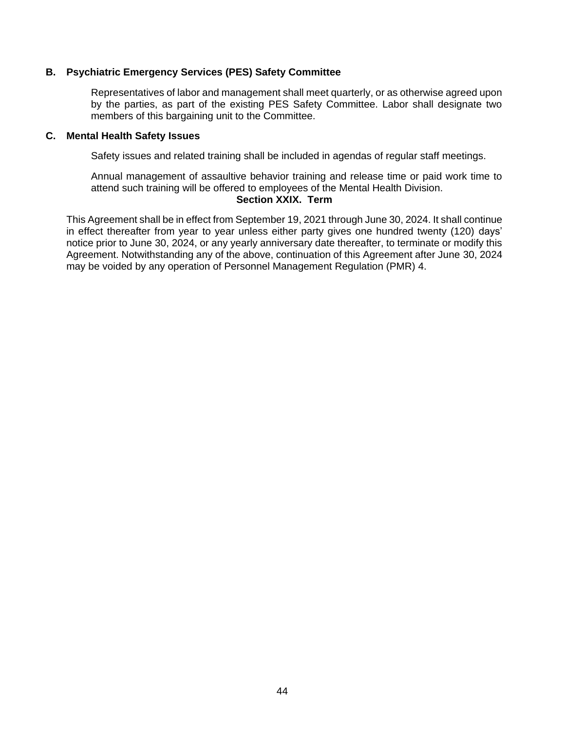### B. Psychiatric Emergency Services (PES) Safety Committee

Representatives of labor and management shall meet quarterly, or as otherwise agreed upon by the parties, as part of the existing PES Safety Committee. Labor shall designate two members of this bargaining unit to the Committee.

### C. Mental Health Safety Issues

Safety issues and related training shall be included in agendas of regular staff meetings.

Annual management of assaultive behavior training and release time or paid work time to attend such training will be offered to employees of the Mental Health Division.

## Section XXIX. Term

This Agreement shall be in effect from September 19, 2021 through June 30, 2024. It shall continue in effect thereafter from year to year unless either party gives one hundred twenty (120) days' notice prior to June 30, 2024, or any yearly anniversary date thereafter, to terminate or modify this Agreement. Notwithstanding any of the above, continuation of this Agreement after June 30, 2024 may be voided by any operation of Personnel Management Regulation (PMR) 4.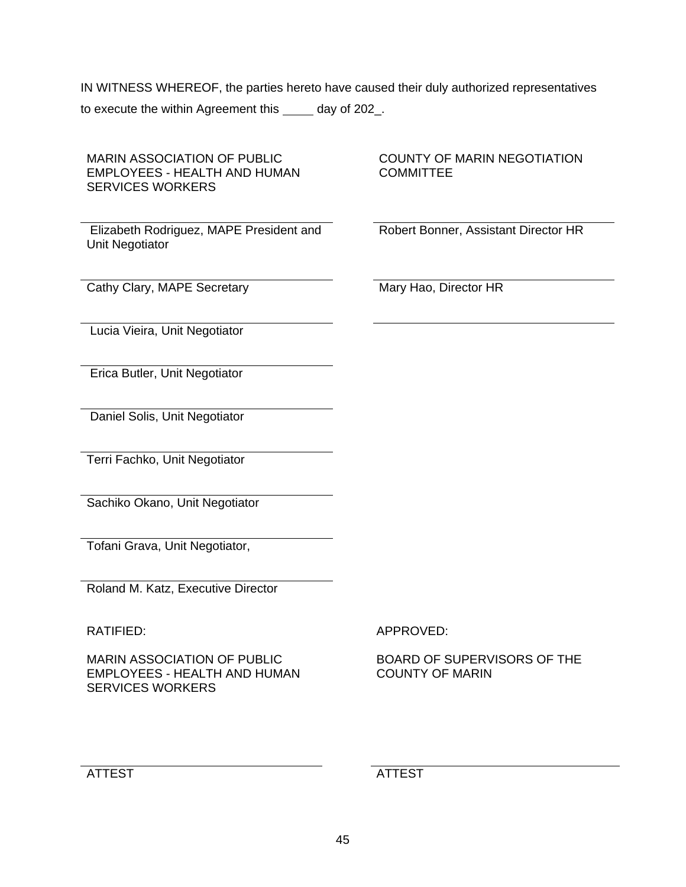IN WITNESS WHEREOF, the parties hereto have caused their duly authorized representatives to execute the within Agreement this _____ day of 202_.

| MARIN ASSOCIATION OF PUBLIC EMPLOYEES - HEALTH AND HUMAN SERVICES WORKERS | COUNTY OF MARIN NEGOTIATION COMMITTEE |
| --- | --- |
| Elizabeth Rodriguez, MAPE President and Unit Negotiator | Robert Bonner, Assistant Director HR |
| Cathy Clary, MAPE Secretary | Mary Hao, Director HR |
| Lucia Vieira, Unit Negotiator | |
| Erica Butler, Unit Negotiator | |
| Daniel Solis, Unit Negotiator | |
| Terri Fachko, Unit Negotiator | |
| Sachiko Okano, Unit Negotiator | |
| Tofani Grava, Unit Negotiator, | |
| Roland M. Katz, Executive Director | |

| RATIFIED: | APPROVED: |
| --- | --- |
| MARIN ASSOCIATION OF PUBLIC EMPLOYEES - HEALTH AND HUMAN SERVICES WORKERS | BOARD OF SUPERVISORS OF THE COUNTY OF MARIN |
| ATTEST | ATTEST |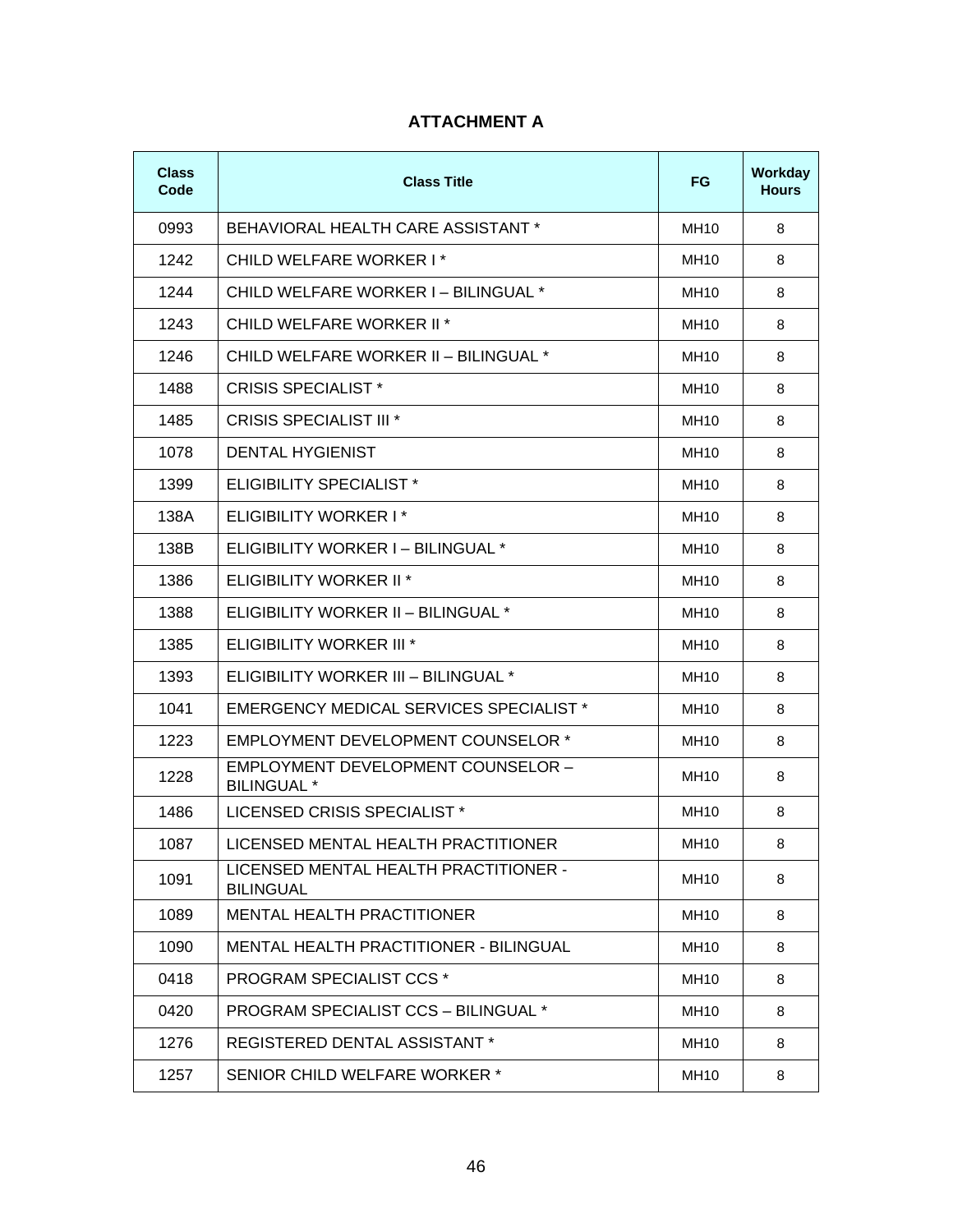## ATTACHMENT A

| Class Code | Class Title | FG | Workday Hours |
|---|---|---|---|
| 0993 | BEHAVIORAL HEALTH CARE ASSISTANT * | MH10 | 8 |
| 1242 | CHILD WELFARE WORKER I * | MH10 | 8 |
| 1244 | CHILD WELFARE WORKER I – BILINGUAL * | MH10 | 8 |
| 1243 | CHILD WELFARE WORKER II * | MH10 | 8 |
| 1246 | CHILD WELFARE WORKER II – BILINGUAL * | MH10 | 8 |
| 1488 | CRISIS SPECIALIST * | MH10 | 8 |
| 1485 | CRISIS SPECIALIST III * | MH10 | 8 |
| 1078 | DENTAL HYGIENIST | MH10 | 8 |
| 1399 | ELIGIBILITY SPECIALIST * | MH10 | 8 |
| 138A | ELIGIBILITY WORKER I * | MH10 | 8 |
| 138B | ELIGIBILITY WORKER I – BILINGUAL * | MH10 | 8 |
| 1386 | ELIGIBILITY WORKER II * | MH10 | 8 |
| 1388 | ELIGIBILITY WORKER II – BILINGUAL * | MH10 | 8 |
| 1385 | ELIGIBILITY WORKER III * | MH10 | 8 |
| 1393 | ELIGIBILITY WORKER III – BILINGUAL * | MH10 | 8 |
| 1041 | EMERGENCY MEDICAL SERVICES SPECIALIST * | MH10 | 8 |
| 1223 | EMPLOYMENT DEVELOPMENT COUNSELOR * | MH10 | 8 |
| 1228 | EMPLOYMENT DEVELOPMENT COUNSELOR – BILINGUAL * | MH10 | 8 |
| 1486 | LICENSED CRISIS SPECIALIST * | MH10 | 8 |
| 1087 | LICENSED MENTAL HEALTH PRACTITIONER | MH10 | 8 |
| 1091 | LICENSED MENTAL HEALTH PRACTITIONER - BILINGUAL | MH10 | 8 |
| 1089 | MENTAL HEALTH PRACTITIONER | MH10 | 8 |
| 1090 | MENTAL HEALTH PRACTITIONER - BILINGUAL | MH10 | 8 |
| 0418 | PROGRAM SPECIALIST CCS * | MH10 | 8 |
| 0420 | PROGRAM SPECIALIST CCS – BILINGUAL * | MH10 | 8 |
| 1276 | REGISTERED DENTAL ASSISTANT * | MH10 | 8 |
| 1257 | SENIOR CHILD WELFARE WORKER * | MH10 | 8 |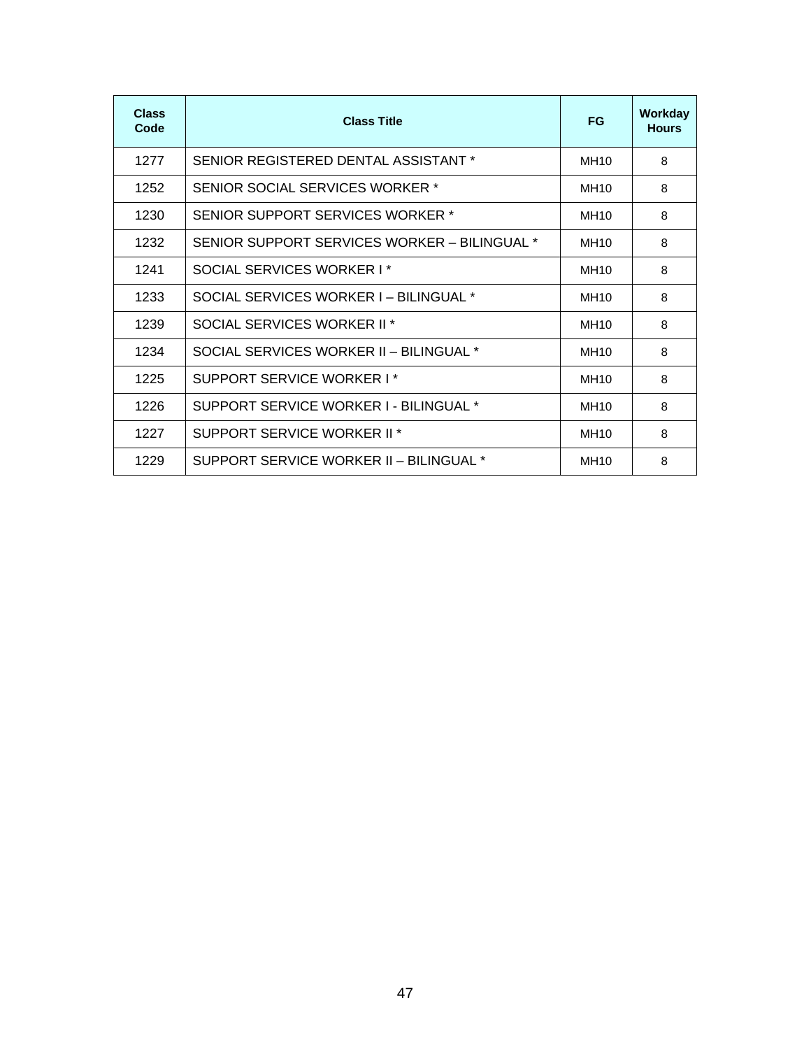| Class Code | Class Title | FG | Workday Hours |
|---|---|---|---|
| 1277 | SENIOR REGISTERED DENTAL ASSISTANT * | MH10 | 8 |
| 1252 | SENIOR SOCIAL SERVICES WORKER * | MH10 | 8 |
| 1230 | SENIOR SUPPORT SERVICES WORKER * | MH10 | 8 |
| 1232 | SENIOR SUPPORT SERVICES WORKER – BILINGUAL * | MH10 | 8 |
| 1241 | SOCIAL SERVICES WORKER I * | MH10 | 8 |
| 1233 | SOCIAL SERVICES WORKER I – BILINGUAL * | MH10 | 8 |
| 1239 | SOCIAL SERVICES WORKER II * | MH10 | 8 |
| 1234 | SOCIAL SERVICES WORKER II – BILINGUAL * | MH10 | 8 |
| 1225 | SUPPORT SERVICE WORKER I * | MH10 | 8 |
| 1226 | SUPPORT SERVICE WORKER I - BILINGUAL * | MH10 | 8 |
| 1227 | SUPPORT SERVICE WORKER II * | MH10 | 8 |
| 1229 | SUPPORT SERVICE WORKER II – BILINGUAL * | MH10 | 8 |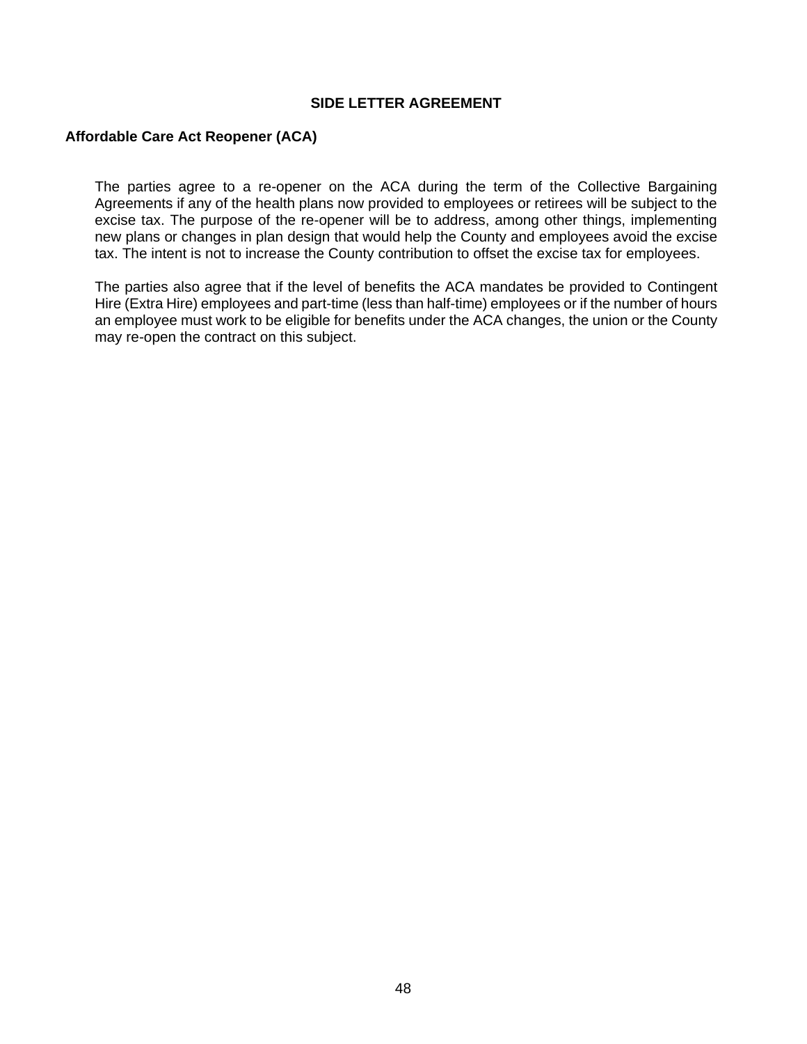## SIDE LETTER AGREEMENT

### Affordable Care Act Reopener (ACA)

The parties agree to a re-opener on the ACA during the term of the Collective Bargaining Agreements if any of the health plans now provided to employees or retirees will be subject to the excise tax. The purpose of the re-opener will be to address, among other things, implementing new plans or changes in plan design that would help the County and employees avoid the excise tax. The intent is not to increase the County contribution to offset the excise tax for employees.

The parties also agree that if the level of benefits the ACA mandates be provided to Contingent Hire (Extra Hire) employees and part-time (less than half-time) employees or if the number of hours an employee must work to be eligible for benefits under the ACA changes, the union or the County may re-open the contract on this subject.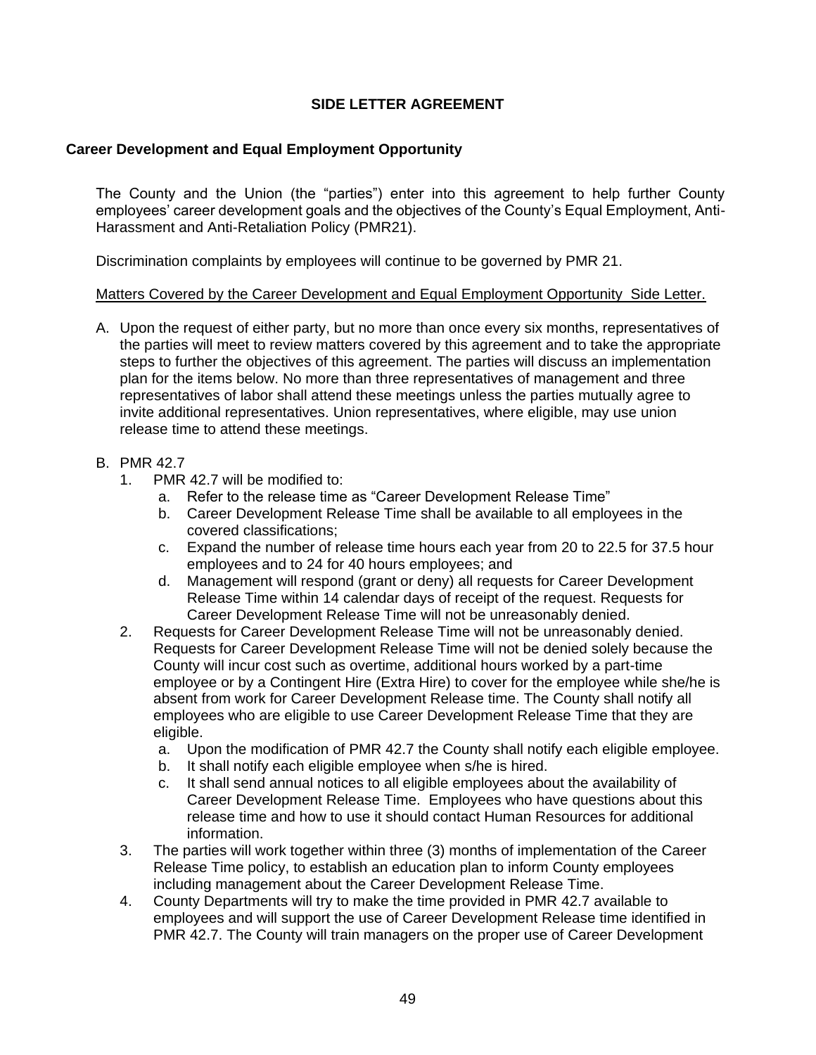## SIDE LETTER AGREEMENT

### Career Development and Equal Employment Opportunity

The County and the Union (the "parties") enter into this agreement to help further County employees' career development goals and the objectives of the County's Equal Employment, Anti-Harassment and Anti-Retaliation Policy (PMR21).

Discrimination complaints by employees will continue to be governed by PMR 21.

<u>Matters Covered by the Career Development and Equal Employment Opportunity Side Letter.</u>

A. Upon the request of either party, but no more than once every six months, representatives of the parties will meet to review matters covered by this agreement and to take the appropriate steps to further the objectives of this agreement. The parties will discuss an implementation plan for the items below. No more than three representatives of management and three representatives of labor shall attend these meetings unless the parties mutually agree to invite additional representatives. Union representatives, where eligible, may use union release time to attend these meetings.

B. PMR 42.7
   1. PMR 42.7 will be modified to:
      a. Refer to the release time as "Career Development Release Time"
      b. Career Development Release Time shall be available to all employees in the covered classifications;
      c. Expand the number of release time hours each year from 20 to 22.5 for 37.5 hour employees and to 24 for 40 hours employees; and
      d. Management will respond (grant or deny) all requests for Career Development Release Time within 14 calendar days of receipt of the request. Requests for Career Development Release Time will not be unreasonably denied.
   2. Requests for Career Development Release Time will not be unreasonably denied. Requests for Career Development Release Time will not be denied solely because the County will incur cost such as overtime, additional hours worked by a part-time employee or by a Contingent Hire (Extra Hire) to cover for the employee while she/he is absent from work for Career Development Release time. The County shall notify all employees who are eligible to use Career Development Release Time that they are eligible.
      a. Upon the modification of PMR 42.7 the County shall notify each eligible employee.
      b. It shall notify each eligible employee when s/he is hired.
      c. It shall send annual notices to all eligible employees about the availability of Career Development Release Time. Employees who have questions about this release time and how to use it should contact Human Resources for additional information.
   3. The parties will work together within three (3) months of implementation of the Career Release Time policy, to establish an education plan to inform County employees including management about the Career Development Release Time.
   4. County Departments will try to make the time provided in PMR 42.7 available to employees and will support the use of Career Development Release time identified in PMR 42.7. The County will train managers on the proper use of Career Development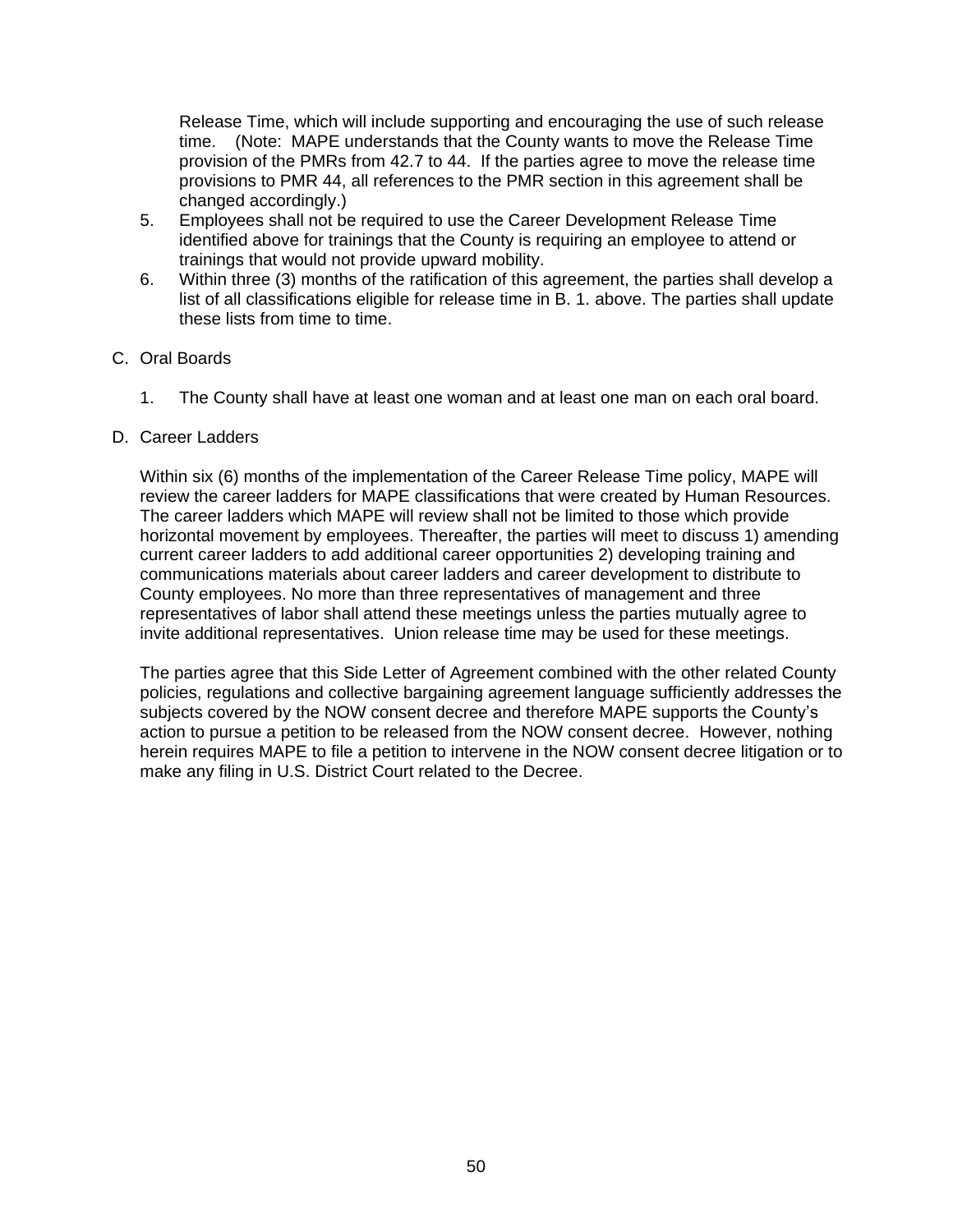Release Time, which will include supporting and encouraging the use of such release time. (Note: MAPE understands that the County wants to move the Release Time provision of the PMRs from 42.7 to 44. If the parties agree to move the release time provisions to PMR 44, all references to the PMR section in this agreement shall be changed accordingly.)

5. Employees shall not be required to use the Career Development Release Time identified above for trainings that the County is requiring an employee to attend or trainings that would not provide upward mobility.
6. Within three (3) months of the ratification of this agreement, the parties shall develop a list of all classifications eligible for release time in B. 1. above. The parties shall update these lists from time to time.

C. Oral Boards

1. The County shall have at least one woman and at least one man on each oral board.

D. Career Ladders

Within six (6) months of the implementation of the Career Release Time policy, MAPE will review the career ladders for MAPE classifications that were created by Human Resources. The career ladders which MAPE will review shall not be limited to those which provide horizontal movement by employees. Thereafter, the parties will meet to discuss 1) amending current career ladders to add additional career opportunities 2) developing training and communications materials about career ladders and career development to distribute to County employees. No more than three representatives of management and three representatives of labor shall attend these meetings unless the parties mutually agree to invite additional representatives. Union release time may be used for these meetings.

The parties agree that this Side Letter of Agreement combined with the other related County policies, regulations and collective bargaining agreement language sufficiently addresses the subjects covered by the NOW consent decree and therefore MAPE supports the County's action to pursue a petition to be released from the NOW consent decree. However, nothing herein requires MAPE to file a petition to intervene in the NOW consent decree litigation or to make any filing in U.S. District Court related to the Decree.